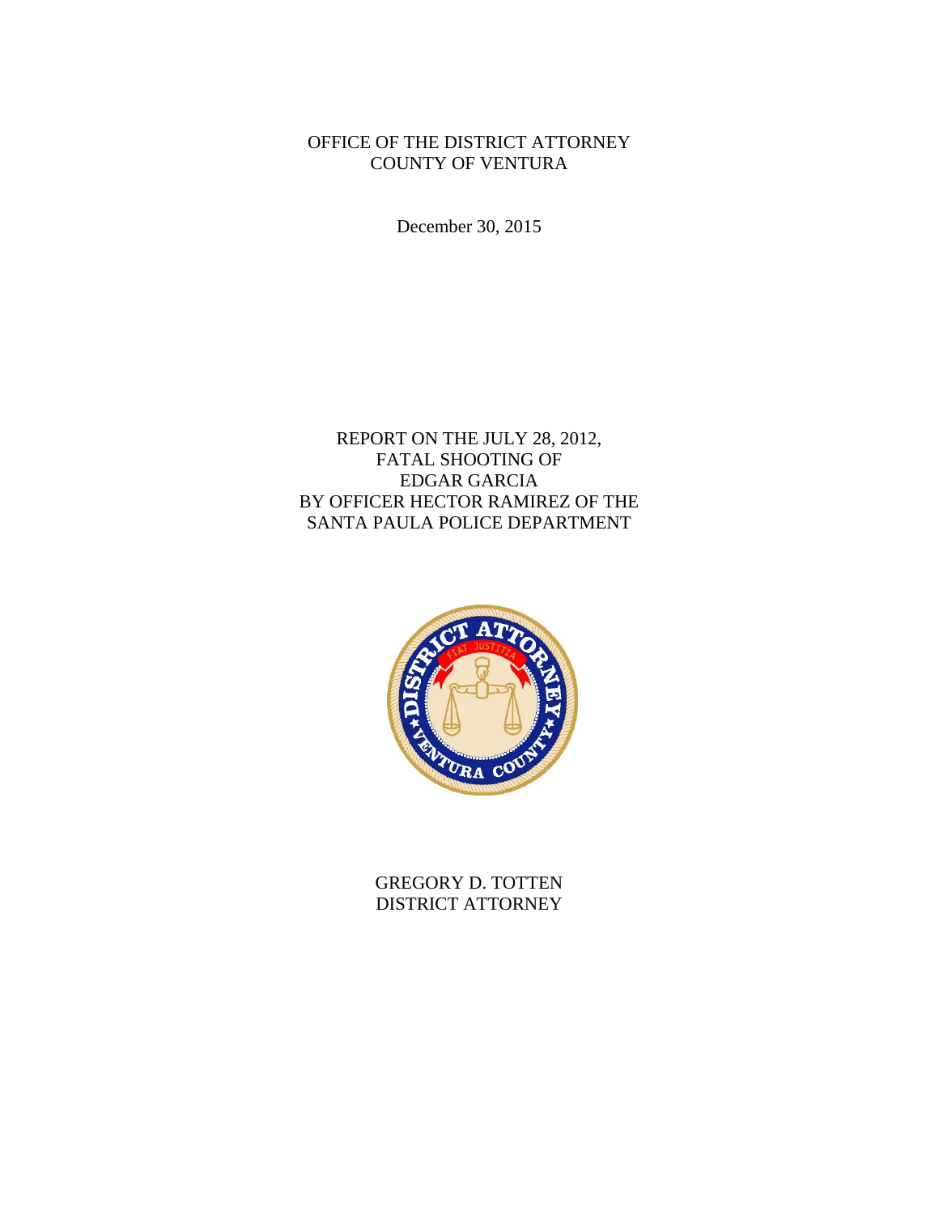OFFICE OF THE DISTRICT ATTORNEY
COUNTY OF VENTURA

December 30, 2015

# REPORT ON THE JULY 28, 2012, FATAL SHOOTING OF EDGAR GARCIA BY OFFICER HECTOR RAMIREZ OF THE SANTA PAULA POLICE DEPARTMENT

GREGORY D. TOTTEN
DISTRICT ATTORNEY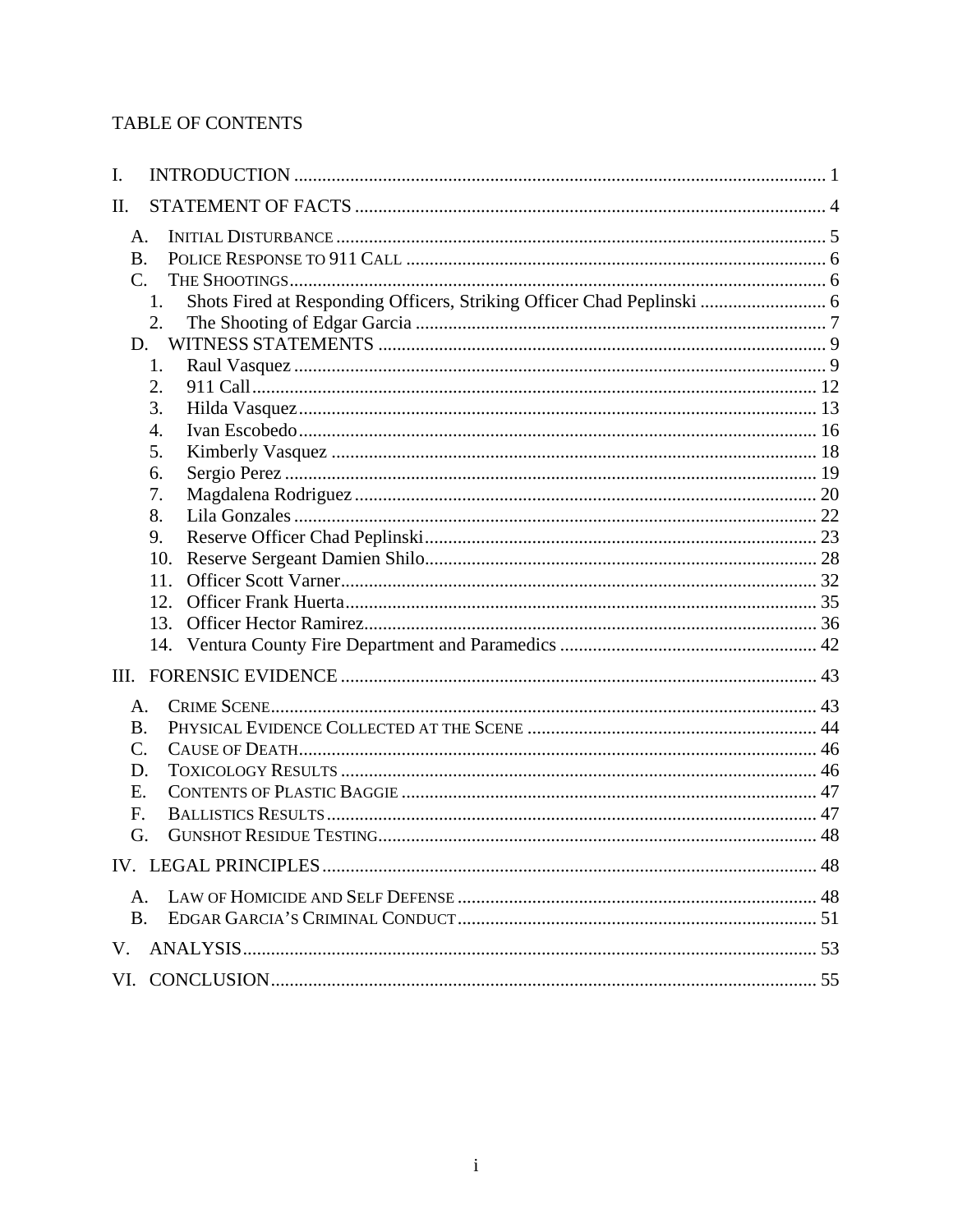TABLE OF CONTENTS

I. INTRODUCTION ..... 1

II. STATEMENT OF FACTS ..... 4

- A. INITIAL DISTURBANCE ..... 5
- B. POLICE RESPONSE TO 911 CALL ..... 6
- C. THE SHOOTINGS ..... 6
  1. Shots Fired at Responding Officers, Striking Officer Chad Peplinski ..... 6
  2. The Shooting of Edgar Garcia ..... 7
- D. WITNESS STATEMENTS ..... 9
  1. Raul Vasquez ..... 9
  2. 911 Call ..... 12
  3. Hilda Vasquez ..... 13
  4. Ivan Escobedo ..... 16
  5. Kimberly Vasquez ..... 18
  6. Sergio Perez ..... 19
  7. Magdalena Rodriguez ..... 20
  8. Lila Gonzales ..... 22
  9. Reserve Officer Chad Peplinski ..... 23
  10. Reserve Sergeant Damien Shilo ..... 28
  11. Officer Scott Varner ..... 32
  12. Officer Frank Huerta ..... 35
  13. Officer Hector Ramirez ..... 36
  14. Ventura County Fire Department and Paramedics ..... 42

III. FORENSIC EVIDENCE ..... 43

- A. CRIME SCENE ..... 43
- B. PHYSICAL EVIDENCE COLLECTED AT THE SCENE ..... 44
- C. CAUSE OF DEATH ..... 46
- D. TOXICOLOGY RESULTS ..... 46
- E. CONTENTS OF PLASTIC BAGGIE ..... 47
- F. BALLISTICS RESULTS ..... 47
- G. GUNSHOT RESIDUE TESTING ..... 48

IV. LEGAL PRINCIPLES ..... 48

- A. LAW OF HOMICIDE AND SELF DEFENSE ..... 48
- B. EDGAR GARCIA'S CRIMINAL CONDUCT ..... 51

V. ANALYSIS ..... 53

VI. CONCLUSION ..... 55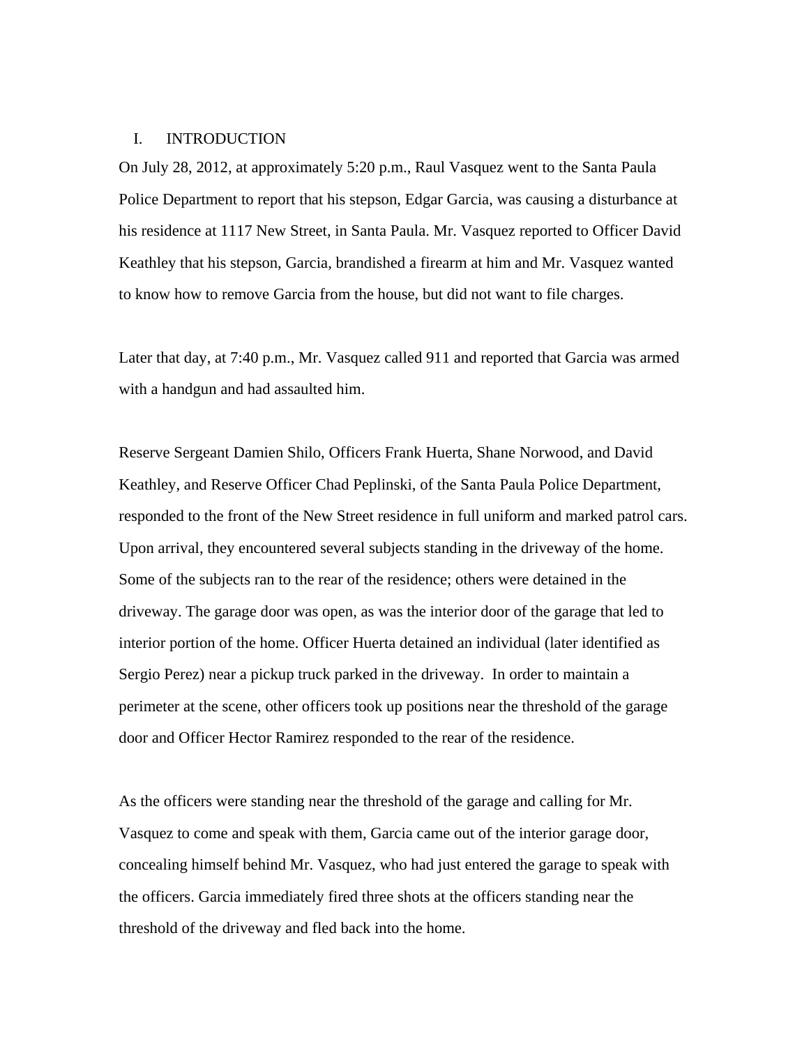## I. INTRODUCTION

On July 28, 2012, at approximately 5:20 p.m., Raul Vasquez went to the Santa Paula Police Department to report that his stepson, Edgar Garcia, was causing a disturbance at his residence at 1117 New Street, in Santa Paula. Mr. Vasquez reported to Officer David Keathley that his stepson, Garcia, brandished a firearm at him and Mr. Vasquez wanted to know how to remove Garcia from the house, but did not want to file charges.

Later that day, at 7:40 p.m., Mr. Vasquez called 911 and reported that Garcia was armed with a handgun and had assaulted him.

Reserve Sergeant Damien Shilo, Officers Frank Huerta, Shane Norwood, and David Keathley, and Reserve Officer Chad Peplinski, of the Santa Paula Police Department, responded to the front of the New Street residence in full uniform and marked patrol cars. Upon arrival, they encountered several subjects standing in the driveway of the home. Some of the subjects ran to the rear of the residence; others were detained in the driveway. The garage door was open, as was the interior door of the garage that led to interior portion of the home. Officer Huerta detained an individual (later identified as Sergio Perez) near a pickup truck parked in the driveway. In order to maintain a perimeter at the scene, other officers took up positions near the threshold of the garage door and Officer Hector Ramirez responded to the rear of the residence.

As the officers were standing near the threshold of the garage and calling for Mr. Vasquez to come and speak with them, Garcia came out of the interior garage door, concealing himself behind Mr. Vasquez, who had just entered the garage to speak with the officers. Garcia immediately fired three shots at the officers standing near the threshold of the driveway and fled back into the home.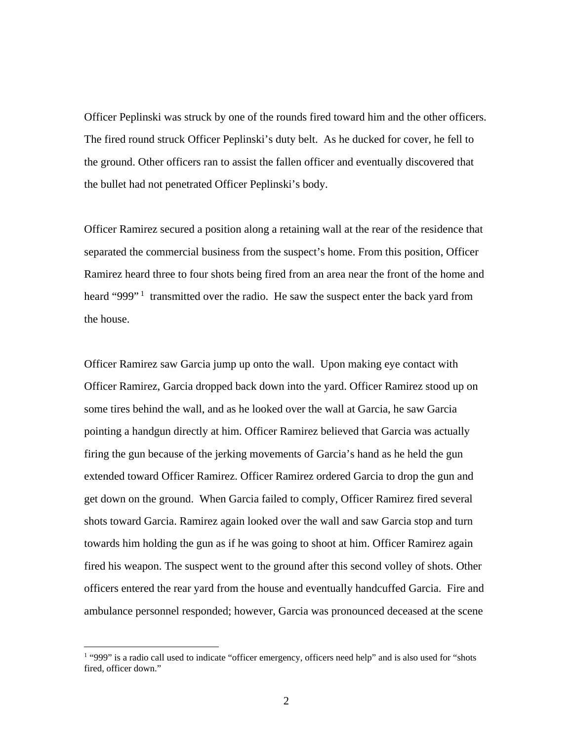Officer Peplinski was struck by one of the rounds fired toward him and the other officers. The fired round struck Officer Peplinski's duty belt. As he ducked for cover, he fell to the ground. Other officers ran to assist the fallen officer and eventually discovered that the bullet had not penetrated Officer Peplinski's body.

Officer Ramirez secured a position along a retaining wall at the rear of the residence that separated the commercial business from the suspect's home. From this position, Officer Ramirez heard three to four shots being fired from an area near the front of the home and heard "999" [1] transmitted over the radio. He saw the suspect enter the back yard from the house.

Officer Ramirez saw Garcia jump up onto the wall. Upon making eye contact with Officer Ramirez, Garcia dropped back down into the yard. Officer Ramirez stood up on some tires behind the wall, and as he looked over the wall at Garcia, he saw Garcia pointing a handgun directly at him. Officer Ramirez believed that Garcia was actually firing the gun because of the jerking movements of Garcia's hand as he held the gun extended toward Officer Ramirez. Officer Ramirez ordered Garcia to drop the gun and get down on the ground. When Garcia failed to comply, Officer Ramirez fired several shots toward Garcia. Ramirez again looked over the wall and saw Garcia stop and turn towards him holding the gun as if he was going to shoot at him. Officer Ramirez again fired his weapon. The suspect went to the ground after this second volley of shots. Other officers entered the rear yard from the house and eventually handcuffed Garcia. Fire and ambulance personnel responded; however, Garcia was pronounced deceased at the scene

[1] "999" is a radio call used to indicate "officer emergency, officers need help" and is also used for "shots fired, officer down."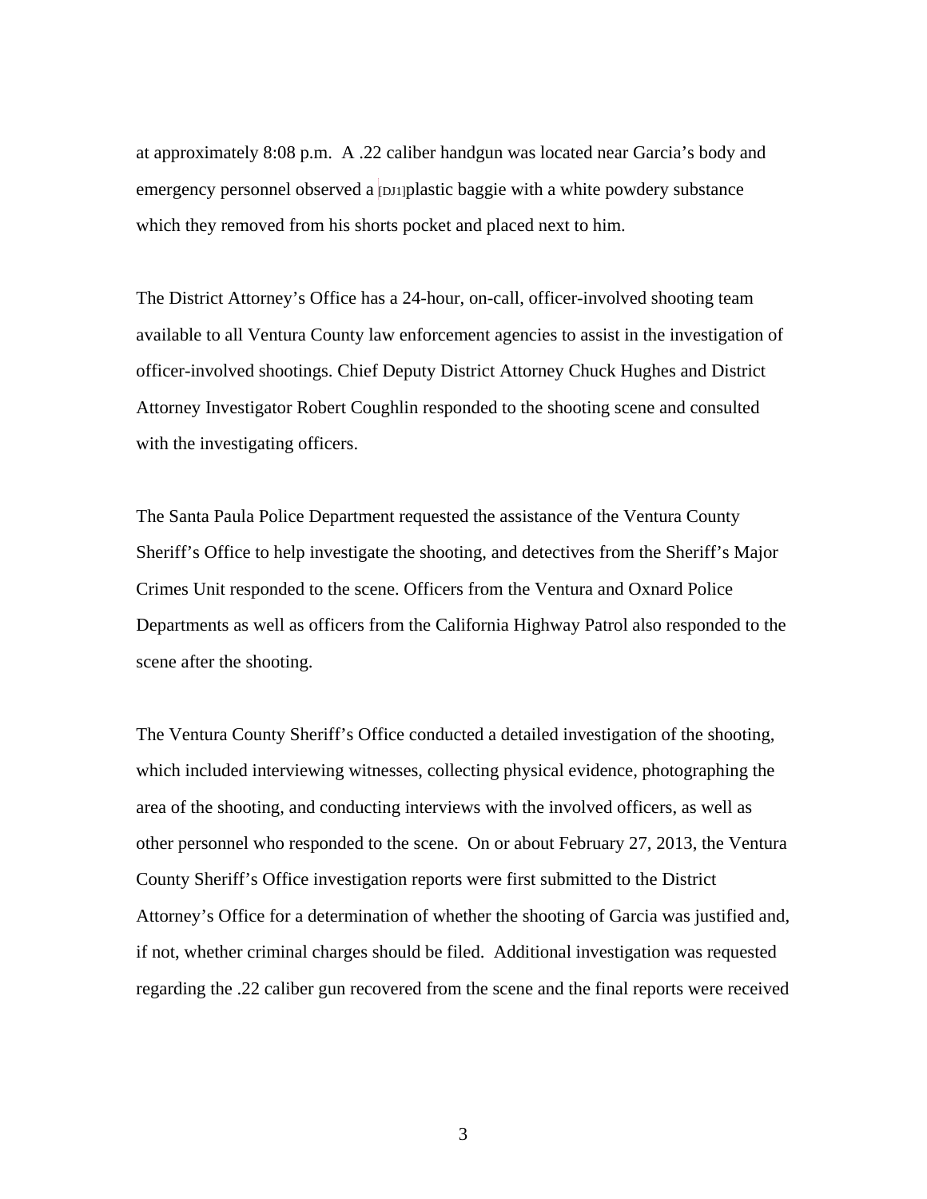at approximately 8:08 p.m. A .22 caliber handgun was located near Garcia's body and emergency personnel observed a [DJ1]plastic baggie with a white powdery substance which they removed from his shorts pocket and placed next to him.

The District Attorney's Office has a 24-hour, on-call, officer-involved shooting team available to all Ventura County law enforcement agencies to assist in the investigation of officer-involved shootings. Chief Deputy District Attorney Chuck Hughes and District Attorney Investigator Robert Coughlin responded to the shooting scene and consulted with the investigating officers.

The Santa Paula Police Department requested the assistance of the Ventura County Sheriff's Office to help investigate the shooting, and detectives from the Sheriff's Major Crimes Unit responded to the scene. Officers from the Ventura and Oxnard Police Departments as well as officers from the California Highway Patrol also responded to the scene after the shooting.

The Ventura County Sheriff's Office conducted a detailed investigation of the shooting, which included interviewing witnesses, collecting physical evidence, photographing the area of the shooting, and conducting interviews with the involved officers, as well as other personnel who responded to the scene. On or about February 27, 2013, the Ventura County Sheriff's Office investigation reports were first submitted to the District Attorney's Office for a determination of whether the shooting of Garcia was justified and, if not, whether criminal charges should be filed. Additional investigation was requested regarding the .22 caliber gun recovered from the scene and the final reports were received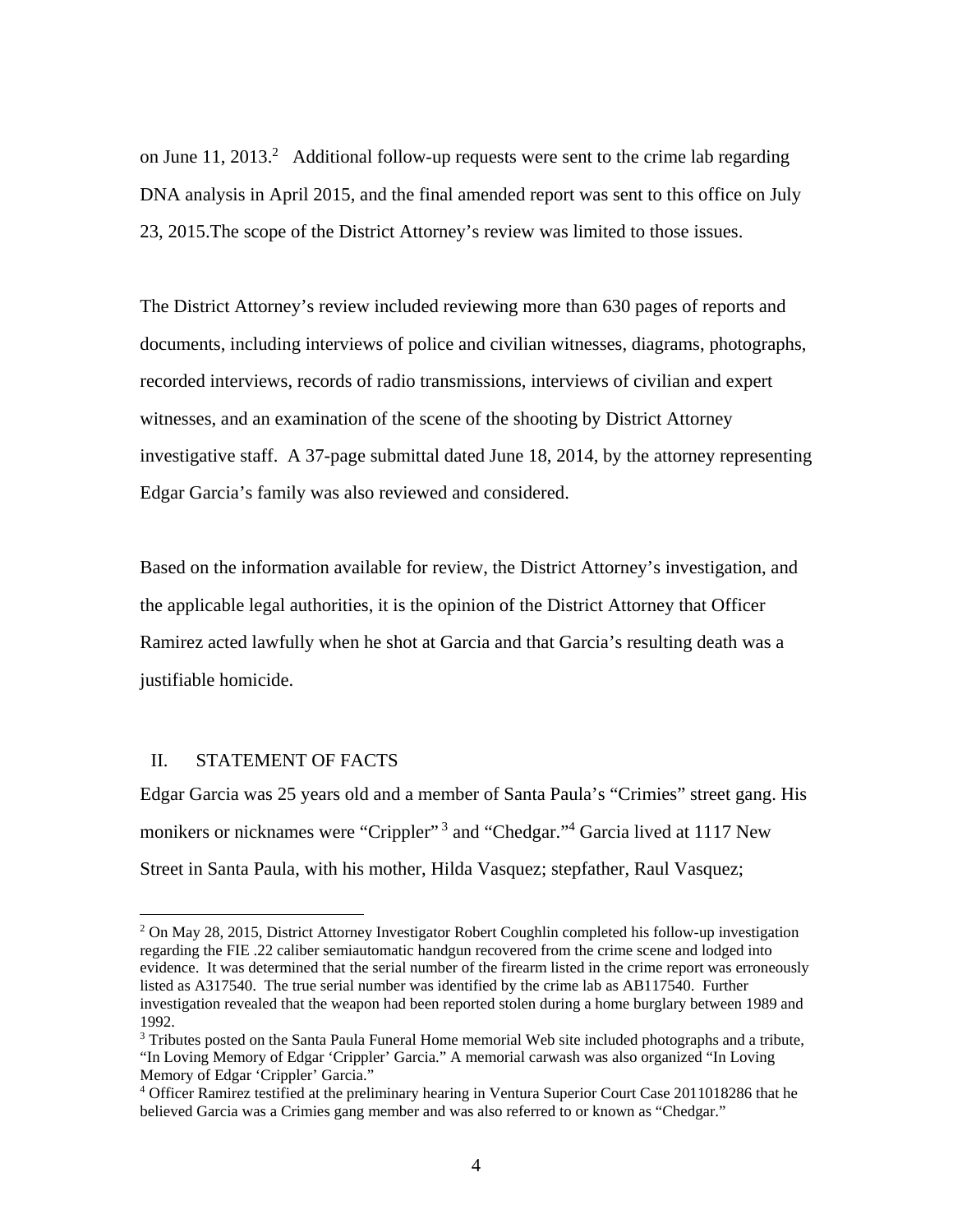on June 11, 2013.[2] Additional follow-up requests were sent to the crime lab regarding DNA analysis in April 2015, and the final amended report was sent to this office on July 23, 2015.The scope of the District Attorney's review was limited to those issues.

The District Attorney's review included reviewing more than 630 pages of reports and documents, including interviews of police and civilian witnesses, diagrams, photographs, recorded interviews, records of radio transmissions, interviews of civilian and expert witnesses, and an examination of the scene of the shooting by District Attorney investigative staff. A 37-page submittal dated June 18, 2014, by the attorney representing Edgar Garcia's family was also reviewed and considered.

Based on the information available for review, the District Attorney's investigation, and the applicable legal authorities, it is the opinion of the District Attorney that Officer Ramirez acted lawfully when he shot at Garcia and that Garcia's resulting death was a justifiable homicide.

## II. STATEMENT OF FACTS

Edgar Garcia was 25 years old and a member of Santa Paula's "Crimies" street gang. His monikers or nicknames were "Crippler"[3] and "Chedgar."[4] Garcia lived at 1117 New Street in Santa Paula, with his mother, Hilda Vasquez; stepfather, Raul Vasquez;

---

[2] On May 28, 2015, District Attorney Investigator Robert Coughlin completed his follow-up investigation regarding the FIE .22 caliber semiautomatic handgun recovered from the crime scene and lodged into evidence. It was determined that the serial number of the firearm listed in the crime report was erroneously listed as A317540. The true serial number was identified by the crime lab as AB117540. Further investigation revealed that the weapon had been reported stolen during a home burglary between 1989 and 1992.

[3] Tributes posted on the Santa Paula Funeral Home memorial Web site included photographs and a tribute, "In Loving Memory of Edgar 'Crippler' Garcia." A memorial carwash was also organized "In Loving Memory of Edgar 'Crippler' Garcia."

[4] Officer Ramirez testified at the preliminary hearing in Ventura Superior Court Case 2011018286 that he believed Garcia was a Crimies gang member and was also referred to or known as "Chedgar."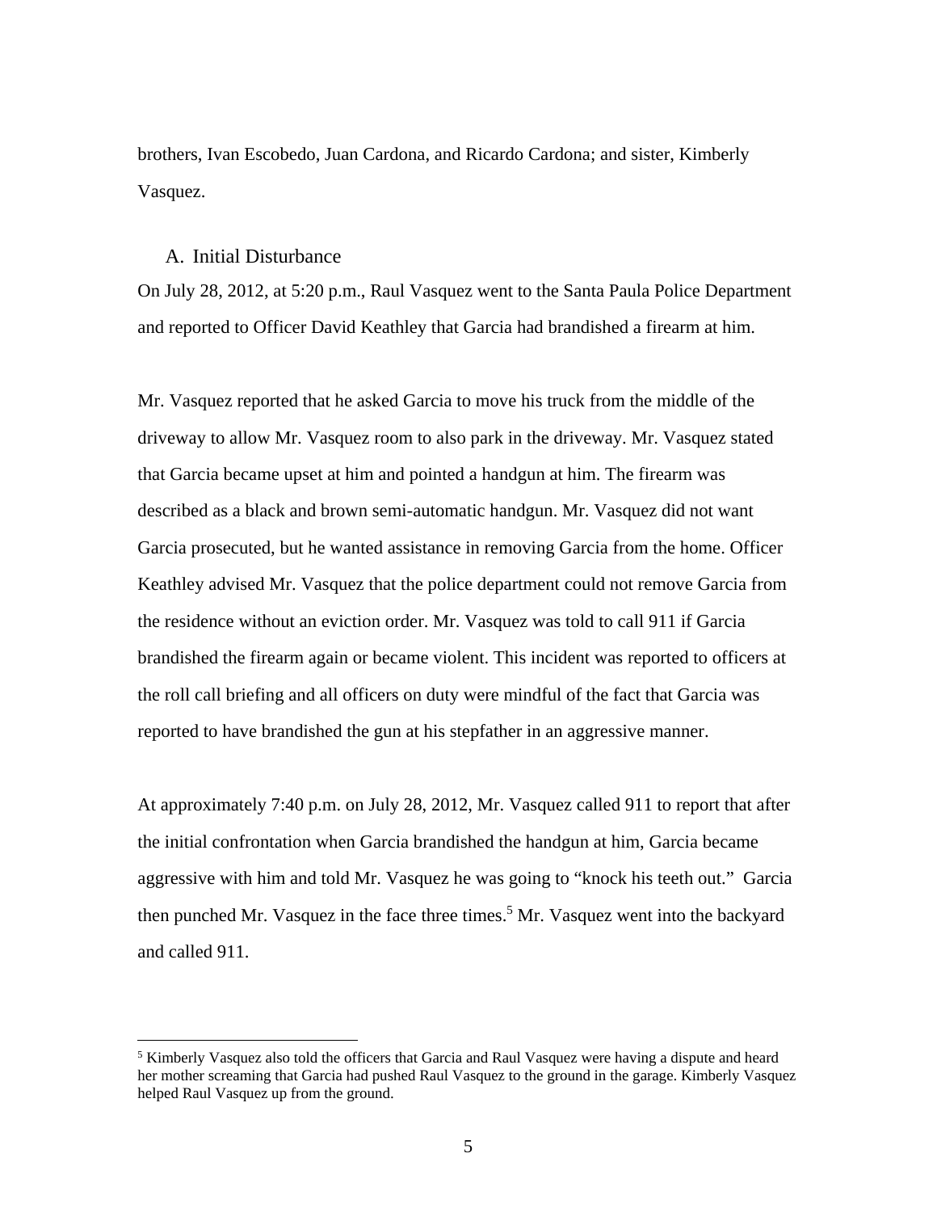brothers, Ivan Escobedo, Juan Cardona, and Ricardo Cardona; and sister, Kimberly Vasquez.

### A. Initial Disturbance

On July 28, 2012, at 5:20 p.m., Raul Vasquez went to the Santa Paula Police Department and reported to Officer David Keathley that Garcia had brandished a firearm at him.

Mr. Vasquez reported that he asked Garcia to move his truck from the middle of the driveway to allow Mr. Vasquez room to also park in the driveway. Mr. Vasquez stated that Garcia became upset at him and pointed a handgun at him. The firearm was described as a black and brown semi-automatic handgun. Mr. Vasquez did not want Garcia prosecuted, but he wanted assistance in removing Garcia from the home. Officer Keathley advised Mr. Vasquez that the police department could not remove Garcia from the residence without an eviction order. Mr. Vasquez was told to call 911 if Garcia brandished the firearm again or became violent. This incident was reported to officers at the roll call briefing and all officers on duty were mindful of the fact that Garcia was reported to have brandished the gun at his stepfather in an aggressive manner.

At approximately 7:40 p.m. on July 28, 2012, Mr. Vasquez called 911 to report that after the initial confrontation when Garcia brandished the handgun at him, Garcia became aggressive with him and told Mr. Vasquez he was going to "knock his teeth out." Garcia then punched Mr. Vasquez in the face three times.[5] Mr. Vasquez went into the backyard and called 911.

---

[5] Kimberly Vasquez also told the officers that Garcia and Raul Vasquez were having a dispute and heard her mother screaming that Garcia had pushed Raul Vasquez to the ground in the garage. Kimberly Vasquez helped Raul Vasquez up from the ground.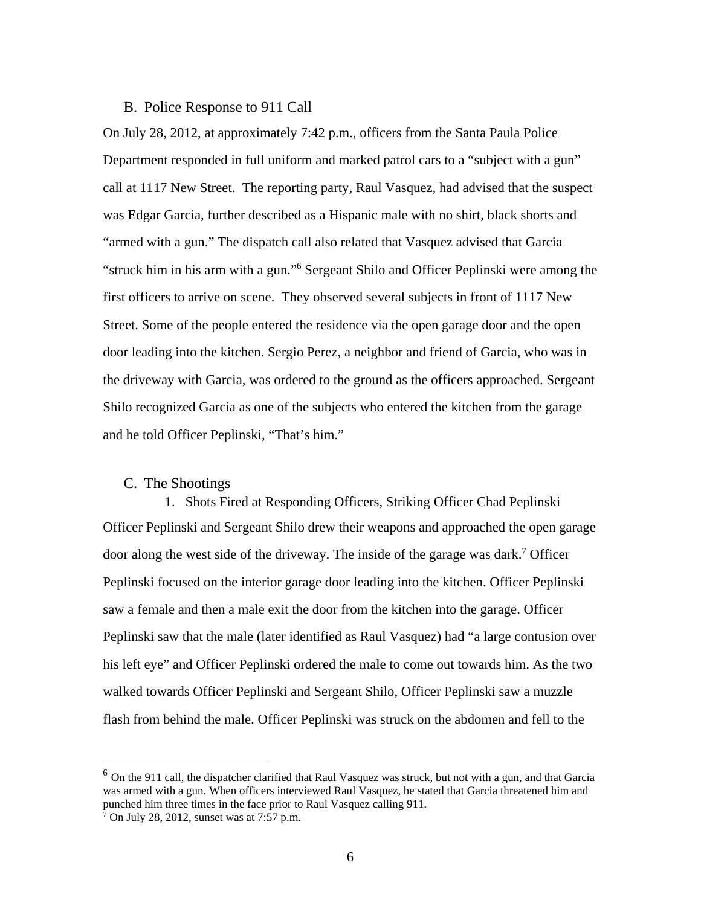### B. Police Response to 911 Call

On July 28, 2012, at approximately 7:42 p.m., officers from the Santa Paula Police Department responded in full uniform and marked patrol cars to a "subject with a gun" call at 1117 New Street. The reporting party, Raul Vasquez, had advised that the suspect was Edgar Garcia, further described as a Hispanic male with no shirt, black shorts and "armed with a gun." The dispatch call also related that Vasquez advised that Garcia "struck him in his arm with a gun."[6] Sergeant Shilo and Officer Peplinski were among the first officers to arrive on scene. They observed several subjects in front of 1117 New Street. Some of the people entered the residence via the open garage door and the open door leading into the kitchen. Sergio Perez, a neighbor and friend of Garcia, who was in the driveway with Garcia, was ordered to the ground as the officers approached. Sergeant Shilo recognized Garcia as one of the subjects who entered the kitchen from the garage and he told Officer Peplinski, "That's him."

### C. The Shootings

#### 1. Shots Fired at Responding Officers, Striking Officer Chad Peplinski

Officer Peplinski and Sergeant Shilo drew their weapons and approached the open garage door along the west side of the driveway. The inside of the garage was dark.[7] Officer Peplinski focused on the interior garage door leading into the kitchen. Officer Peplinski saw a female and then a male exit the door from the kitchen into the garage. Officer Peplinski saw that the male (later identified as Raul Vasquez) had "a large contusion over his left eye" and Officer Peplinski ordered the male to come out towards him. As the two walked towards Officer Peplinski and Sergeant Shilo, Officer Peplinski saw a muzzle flash from behind the male. Officer Peplinski was struck on the abdomen and fell to the

---

[6] On the 911 call, the dispatcher clarified that Raul Vasquez was struck, but not with a gun, and that Garcia was armed with a gun. When officers interviewed Raul Vasquez, he stated that Garcia threatened him and punched him three times in the face prior to Raul Vasquez calling 911.

[7] On July 28, 2012, sunset was at 7:57 p.m.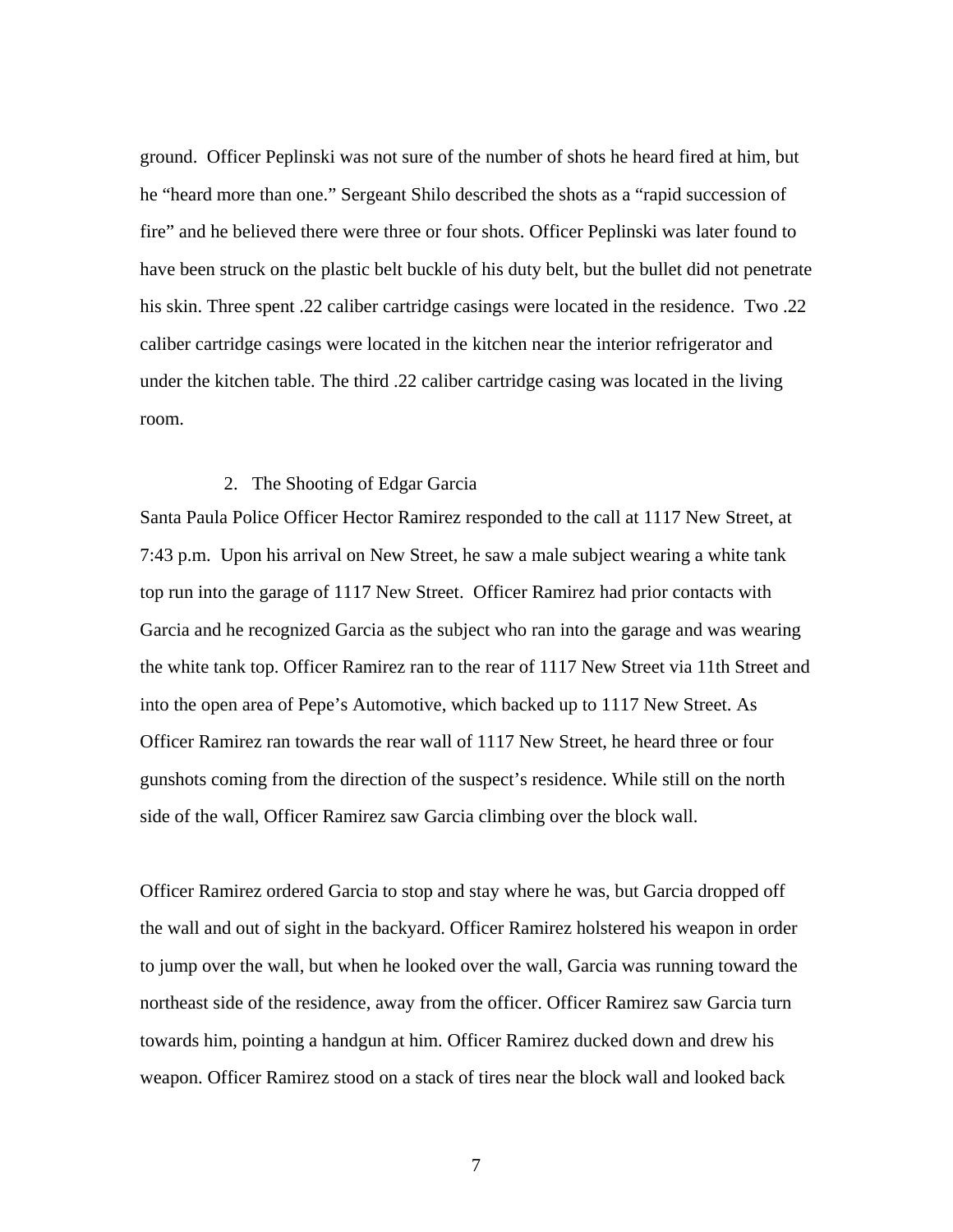ground. Officer Peplinski was not sure of the number of shots he heard fired at him, but he "heard more than one." Sergeant Shilo described the shots as a "rapid succession of fire" and he believed there were three or four shots. Officer Peplinski was later found to have been struck on the plastic belt buckle of his duty belt, but the bullet did not penetrate his skin. Three spent .22 caliber cartridge casings were located in the residence. Two .22 caliber cartridge casings were located in the kitchen near the interior refrigerator and under the kitchen table. The third .22 caliber cartridge casing was located in the living room.

2. The Shooting of Edgar Garcia

Santa Paula Police Officer Hector Ramirez responded to the call at 1117 New Street, at 7:43 p.m. Upon his arrival on New Street, he saw a male subject wearing a white tank top run into the garage of 1117 New Street. Officer Ramirez had prior contacts with Garcia and he recognized Garcia as the subject who ran into the garage and was wearing the white tank top. Officer Ramirez ran to the rear of 1117 New Street via 11th Street and into the open area of Pepe's Automotive, which backed up to 1117 New Street. As Officer Ramirez ran towards the rear wall of 1117 New Street, he heard three or four gunshots coming from the direction of the suspect's residence. While still on the north side of the wall, Officer Ramirez saw Garcia climbing over the block wall.

Officer Ramirez ordered Garcia to stop and stay where he was, but Garcia dropped off the wall and out of sight in the backyard. Officer Ramirez holstered his weapon in order to jump over the wall, but when he looked over the wall, Garcia was running toward the northeast side of the residence, away from the officer. Officer Ramirez saw Garcia turn towards him, pointing a handgun at him. Officer Ramirez ducked down and drew his weapon. Officer Ramirez stood on a stack of tires near the block wall and looked back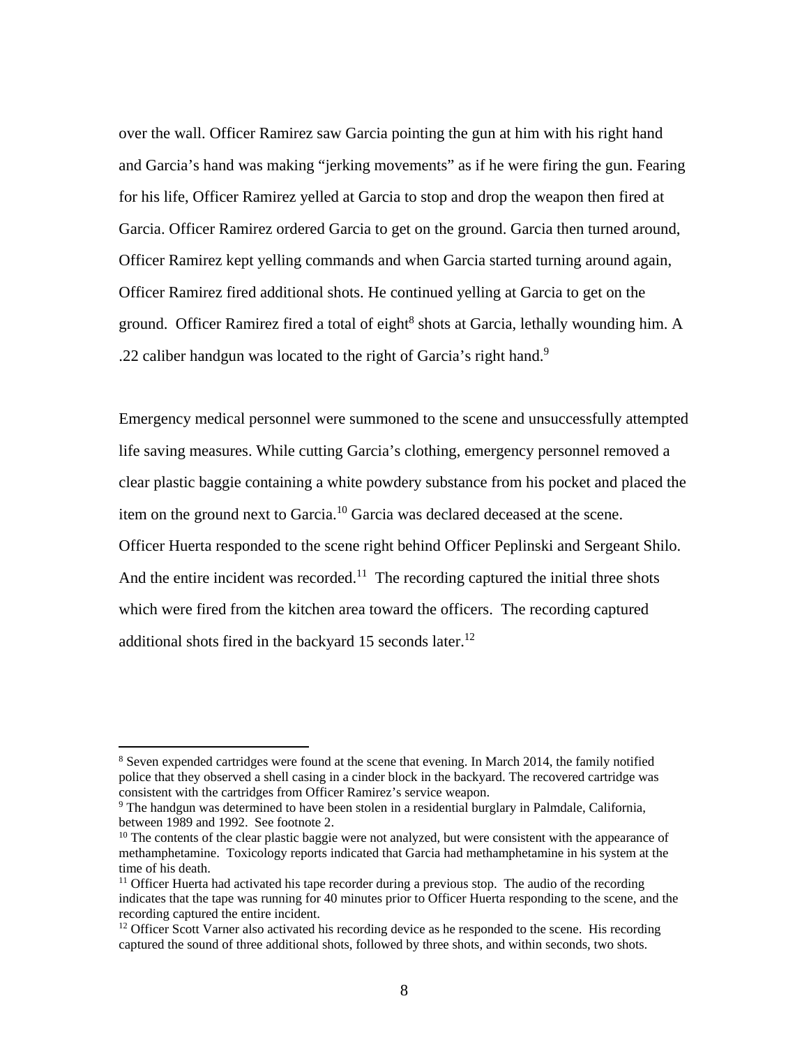over the wall. Officer Ramirez saw Garcia pointing the gun at him with his right hand and Garcia's hand was making "jerking movements" as if he were firing the gun. Fearing for his life, Officer Ramirez yelled at Garcia to stop and drop the weapon then fired at Garcia. Officer Ramirez ordered Garcia to get on the ground. Garcia then turned around, Officer Ramirez kept yelling commands and when Garcia started turning around again, Officer Ramirez fired additional shots. He continued yelling at Garcia to get on the ground. Officer Ramirez fired a total of eight[8] shots at Garcia, lethally wounding him. A .22 caliber handgun was located to the right of Garcia's right hand.[9]

Emergency medical personnel were summoned to the scene and unsuccessfully attempted life saving measures. While cutting Garcia's clothing, emergency personnel removed a clear plastic baggie containing a white powdery substance from his pocket and placed the item on the ground next to Garcia.[10] Garcia was declared deceased at the scene. Officer Huerta responded to the scene right behind Officer Peplinski and Sergeant Shilo. And the entire incident was recorded.[11] The recording captured the initial three shots which were fired from the kitchen area toward the officers. The recording captured additional shots fired in the backyard 15 seconds later.[12]

---

[8] Seven expended cartridges were found at the scene that evening. In March 2014, the family notified police that they observed a shell casing in a cinder block in the backyard. The recovered cartridge was consistent with the cartridges from Officer Ramirez's service weapon.

[9] The handgun was determined to have been stolen in a residential burglary in Palmdale, California, between 1989 and 1992. See footnote 2.

[10] The contents of the clear plastic baggie were not analyzed, but were consistent with the appearance of methamphetamine. Toxicology reports indicated that Garcia had methamphetamine in his system at the time of his death.

[11] Officer Huerta had activated his tape recorder during a previous stop. The audio of the recording indicates that the tape was running for 40 minutes prior to Officer Huerta responding to the scene, and the recording captured the entire incident.

[12] Officer Scott Varner also activated his recording device as he responded to the scene. His recording captured the sound of three additional shots, followed by three shots, and within seconds, two shots.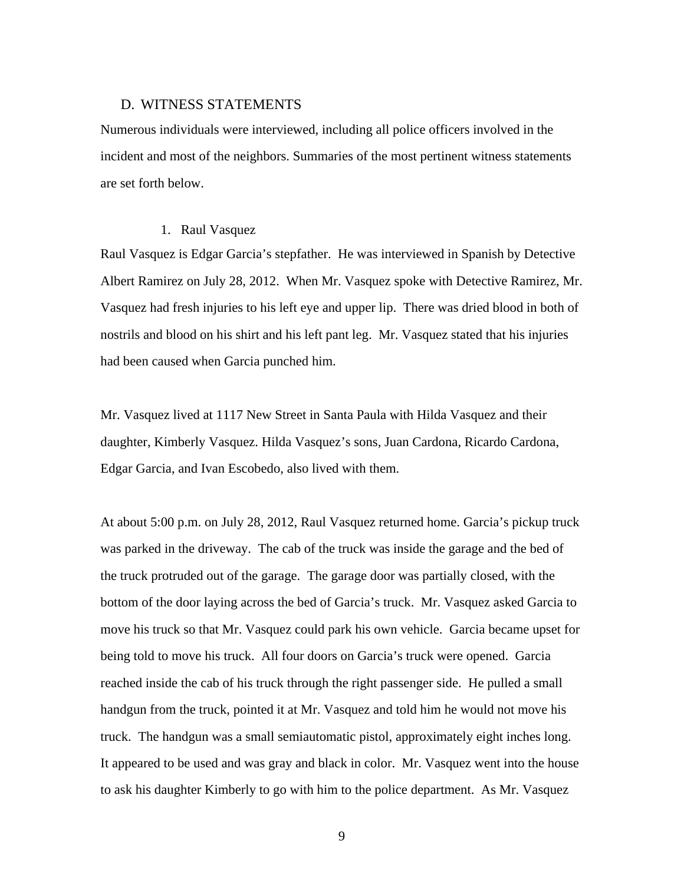## D. WITNESS STATEMENTS

Numerous individuals were interviewed, including all police officers involved in the incident and most of the neighbors. Summaries of the most pertinent witness statements are set forth below.

### 1. Raul Vasquez

Raul Vasquez is Edgar Garcia's stepfather. He was interviewed in Spanish by Detective Albert Ramirez on July 28, 2012. When Mr. Vasquez spoke with Detective Ramirez, Mr. Vasquez had fresh injuries to his left eye and upper lip. There was dried blood in both of nostrils and blood on his shirt and his left pant leg. Mr. Vasquez stated that his injuries had been caused when Garcia punched him.

Mr. Vasquez lived at 1117 New Street in Santa Paula with Hilda Vasquez and their daughter, Kimberly Vasquez. Hilda Vasquez's sons, Juan Cardona, Ricardo Cardona, Edgar Garcia, and Ivan Escobedo, also lived with them.

At about 5:00 p.m. on July 28, 2012, Raul Vasquez returned home. Garcia's pickup truck was parked in the driveway. The cab of the truck was inside the garage and the bed of the truck protruded out of the garage. The garage door was partially closed, with the bottom of the door laying across the bed of Garcia's truck. Mr. Vasquez asked Garcia to move his truck so that Mr. Vasquez could park his own vehicle. Garcia became upset for being told to move his truck. All four doors on Garcia's truck were opened. Garcia reached inside the cab of his truck through the right passenger side. He pulled a small handgun from the truck, pointed it at Mr. Vasquez and told him he would not move his truck. The handgun was a small semiautomatic pistol, approximately eight inches long. It appeared to be used and was gray and black in color. Mr. Vasquez went into the house to ask his daughter Kimberly to go with him to the police department. As Mr. Vasquez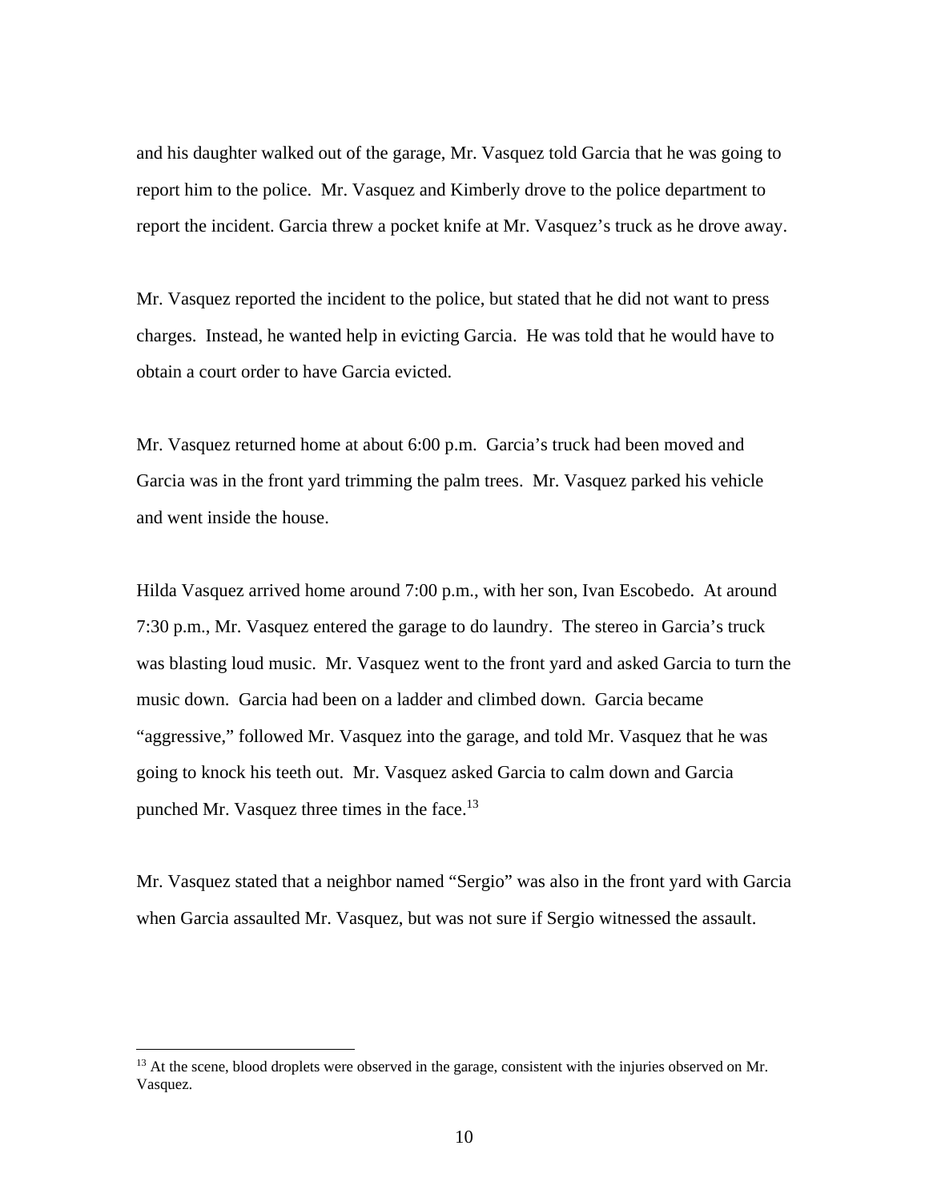and his daughter walked out of the garage, Mr. Vasquez told Garcia that he was going to report him to the police. Mr. Vasquez and Kimberly drove to the police department to report the incident. Garcia threw a pocket knife at Mr. Vasquez's truck as he drove away.

Mr. Vasquez reported the incident to the police, but stated that he did not want to press charges. Instead, he wanted help in evicting Garcia. He was told that he would have to obtain a court order to have Garcia evicted.

Mr. Vasquez returned home at about 6:00 p.m. Garcia's truck had been moved and Garcia was in the front yard trimming the palm trees. Mr. Vasquez parked his vehicle and went inside the house.

Hilda Vasquez arrived home around 7:00 p.m., with her son, Ivan Escobedo. At around 7:30 p.m., Mr. Vasquez entered the garage to do laundry. The stereo in Garcia's truck was blasting loud music. Mr. Vasquez went to the front yard and asked Garcia to turn the music down. Garcia had been on a ladder and climbed down. Garcia became "aggressive," followed Mr. Vasquez into the garage, and told Mr. Vasquez that he was going to knock his teeth out. Mr. Vasquez asked Garcia to calm down and Garcia punched Mr. Vasquez three times in the face.[13]

Mr. Vasquez stated that a neighbor named "Sergio" was also in the front yard with Garcia when Garcia assaulted Mr. Vasquez, but was not sure if Sergio witnessed the assault.

---

[13] At the scene, blood droplets were observed in the garage, consistent with the injuries observed on Mr. Vasquez.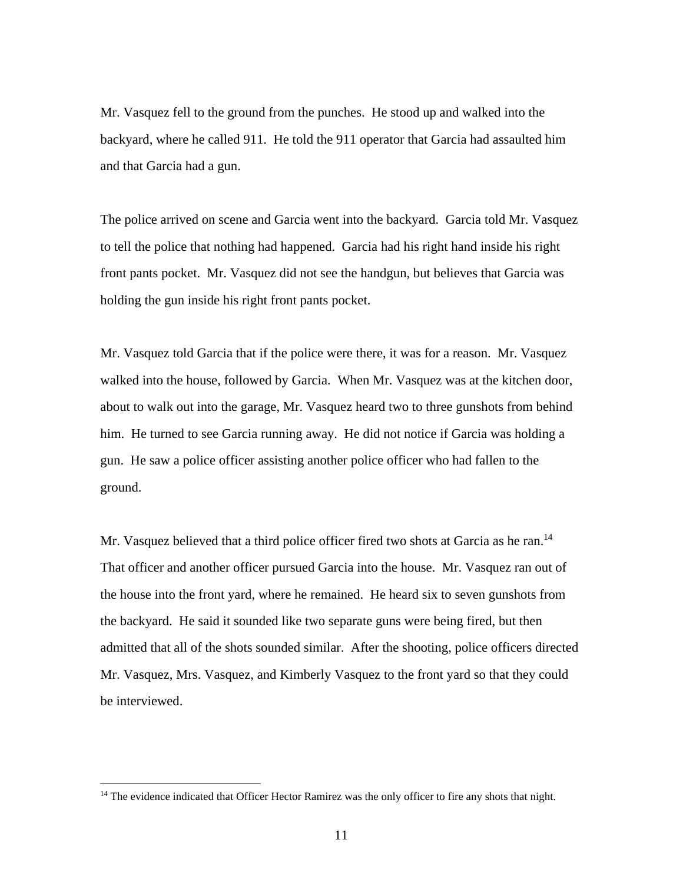Mr. Vasquez fell to the ground from the punches. He stood up and walked into the backyard, where he called 911. He told the 911 operator that Garcia had assaulted him and that Garcia had a gun.

The police arrived on scene and Garcia went into the backyard. Garcia told Mr. Vasquez to tell the police that nothing had happened. Garcia had his right hand inside his right front pants pocket. Mr. Vasquez did not see the handgun, but believes that Garcia was holding the gun inside his right front pants pocket.

Mr. Vasquez told Garcia that if the police were there, it was for a reason. Mr. Vasquez walked into the house, followed by Garcia. When Mr. Vasquez was at the kitchen door, about to walk out into the garage, Mr. Vasquez heard two to three gunshots from behind him. He turned to see Garcia running away. He did not notice if Garcia was holding a gun. He saw a police officer assisting another police officer who had fallen to the ground.

Mr. Vasquez believed that a third police officer fired two shots at Garcia as he ran.[14] That officer and another officer pursued Garcia into the house. Mr. Vasquez ran out of the house into the front yard, where he remained. He heard six to seven gunshots from the backyard. He said it sounded like two separate guns were being fired, but then admitted that all of the shots sounded similar. After the shooting, police officers directed Mr. Vasquez, Mrs. Vasquez, and Kimberly Vasquez to the front yard so that they could be interviewed.

---

[14] The evidence indicated that Officer Hector Ramirez was the only officer to fire any shots that night.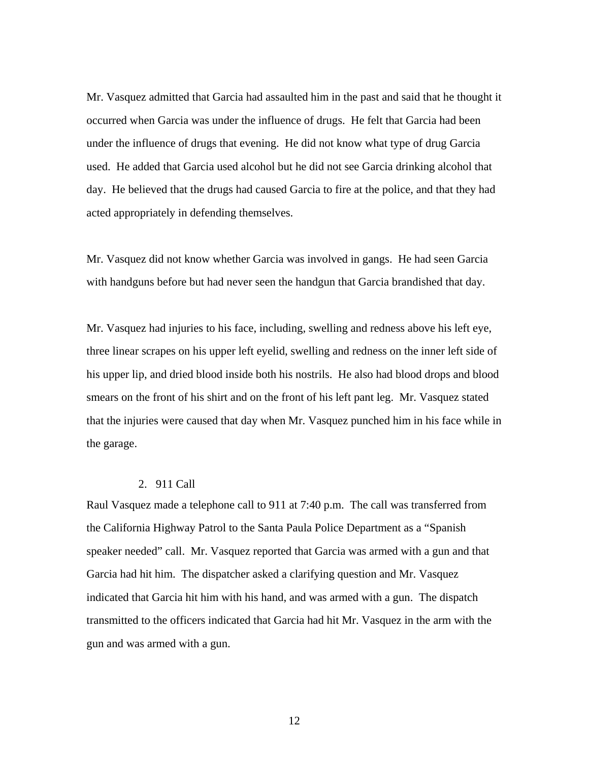Mr. Vasquez admitted that Garcia had assaulted him in the past and said that he thought it occurred when Garcia was under the influence of drugs. He felt that Garcia had been under the influence of drugs that evening. He did not know what type of drug Garcia used. He added that Garcia used alcohol but he did not see Garcia drinking alcohol that day. He believed that the drugs had caused Garcia to fire at the police, and that they had acted appropriately in defending themselves.

Mr. Vasquez did not know whether Garcia was involved in gangs. He had seen Garcia with handguns before but had never seen the handgun that Garcia brandished that day.

Mr. Vasquez had injuries to his face, including, swelling and redness above his left eye, three linear scrapes on his upper left eyelid, swelling and redness on the inner left side of his upper lip, and dried blood inside both his nostrils. He also had blood drops and blood smears on the front of his shirt and on the front of his left pant leg. Mr. Vasquez stated that the injuries were caused that day when Mr. Vasquez punched him in his face while in the garage.

2. 911 Call

Raul Vasquez made a telephone call to 911 at 7:40 p.m. The call was transferred from the California Highway Patrol to the Santa Paula Police Department as a "Spanish speaker needed" call. Mr. Vasquez reported that Garcia was armed with a gun and that Garcia had hit him. The dispatcher asked a clarifying question and Mr. Vasquez indicated that Garcia hit him with his hand, and was armed with a gun. The dispatch transmitted to the officers indicated that Garcia had hit Mr. Vasquez in the arm with the gun and was armed with a gun.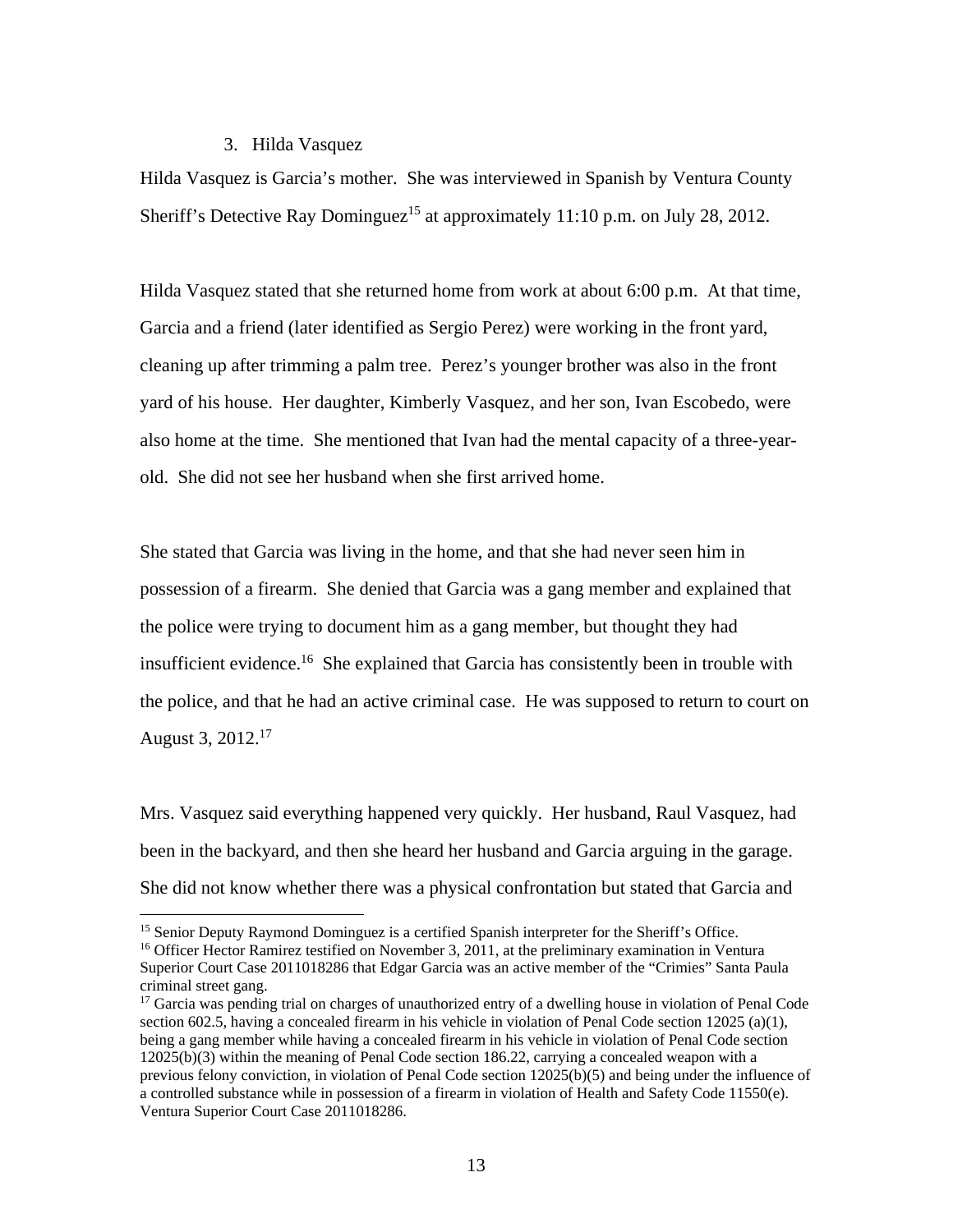### 3. Hilda Vasquez

Hilda Vasquez is Garcia's mother. She was interviewed in Spanish by Ventura County Sheriff's Detective Ray Dominguez[15] at approximately 11:10 p.m. on July 28, 2012.

Hilda Vasquez stated that she returned home from work at about 6:00 p.m. At that time, Garcia and a friend (later identified as Sergio Perez) were working in the front yard, cleaning up after trimming a palm tree. Perez's younger brother was also in the front yard of his house. Her daughter, Kimberly Vasquez, and her son, Ivan Escobedo, were also home at the time. She mentioned that Ivan had the mental capacity of a three-year-old. She did not see her husband when she first arrived home.

She stated that Garcia was living in the home, and that she had never seen him in possession of a firearm. She denied that Garcia was a gang member and explained that the police were trying to document him as a gang member, but thought they had insufficient evidence.[16] She explained that Garcia has consistently been in trouble with the police, and that he had an active criminal case. He was supposed to return to court on August 3, 2012.[17]

Mrs. Vasquez said everything happened very quickly. Her husband, Raul Vasquez, had been in the backyard, and then she heard her husband and Garcia arguing in the garage. She did not know whether there was a physical confrontation but stated that Garcia and

---

[15] Senior Deputy Raymond Dominguez is a certified Spanish interpreter for the Sheriff's Office.

[16] Officer Hector Ramirez testified on November 3, 2011, at the preliminary examination in Ventura Superior Court Case 2011018286 that Edgar Garcia was an active member of the "Crimies" Santa Paula criminal street gang.

[17] Garcia was pending trial on charges of unauthorized entry of a dwelling house in violation of Penal Code section 602.5, having a concealed firearm in his vehicle in violation of Penal Code section 12025 (a)(1), being a gang member while having a concealed firearm in his vehicle in violation of Penal Code section 12025(b)(3) within the meaning of Penal Code section 186.22, carrying a concealed weapon with a previous felony conviction, in violation of Penal Code section 12025(b)(5) and being under the influence of a controlled substance while in possession of a firearm in violation of Health and Safety Code 11550(e). Ventura Superior Court Case 2011018286.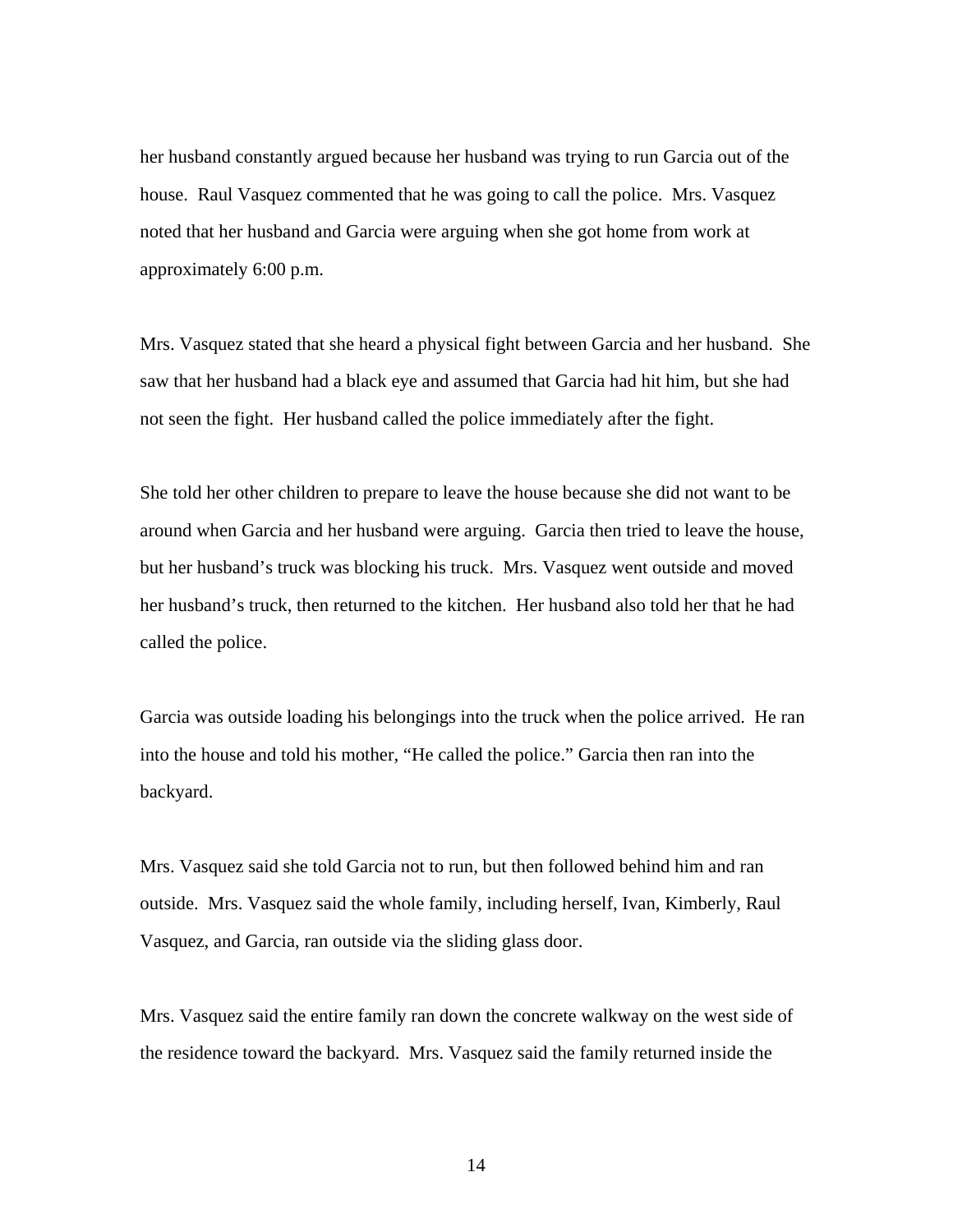her husband constantly argued because her husband was trying to run Garcia out of the house. Raul Vasquez commented that he was going to call the police. Mrs. Vasquez noted that her husband and Garcia were arguing when she got home from work at approximately 6:00 p.m.

Mrs. Vasquez stated that she heard a physical fight between Garcia and her husband. She saw that her husband had a black eye and assumed that Garcia had hit him, but she had not seen the fight. Her husband called the police immediately after the fight.

She told her other children to prepare to leave the house because she did not want to be around when Garcia and her husband were arguing. Garcia then tried to leave the house, but her husband's truck was blocking his truck. Mrs. Vasquez went outside and moved her husband's truck, then returned to the kitchen. Her husband also told her that he had called the police.

Garcia was outside loading his belongings into the truck when the police arrived. He ran into the house and told his mother, "He called the police." Garcia then ran into the backyard.

Mrs. Vasquez said she told Garcia not to run, but then followed behind him and ran outside. Mrs. Vasquez said the whole family, including herself, Ivan, Kimberly, Raul Vasquez, and Garcia, ran outside via the sliding glass door.

Mrs. Vasquez said the entire family ran down the concrete walkway on the west side of the residence toward the backyard. Mrs. Vasquez said the family returned inside the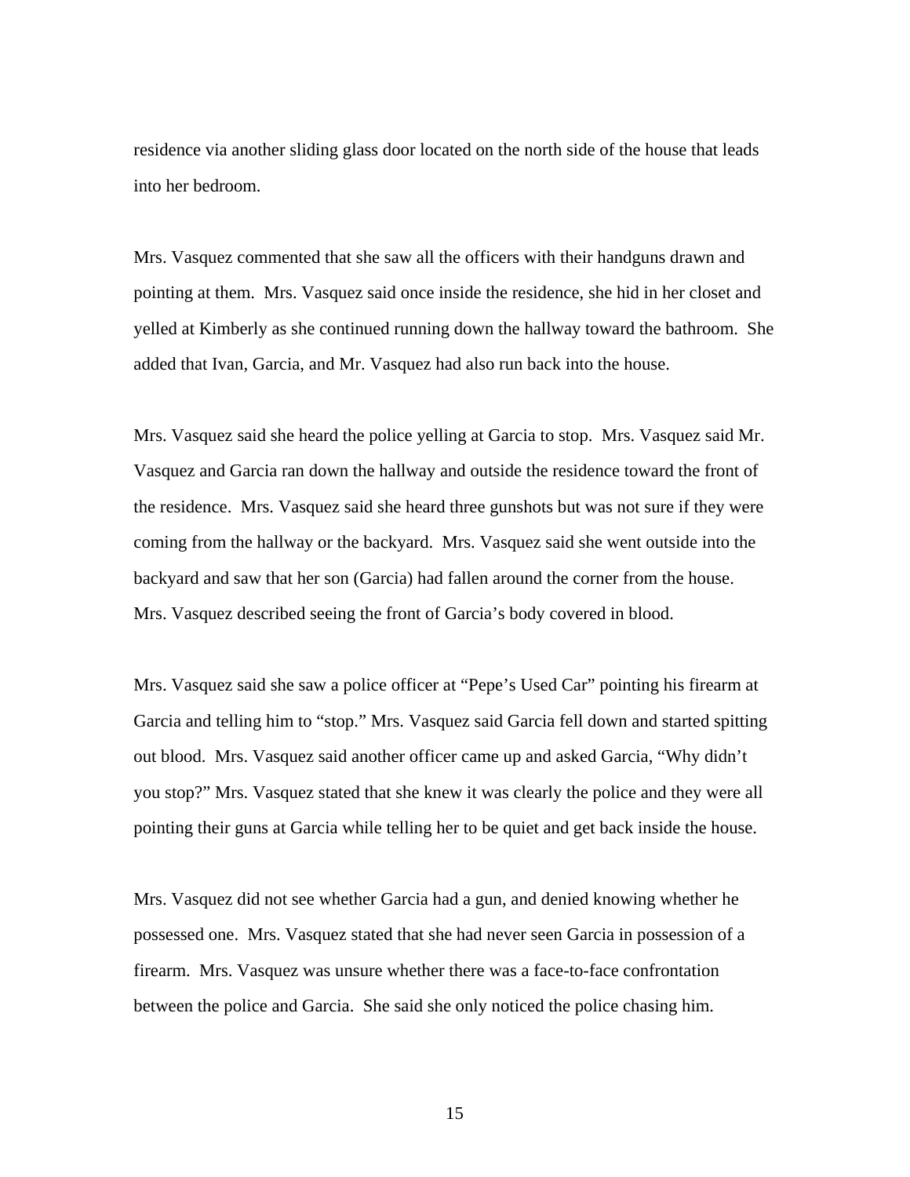residence via another sliding glass door located on the north side of the house that leads into her bedroom.

Mrs. Vasquez commented that she saw all the officers with their handguns drawn and pointing at them. Mrs. Vasquez said once inside the residence, she hid in her closet and yelled at Kimberly as she continued running down the hallway toward the bathroom. She added that Ivan, Garcia, and Mr. Vasquez had also run back into the house.

Mrs. Vasquez said she heard the police yelling at Garcia to stop. Mrs. Vasquez said Mr. Vasquez and Garcia ran down the hallway and outside the residence toward the front of the residence. Mrs. Vasquez said she heard three gunshots but was not sure if they were coming from the hallway or the backyard. Mrs. Vasquez said she went outside into the backyard and saw that her son (Garcia) had fallen around the corner from the house. Mrs. Vasquez described seeing the front of Garcia's body covered in blood.

Mrs. Vasquez said she saw a police officer at "Pepe's Used Car" pointing his firearm at Garcia and telling him to "stop." Mrs. Vasquez said Garcia fell down and started spitting out blood. Mrs. Vasquez said another officer came up and asked Garcia, "Why didn't you stop?" Mrs. Vasquez stated that she knew it was clearly the police and they were all pointing their guns at Garcia while telling her to be quiet and get back inside the house.

Mrs. Vasquez did not see whether Garcia had a gun, and denied knowing whether he possessed one. Mrs. Vasquez stated that she had never seen Garcia in possession of a firearm. Mrs. Vasquez was unsure whether there was a face-to-face confrontation between the police and Garcia. She said she only noticed the police chasing him.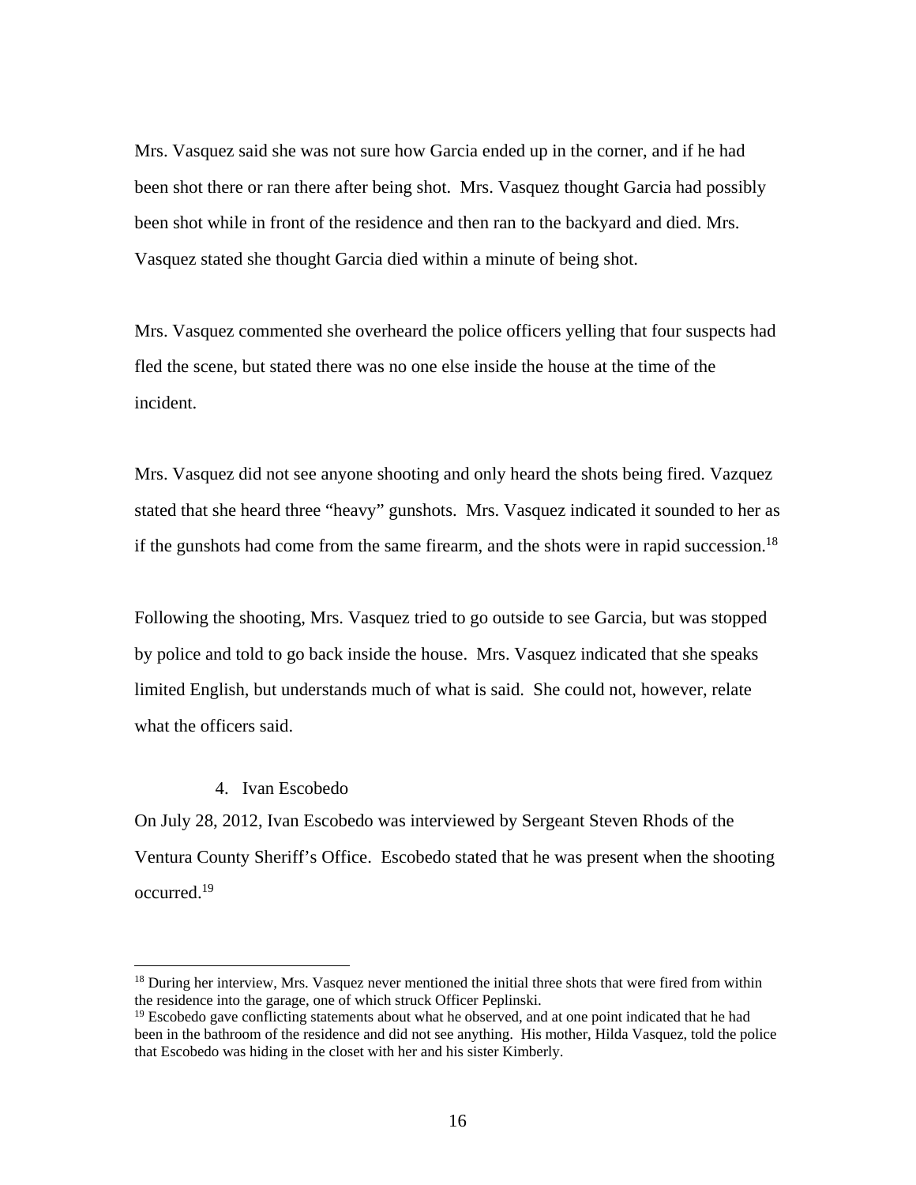Mrs. Vasquez said she was not sure how Garcia ended up in the corner, and if he had been shot there or ran there after being shot. Mrs. Vasquez thought Garcia had possibly been shot while in front of the residence and then ran to the backyard and died. Mrs. Vasquez stated she thought Garcia died within a minute of being shot.

Mrs. Vasquez commented she overheard the police officers yelling that four suspects had fled the scene, but stated there was no one else inside the house at the time of the incident.

Mrs. Vasquez did not see anyone shooting and only heard the shots being fired. Vazquez stated that she heard three "heavy" gunshots. Mrs. Vasquez indicated it sounded to her as if the gunshots had come from the same firearm, and the shots were in rapid succession.[18]

Following the shooting, Mrs. Vasquez tried to go outside to see Garcia, but was stopped by police and told to go back inside the house. Mrs. Vasquez indicated that she speaks limited English, but understands much of what is said. She could not, however, relate what the officers said.

4. Ivan Escobedo

On July 28, 2012, Ivan Escobedo was interviewed by Sergeant Steven Rhods of the Ventura County Sheriff's Office. Escobedo stated that he was present when the shooting occurred.[19]

---

[18] During her interview, Mrs. Vasquez never mentioned the initial three shots that were fired from within the residence into the garage, one of which struck Officer Peplinski.

[19] Escobedo gave conflicting statements about what he observed, and at one point indicated that he had been in the bathroom of the residence and did not see anything. His mother, Hilda Vasquez, told the police that Escobedo was hiding in the closet with her and his sister Kimberly.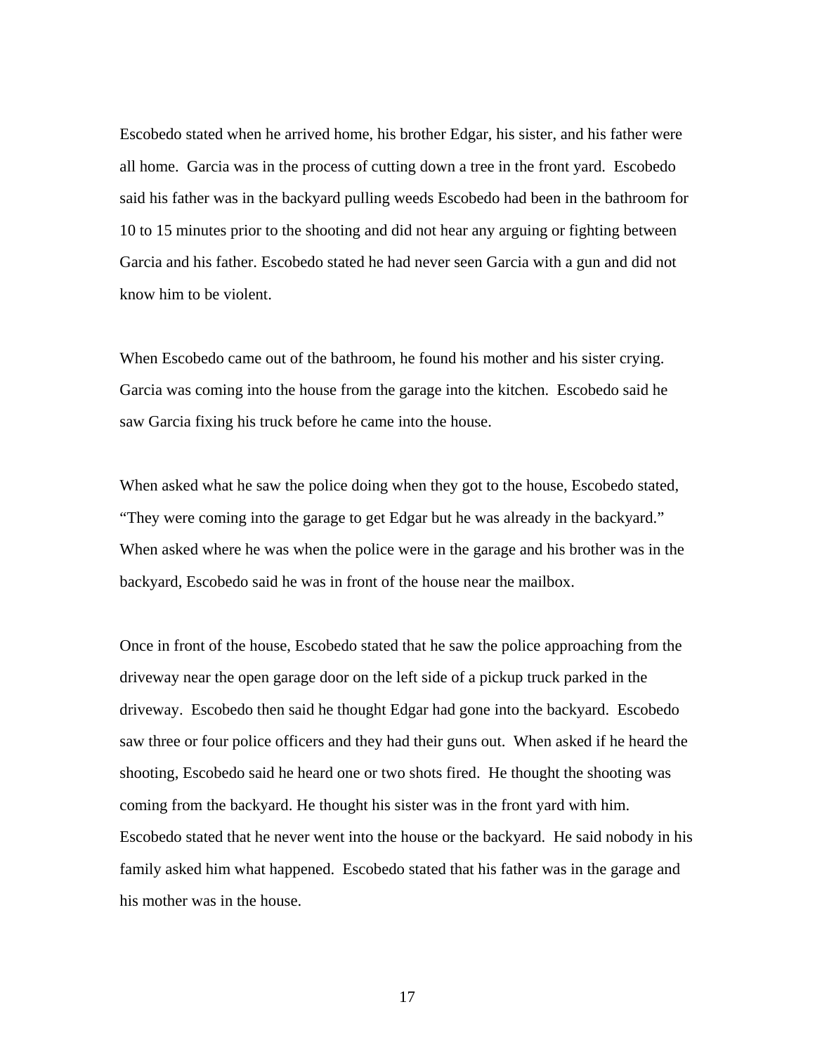Escobedo stated when he arrived home, his brother Edgar, his sister, and his father were all home. Garcia was in the process of cutting down a tree in the front yard. Escobedo said his father was in the backyard pulling weeds Escobedo had been in the bathroom for 10 to 15 minutes prior to the shooting and did not hear any arguing or fighting between Garcia and his father. Escobedo stated he had never seen Garcia with a gun and did not know him to be violent.

When Escobedo came out of the bathroom, he found his mother and his sister crying. Garcia was coming into the house from the garage into the kitchen. Escobedo said he saw Garcia fixing his truck before he came into the house.

When asked what he saw the police doing when they got to the house, Escobedo stated, “They were coming into the garage to get Edgar but he was already in the backyard.” When asked where he was when the police were in the garage and his brother was in the backyard, Escobedo said he was in front of the house near the mailbox.

Once in front of the house, Escobedo stated that he saw the police approaching from the driveway near the open garage door on the left side of a pickup truck parked in the driveway. Escobedo then said he thought Edgar had gone into the backyard. Escobedo saw three or four police officers and they had their guns out. When asked if he heard the shooting, Escobedo said he heard one or two shots fired. He thought the shooting was coming from the backyard. He thought his sister was in the front yard with him. Escobedo stated that he never went into the house or the backyard. He said nobody in his family asked him what happened. Escobedo stated that his father was in the garage and his mother was in the house.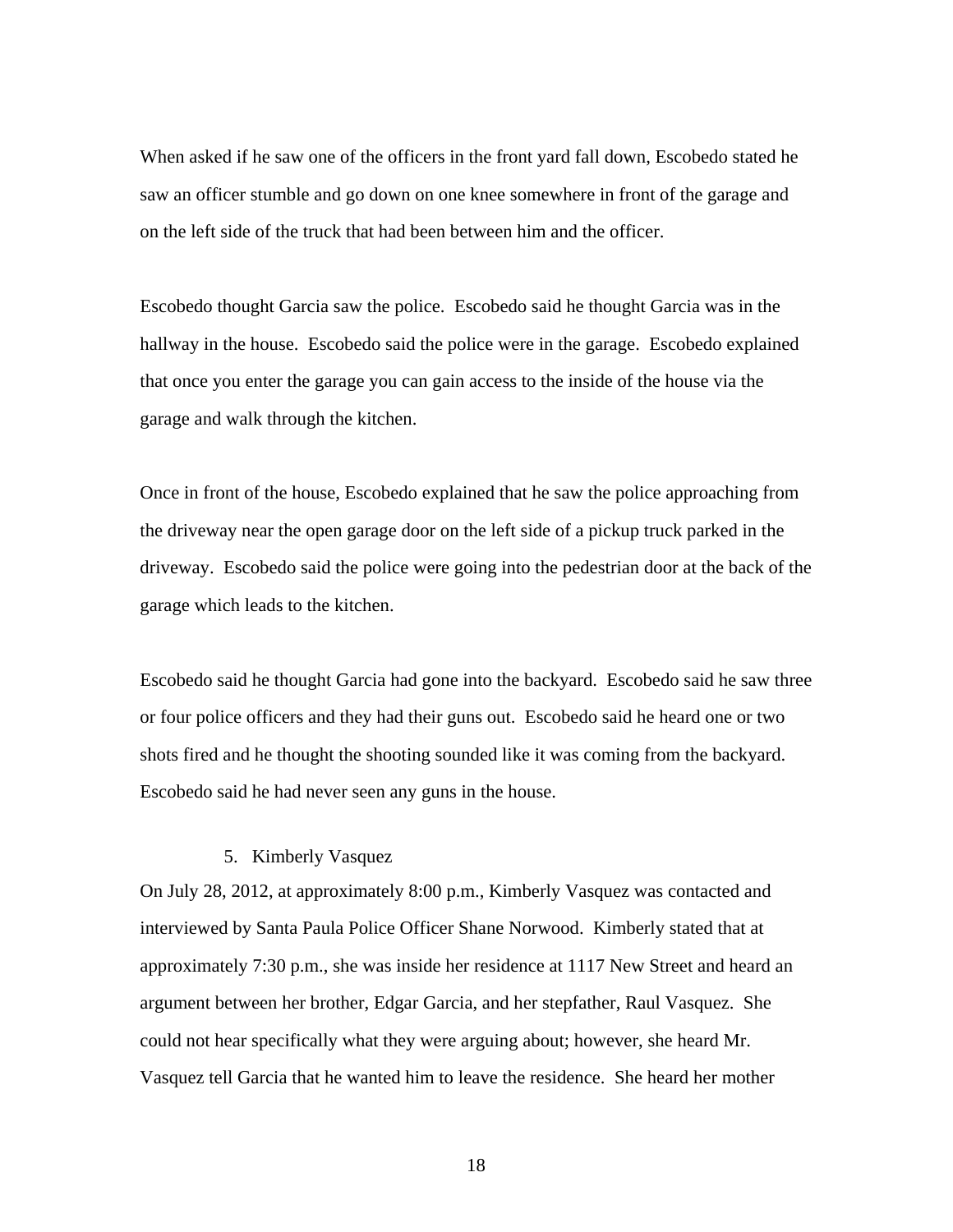When asked if he saw one of the officers in the front yard fall down, Escobedo stated he saw an officer stumble and go down on one knee somewhere in front of the garage and on the left side of the truck that had been between him and the officer.

Escobedo thought Garcia saw the police. Escobedo said he thought Garcia was in the hallway in the house. Escobedo said the police were in the garage. Escobedo explained that once you enter the garage you can gain access to the inside of the house via the garage and walk through the kitchen.

Once in front of the house, Escobedo explained that he saw the police approaching from the driveway near the open garage door on the left side of a pickup truck parked in the driveway. Escobedo said the police were going into the pedestrian door at the back of the garage which leads to the kitchen.

Escobedo said he thought Garcia had gone into the backyard. Escobedo said he saw three or four police officers and they had their guns out. Escobedo said he heard one or two shots fired and he thought the shooting sounded like it was coming from the backyard. Escobedo said he had never seen any guns in the house.

5. Kimberly Vasquez

On July 28, 2012, at approximately 8:00 p.m., Kimberly Vasquez was contacted and interviewed by Santa Paula Police Officer Shane Norwood. Kimberly stated that at approximately 7:30 p.m., she was inside her residence at 1117 New Street and heard an argument between her brother, Edgar Garcia, and her stepfather, Raul Vasquez. She could not hear specifically what they were arguing about; however, she heard Mr. Vasquez tell Garcia that he wanted him to leave the residence. She heard her mother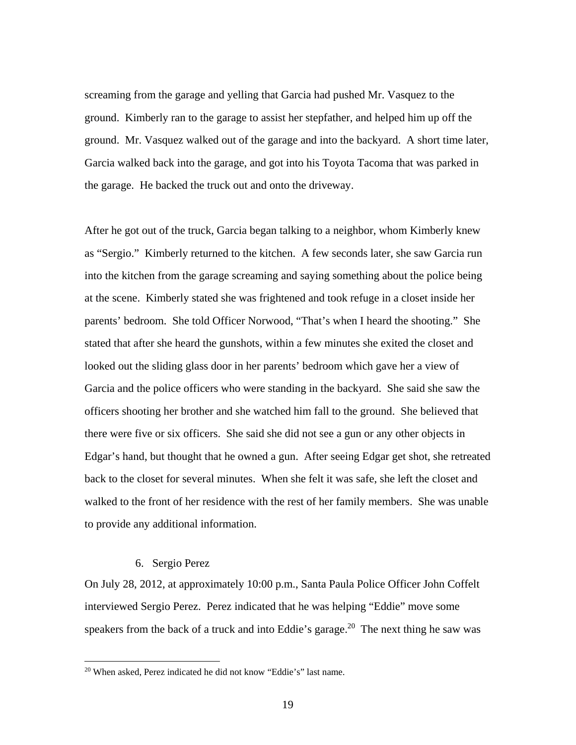screaming from the garage and yelling that Garcia had pushed Mr. Vasquez to the ground. Kimberly ran to the garage to assist her stepfather, and helped him up off the ground. Mr. Vasquez walked out of the garage and into the backyard. A short time later, Garcia walked back into the garage, and got into his Toyota Tacoma that was parked in the garage. He backed the truck out and onto the driveway.

After he got out of the truck, Garcia began talking to a neighbor, whom Kimberly knew as "Sergio." Kimberly returned to the kitchen. A few seconds later, she saw Garcia run into the kitchen from the garage screaming and saying something about the police being at the scene. Kimberly stated she was frightened and took refuge in a closet inside her parents' bedroom. She told Officer Norwood, "That's when I heard the shooting." She stated that after she heard the gunshots, within a few minutes she exited the closet and looked out the sliding glass door in her parents' bedroom which gave her a view of Garcia and the police officers who were standing in the backyard. She said she saw the officers shooting her brother and she watched him fall to the ground. She believed that there were five or six officers. She said she did not see a gun or any other objects in Edgar's hand, but thought that he owned a gun. After seeing Edgar get shot, she retreated back to the closet for several minutes. When she felt it was safe, she left the closet and walked to the front of her residence with the rest of her family members. She was unable to provide any additional information.

6. Sergio Perez

On July 28, 2012, at approximately 10:00 p.m., Santa Paula Police Officer John Coffelt interviewed Sergio Perez. Perez indicated that he was helping "Eddie" move some speakers from the back of a truck and into Eddie's garage.[20] The next thing he saw was

[20] When asked, Perez indicated he did not know "Eddie's" last name.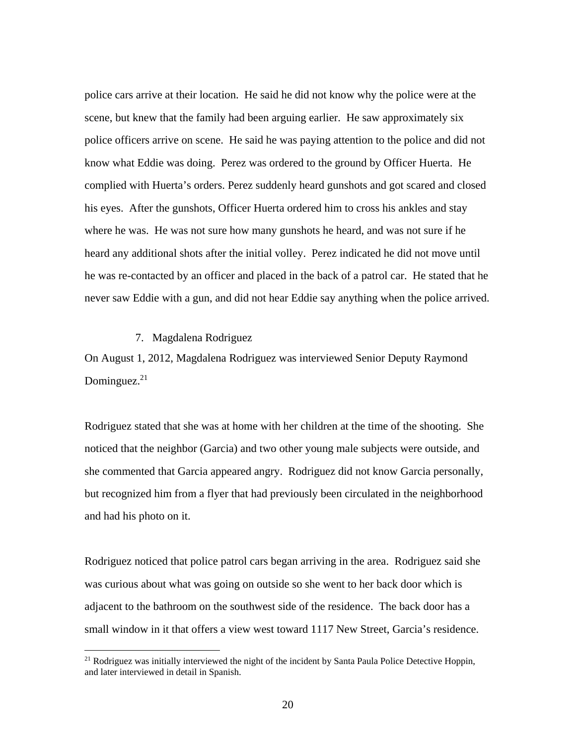police cars arrive at their location. He said he did not know why the police were at the scene, but knew that the family had been arguing earlier. He saw approximately six police officers arrive on scene. He said he was paying attention to the police and did not know what Eddie was doing. Perez was ordered to the ground by Officer Huerta. He complied with Huerta's orders. Perez suddenly heard gunshots and got scared and closed his eyes. After the gunshots, Officer Huerta ordered him to cross his ankles and stay where he was. He was not sure how many gunshots he heard, and was not sure if he heard any additional shots after the initial volley. Perez indicated he did not move until he was re-contacted by an officer and placed in the back of a patrol car. He stated that he never saw Eddie with a gun, and did not hear Eddie say anything when the police arrived.

7. Magdalena Rodriguez

On August 1, 2012, Magdalena Rodriguez was interviewed Senior Deputy Raymond Dominguez.[21]

Rodriguez stated that she was at home with her children at the time of the shooting. She noticed that the neighbor (Garcia) and two other young male subjects were outside, and she commented that Garcia appeared angry. Rodriguez did not know Garcia personally, but recognized him from a flyer that had previously been circulated in the neighborhood and had his photo on it.

Rodriguez noticed that police patrol cars began arriving in the area. Rodriguez said she was curious about what was going on outside so she went to her back door which is adjacent to the bathroom on the southwest side of the residence. The back door has a small window in it that offers a view west toward 1117 New Street, Garcia's residence.

[21] Rodriguez was initially interviewed the night of the incident by Santa Paula Police Detective Hoppin, and later interviewed in detail in Spanish.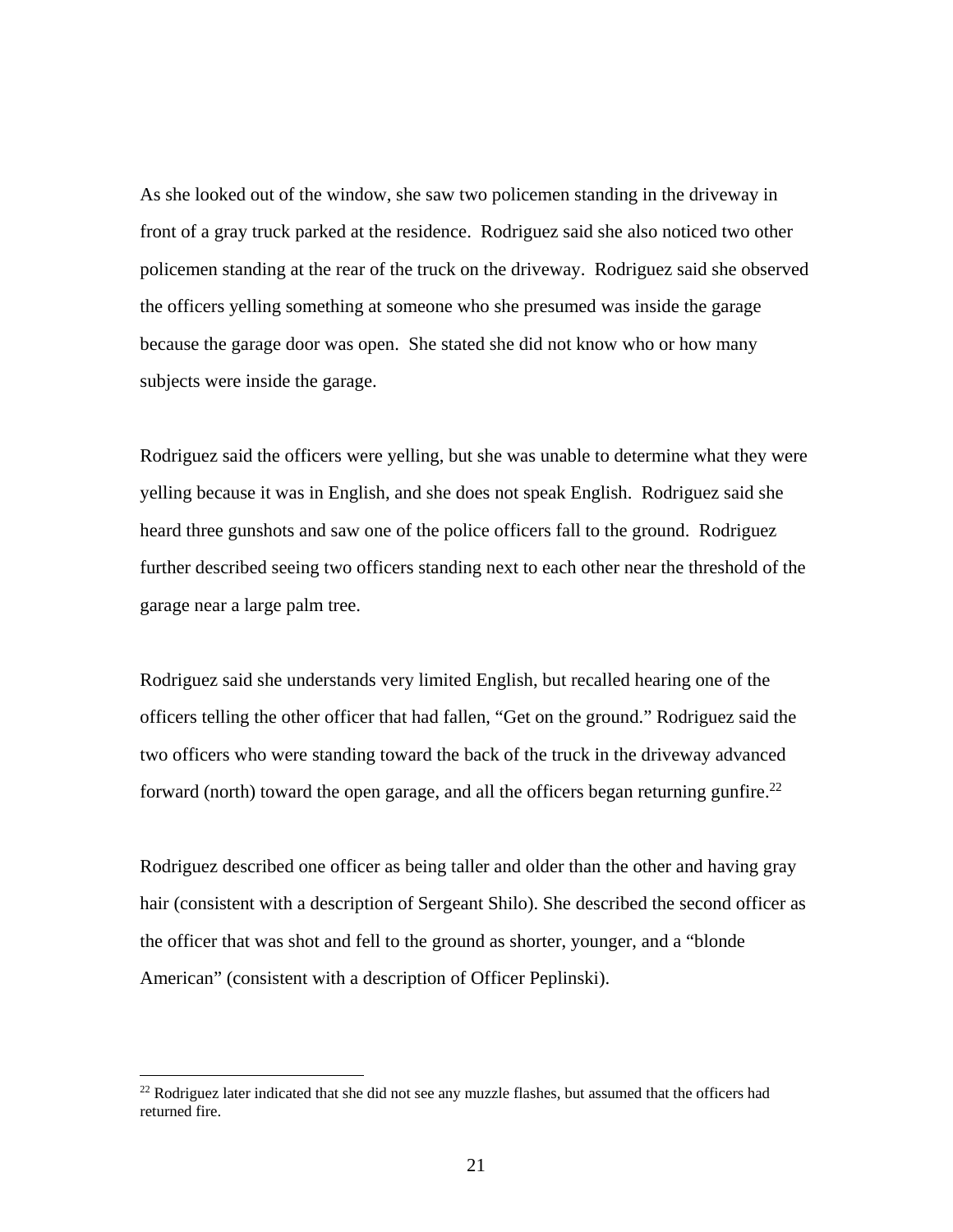As she looked out of the window, she saw two policemen standing in the driveway in front of a gray truck parked at the residence. Rodriguez said she also noticed two other policemen standing at the rear of the truck on the driveway. Rodriguez said she observed the officers yelling something at someone who she presumed was inside the garage because the garage door was open. She stated she did not know who or how many subjects were inside the garage.

Rodriguez said the officers were yelling, but she was unable to determine what they were yelling because it was in English, and she does not speak English. Rodriguez said she heard three gunshots and saw one of the police officers fall to the ground. Rodriguez further described seeing two officers standing next to each other near the threshold of the garage near a large palm tree.

Rodriguez said she understands very limited English, but recalled hearing one of the officers telling the other officer that had fallen, "Get on the ground." Rodriguez said the two officers who were standing toward the back of the truck in the driveway advanced forward (north) toward the open garage, and all the officers began returning gunfire.[22]

Rodriguez described one officer as being taller and older than the other and having gray hair (consistent with a description of Sergeant Shilo). She described the second officer as the officer that was shot and fell to the ground as shorter, younger, and a "blonde American" (consistent with a description of Officer Peplinski).

---

[22] Rodriguez later indicated that she did not see any muzzle flashes, but assumed that the officers had returned fire.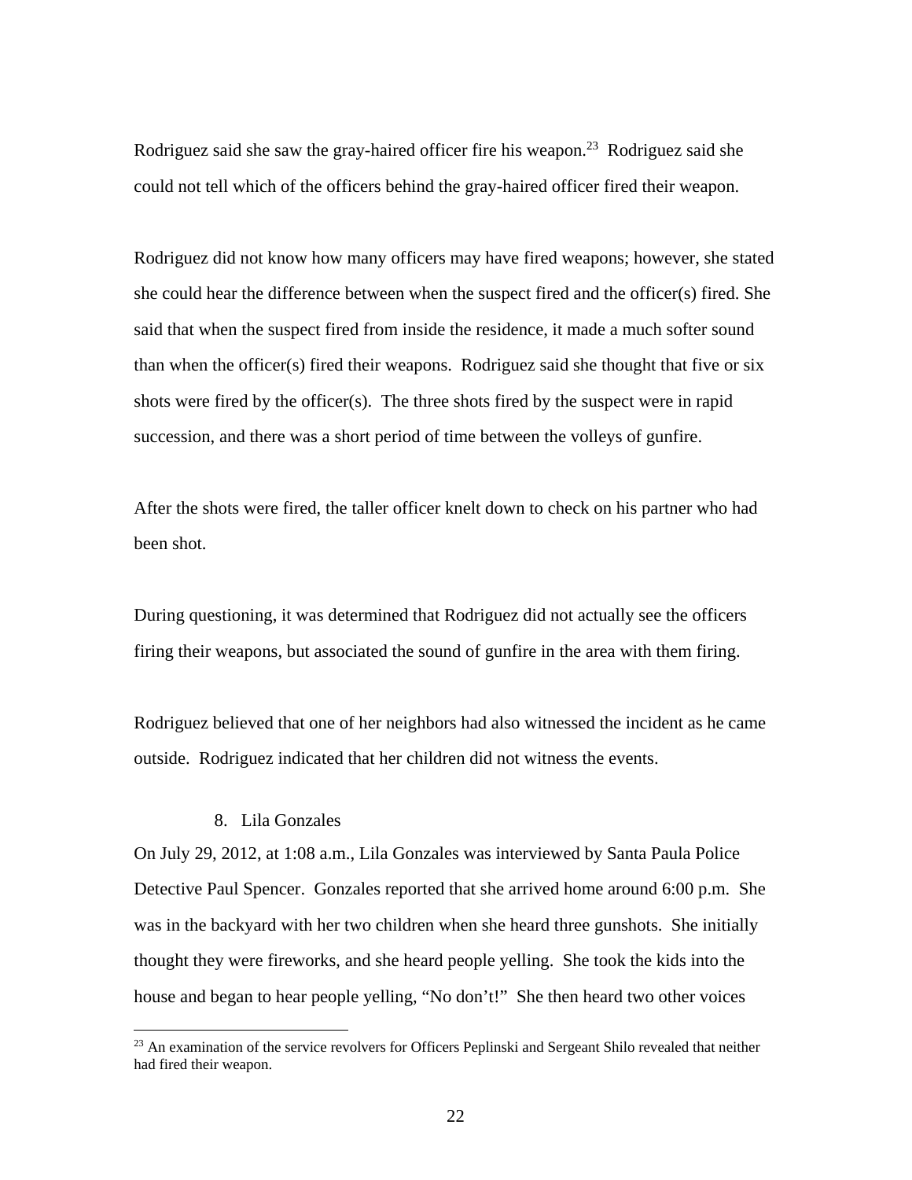Rodriguez said she saw the gray-haired officer fire his weapon.[23] Rodriguez said she could not tell which of the officers behind the gray-haired officer fired their weapon.

Rodriguez did not know how many officers may have fired weapons; however, she stated she could hear the difference between when the suspect fired and the officer(s) fired. She said that when the suspect fired from inside the residence, it made a much softer sound than when the officer(s) fired their weapons. Rodriguez said she thought that five or six shots were fired by the officer(s). The three shots fired by the suspect were in rapid succession, and there was a short period of time between the volleys of gunfire.

After the shots were fired, the taller officer knelt down to check on his partner who had been shot.

During questioning, it was determined that Rodriguez did not actually see the officers firing their weapons, but associated the sound of gunfire in the area with them firing.

Rodriguez believed that one of her neighbors had also witnessed the incident as he came outside. Rodriguez indicated that her children did not witness the events.

8. Lila Gonzales

On July 29, 2012, at 1:08 a.m., Lila Gonzales was interviewed by Santa Paula Police Detective Paul Spencer. Gonzales reported that she arrived home around 6:00 p.m. She was in the backyard with her two children when she heard three gunshots. She initially thought they were fireworks, and she heard people yelling. She took the kids into the house and began to hear people yelling, "No don't!" She then heard two other voices

[23] An examination of the service revolvers for Officers Peplinski and Sergeant Shilo revealed that neither had fired their weapon.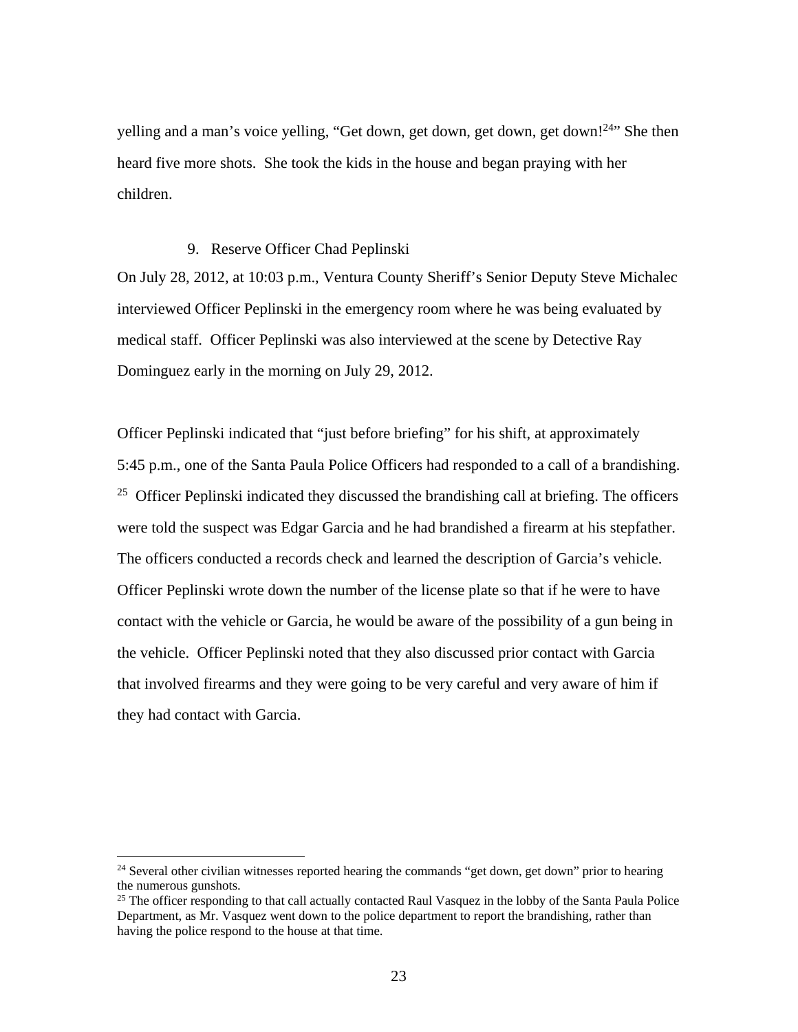yelling and a man's voice yelling, "Get down, get down, get down, get down![24]" She then heard five more shots. She took the kids in the house and began praying with her children.

### 9. Reserve Officer Chad Peplinski

On July 28, 2012, at 10:03 p.m., Ventura County Sheriff's Senior Deputy Steve Michalec interviewed Officer Peplinski in the emergency room where he was being evaluated by medical staff. Officer Peplinski was also interviewed at the scene by Detective Ray Dominguez early in the morning on July 29, 2012.

Officer Peplinski indicated that "just before briefing" for his shift, at approximately 5:45 p.m., one of the Santa Paula Police Officers had responded to a call of a brandishing. [25] Officer Peplinski indicated they discussed the brandishing call at briefing. The officers were told the suspect was Edgar Garcia and he had brandished a firearm at his stepfather. The officers conducted a records check and learned the description of Garcia's vehicle. Officer Peplinski wrote down the number of the license plate so that if he were to have contact with the vehicle or Garcia, he would be aware of the possibility of a gun being in the vehicle. Officer Peplinski noted that they also discussed prior contact with Garcia that involved firearms and they were going to be very careful and very aware of him if they had contact with Garcia.

---

[24] Several other civilian witnesses reported hearing the commands "get down, get down" prior to hearing the numerous gunshots.

[25] The officer responding to that call actually contacted Raul Vasquez in the lobby of the Santa Paula Police Department, as Mr. Vasquez went down to the police department to report the brandishing, rather than having the police respond to the house at that time.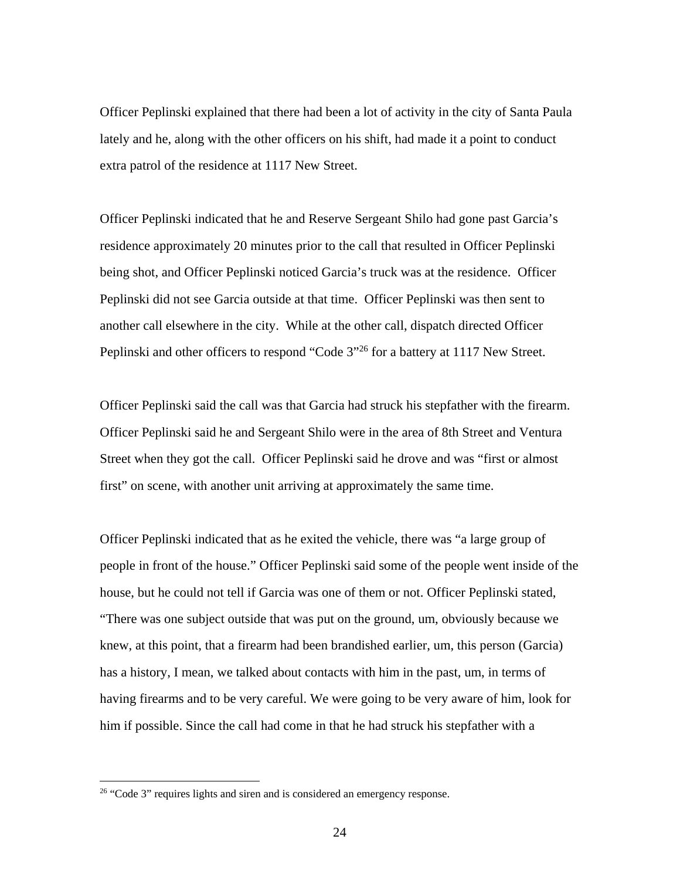Officer Peplinski explained that there had been a lot of activity in the city of Santa Paula lately and he, along with the other officers on his shift, had made it a point to conduct extra patrol of the residence at 1117 New Street.

Officer Peplinski indicated that he and Reserve Sergeant Shilo had gone past Garcia's residence approximately 20 minutes prior to the call that resulted in Officer Peplinski being shot, and Officer Peplinski noticed Garcia's truck was at the residence. Officer Peplinski did not see Garcia outside at that time. Officer Peplinski was then sent to another call elsewhere in the city. While at the other call, dispatch directed Officer Peplinski and other officers to respond "Code 3"[26] for a battery at 1117 New Street.

Officer Peplinski said the call was that Garcia had struck his stepfather with the firearm. Officer Peplinski said he and Sergeant Shilo were in the area of 8th Street and Ventura Street when they got the call. Officer Peplinski said he drove and was "first or almost first" on scene, with another unit arriving at approximately the same time.

Officer Peplinski indicated that as he exited the vehicle, there was "a large group of people in front of the house." Officer Peplinski said some of the people went inside of the house, but he could not tell if Garcia was one of them or not. Officer Peplinski stated, "There was one subject outside that was put on the ground, um, obviously because we knew, at this point, that a firearm had been brandished earlier, um, this person (Garcia) has a history, I mean, we talked about contacts with him in the past, um, in terms of having firearms and to be very careful. We were going to be very aware of him, look for him if possible. Since the call had come in that he had struck his stepfather with a

[26] "Code 3" requires lights and siren and is considered an emergency response.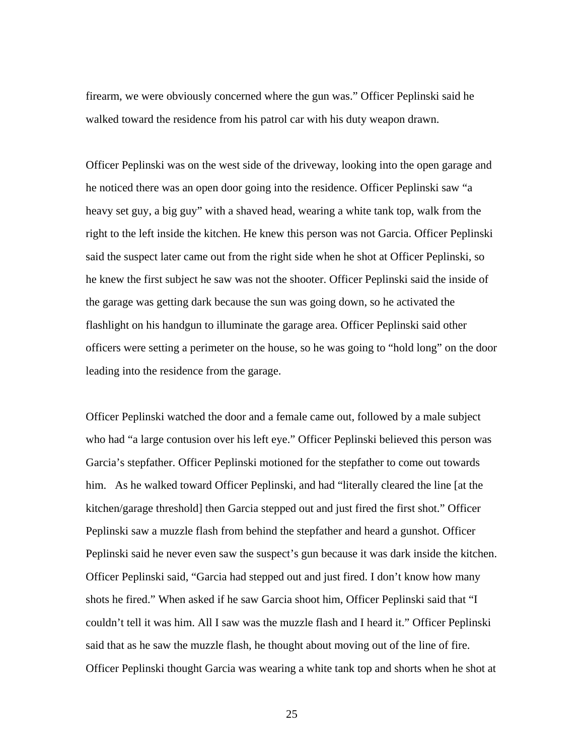firearm, we were obviously concerned where the gun was." Officer Peplinski said he walked toward the residence from his patrol car with his duty weapon drawn.

Officer Peplinski was on the west side of the driveway, looking into the open garage and he noticed there was an open door going into the residence. Officer Peplinski saw "a heavy set guy, a big guy" with a shaved head, wearing a white tank top, walk from the right to the left inside the kitchen. He knew this person was not Garcia. Officer Peplinski said the suspect later came out from the right side when he shot at Officer Peplinski, so he knew the first subject he saw was not the shooter. Officer Peplinski said the inside of the garage was getting dark because the sun was going down, so he activated the flashlight on his handgun to illuminate the garage area. Officer Peplinski said other officers were setting a perimeter on the house, so he was going to "hold long" on the door leading into the residence from the garage.

Officer Peplinski watched the door and a female came out, followed by a male subject who had "a large contusion over his left eye." Officer Peplinski believed this person was Garcia's stepfather. Officer Peplinski motioned for the stepfather to come out towards him. As he walked toward Officer Peplinski, and had "literally cleared the line [at the kitchen/garage threshold] then Garcia stepped out and just fired the first shot." Officer Peplinski saw a muzzle flash from behind the stepfather and heard a gunshot. Officer Peplinski said he never even saw the suspect's gun because it was dark inside the kitchen. Officer Peplinski said, "Garcia had stepped out and just fired. I don't know how many shots he fired." When asked if he saw Garcia shoot him, Officer Peplinski said that "I couldn't tell it was him. All I saw was the muzzle flash and I heard it." Officer Peplinski said that as he saw the muzzle flash, he thought about moving out of the line of fire. Officer Peplinski thought Garcia was wearing a white tank top and shorts when he shot at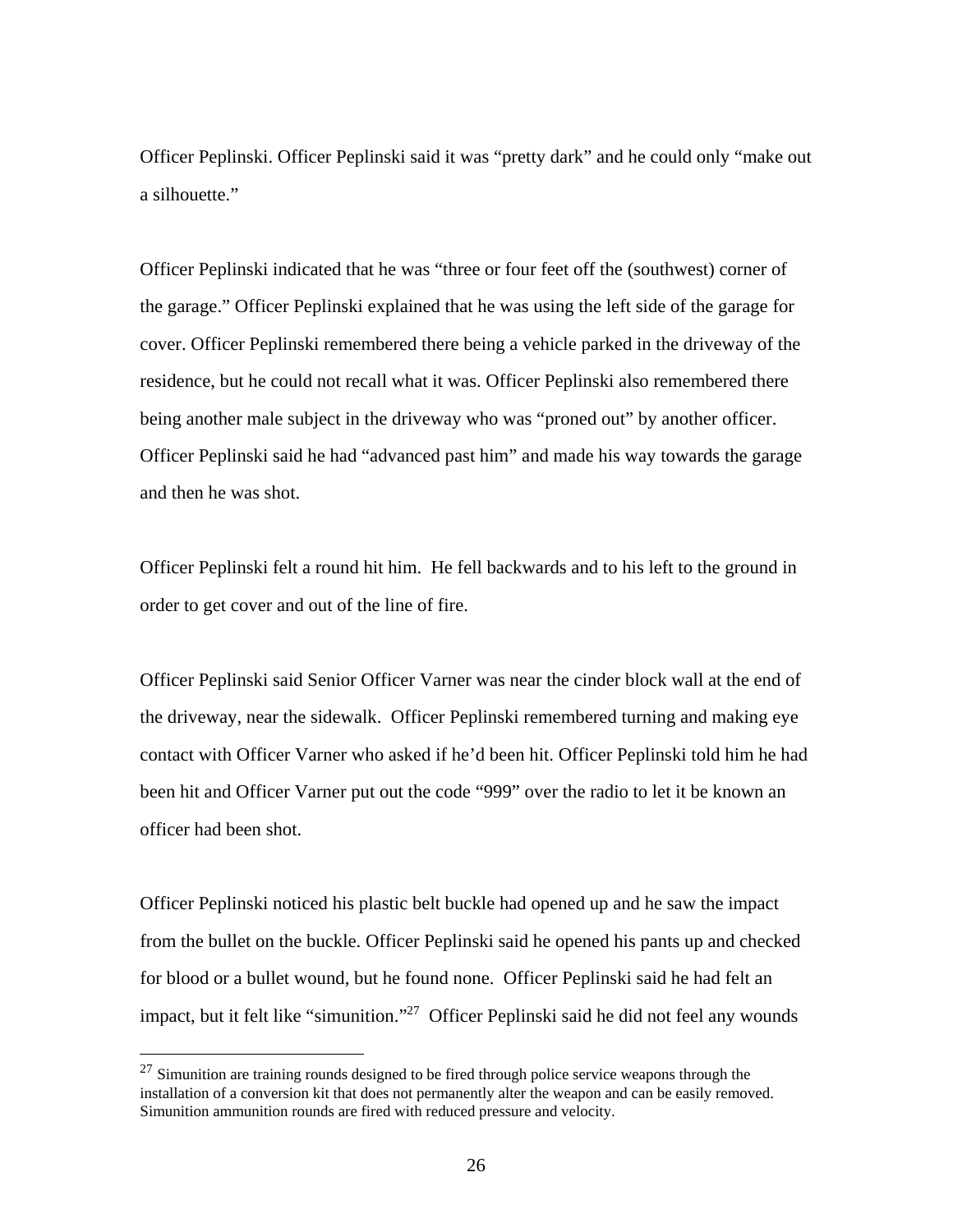Officer Peplinski. Officer Peplinski said it was "pretty dark" and he could only "make out a silhouette."

Officer Peplinski indicated that he was "three or four feet off the (southwest) corner of the garage." Officer Peplinski explained that he was using the left side of the garage for cover. Officer Peplinski remembered there being a vehicle parked in the driveway of the residence, but he could not recall what it was. Officer Peplinski also remembered there being another male subject in the driveway who was "proned out" by another officer. Officer Peplinski said he had "advanced past him" and made his way towards the garage and then he was shot.

Officer Peplinski felt a round hit him. He fell backwards and to his left to the ground in order to get cover and out of the line of fire.

Officer Peplinski said Senior Officer Varner was near the cinder block wall at the end of the driveway, near the sidewalk. Officer Peplinski remembered turning and making eye contact with Officer Varner who asked if he'd been hit. Officer Peplinski told him he had been hit and Officer Varner put out the code "999" over the radio to let it be known an officer had been shot.

Officer Peplinski noticed his plastic belt buckle had opened up and he saw the impact from the bullet on the buckle. Officer Peplinski said he opened his pants up and checked for blood or a bullet wound, but he found none. Officer Peplinski said he had felt an impact, but it felt like "simunition."[27] Officer Peplinski said he did not feel any wounds

---

[27] Simunition are training rounds designed to be fired through police service weapons through the installation of a conversion kit that does not permanently alter the weapon and can be easily removed. Simunition ammunition rounds are fired with reduced pressure and velocity.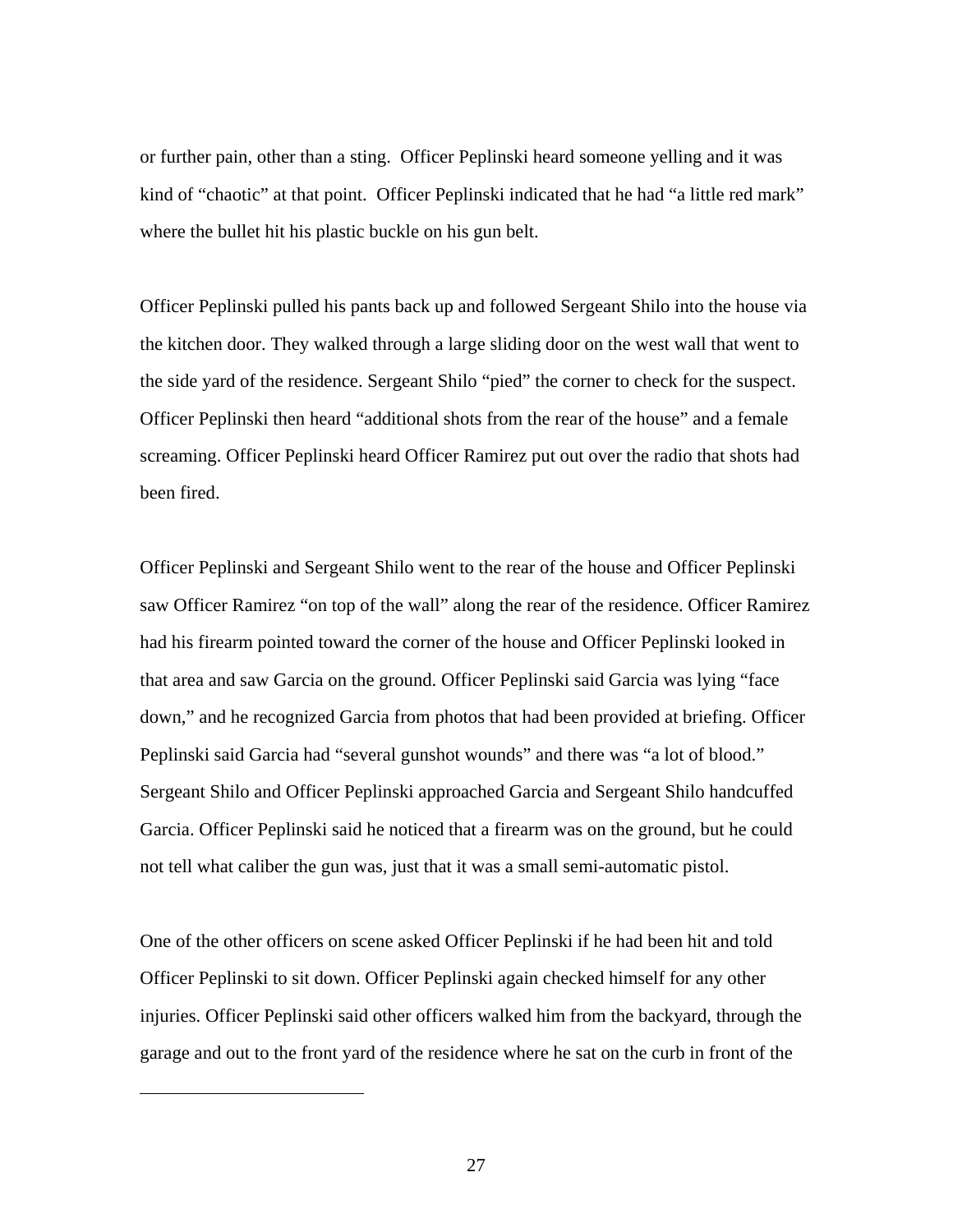or further pain, other than a sting. Officer Peplinski heard someone yelling and it was kind of "chaotic" at that point. Officer Peplinski indicated that he had "a little red mark" where the bullet hit his plastic buckle on his gun belt.

Officer Peplinski pulled his pants back up and followed Sergeant Shilo into the house via the kitchen door. They walked through a large sliding door on the west wall that went to the side yard of the residence. Sergeant Shilo "pied" the corner to check for the suspect. Officer Peplinski then heard "additional shots from the rear of the house" and a female screaming. Officer Peplinski heard Officer Ramirez put out over the radio that shots had been fired.

Officer Peplinski and Sergeant Shilo went to the rear of the house and Officer Peplinski saw Officer Ramirez "on top of the wall" along the rear of the residence. Officer Ramirez had his firearm pointed toward the corner of the house and Officer Peplinski looked in that area and saw Garcia on the ground. Officer Peplinski said Garcia was lying "face down," and he recognized Garcia from photos that had been provided at briefing. Officer Peplinski said Garcia had "several gunshot wounds" and there was "a lot of blood." Sergeant Shilo and Officer Peplinski approached Garcia and Sergeant Shilo handcuffed Garcia. Officer Peplinski said he noticed that a firearm was on the ground, but he could not tell what caliber the gun was, just that it was a small semi-automatic pistol.

One of the other officers on scene asked Officer Peplinski if he had been hit and told Officer Peplinski to sit down. Officer Peplinski again checked himself for any other injuries. Officer Peplinski said other officers walked him from the backyard, through the garage and out to the front yard of the residence where he sat on the curb in front of the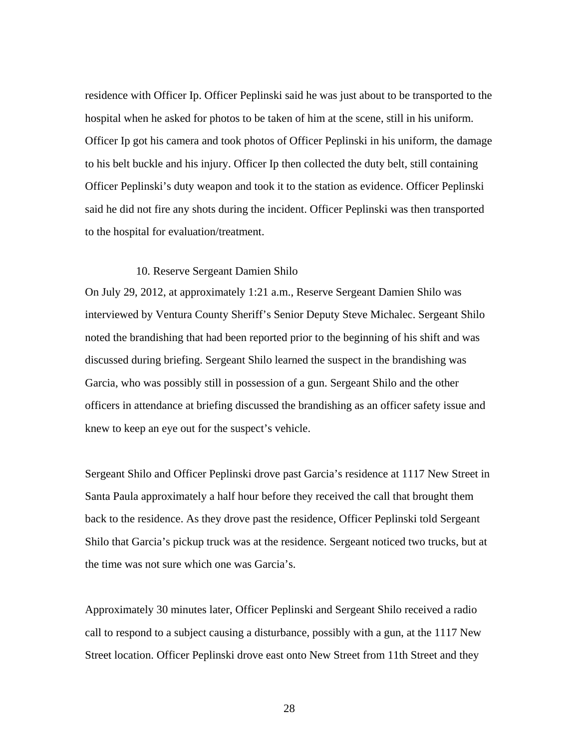residence with Officer Ip. Officer Peplinski said he was just about to be transported to the hospital when he asked for photos to be taken of him at the scene, still in his uniform. Officer Ip got his camera and took photos of Officer Peplinski in his uniform, the damage to his belt buckle and his injury. Officer Ip then collected the duty belt, still containing Officer Peplinski's duty weapon and took it to the station as evidence. Officer Peplinski said he did not fire any shots during the incident. Officer Peplinski was then transported to the hospital for evaluation/treatment.

10. Reserve Sergeant Damien Shilo

On July 29, 2012, at approximately 1:21 a.m., Reserve Sergeant Damien Shilo was interviewed by Ventura County Sheriff's Senior Deputy Steve Michalec. Sergeant Shilo noted the brandishing that had been reported prior to the beginning of his shift and was discussed during briefing. Sergeant Shilo learned the suspect in the brandishing was Garcia, who was possibly still in possession of a gun. Sergeant Shilo and the other officers in attendance at briefing discussed the brandishing as an officer safety issue and knew to keep an eye out for the suspect's vehicle.

Sergeant Shilo and Officer Peplinski drove past Garcia's residence at 1117 New Street in Santa Paula approximately a half hour before they received the call that brought them back to the residence. As they drove past the residence, Officer Peplinski told Sergeant Shilo that Garcia's pickup truck was at the residence. Sergeant noticed two trucks, but at the time was not sure which one was Garcia's.

Approximately 30 minutes later, Officer Peplinski and Sergeant Shilo received a radio call to respond to a subject causing a disturbance, possibly with a gun, at the 1117 New Street location. Officer Peplinski drove east onto New Street from 11th Street and they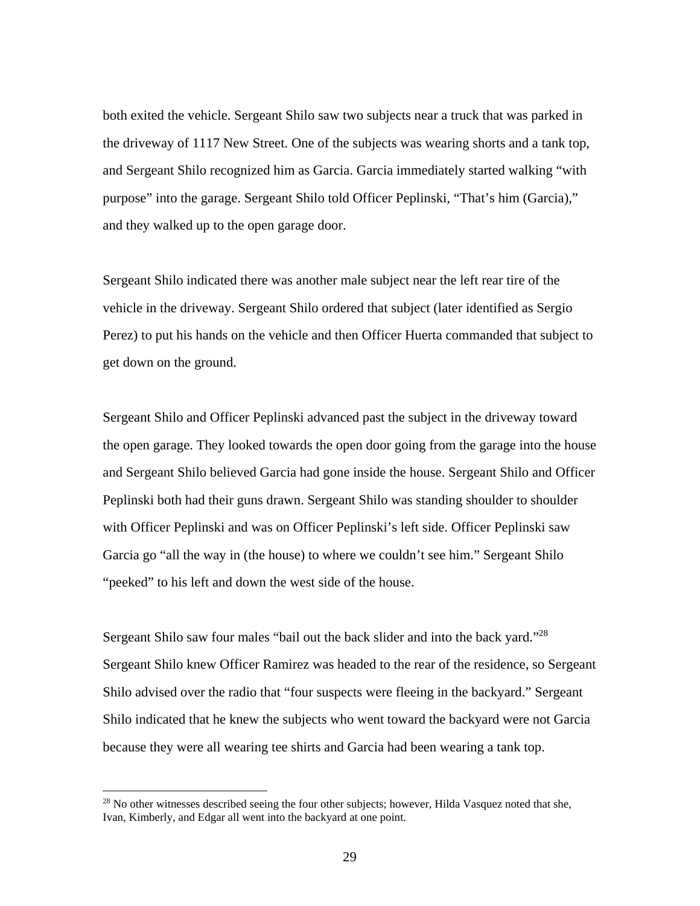both exited the vehicle. Sergeant Shilo saw two subjects near a truck that was parked in the driveway of 1117 New Street. One of the subjects was wearing shorts and a tank top, and Sergeant Shilo recognized him as Garcia. Garcia immediately started walking "with purpose" into the garage. Sergeant Shilo told Officer Peplinski, "That's him (Garcia)," and they walked up to the open garage door.

Sergeant Shilo indicated there was another male subject near the left rear tire of the vehicle in the driveway. Sergeant Shilo ordered that subject (later identified as Sergio Perez) to put his hands on the vehicle and then Officer Huerta commanded that subject to get down on the ground.

Sergeant Shilo and Officer Peplinski advanced past the subject in the driveway toward the open garage. They looked towards the open door going from the garage into the house and Sergeant Shilo believed Garcia had gone inside the house. Sergeant Shilo and Officer Peplinski both had their guns drawn. Sergeant Shilo was standing shoulder to shoulder with Officer Peplinski and was on Officer Peplinski's left side. Officer Peplinski saw Garcia go "all the way in (the house) to where we couldn't see him." Sergeant Shilo "peeked" to his left and down the west side of the house.

Sergeant Shilo saw four males "bail out the back slider and into the back yard."[28] Sergeant Shilo knew Officer Ramirez was headed to the rear of the residence, so Sergeant Shilo advised over the radio that "four suspects were fleeing in the backyard." Sergeant Shilo indicated that he knew the subjects who went toward the backyard were not Garcia because they were all wearing tee shirts and Garcia had been wearing a tank top.

---

[28] No other witnesses described seeing the four other subjects; however, Hilda Vasquez noted that she, Ivan, Kimberly, and Edgar all went into the backyard at one point.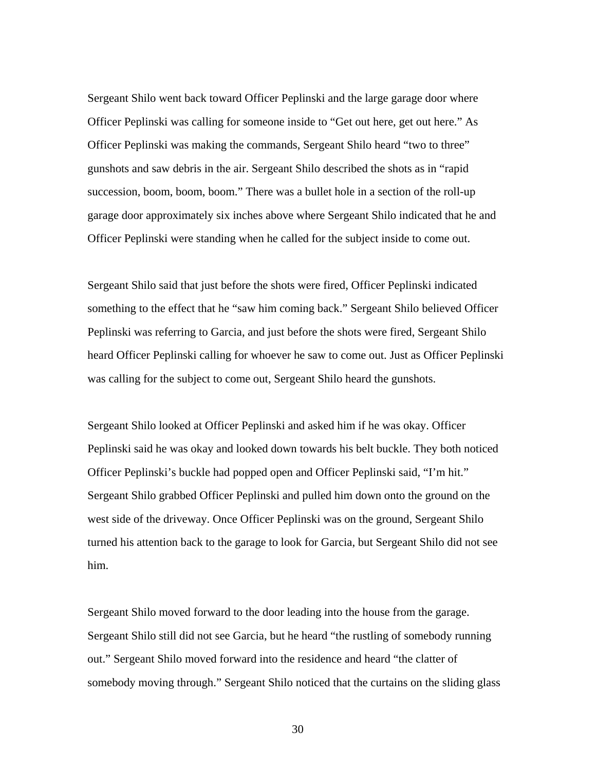Sergeant Shilo went back toward Officer Peplinski and the large garage door where Officer Peplinski was calling for someone inside to "Get out here, get out here." As Officer Peplinski was making the commands, Sergeant Shilo heard "two to three" gunshots and saw debris in the air. Sergeant Shilo described the shots as in "rapid succession, boom, boom, boom." There was a bullet hole in a section of the roll-up garage door approximately six inches above where Sergeant Shilo indicated that he and Officer Peplinski were standing when he called for the subject inside to come out.

Sergeant Shilo said that just before the shots were fired, Officer Peplinski indicated something to the effect that he "saw him coming back." Sergeant Shilo believed Officer Peplinski was referring to Garcia, and just before the shots were fired, Sergeant Shilo heard Officer Peplinski calling for whoever he saw to come out. Just as Officer Peplinski was calling for the subject to come out, Sergeant Shilo heard the gunshots.

Sergeant Shilo looked at Officer Peplinski and asked him if he was okay. Officer Peplinski said he was okay and looked down towards his belt buckle. They both noticed Officer Peplinski's buckle had popped open and Officer Peplinski said, "I'm hit." Sergeant Shilo grabbed Officer Peplinski and pulled him down onto the ground on the west side of the driveway. Once Officer Peplinski was on the ground, Sergeant Shilo turned his attention back to the garage to look for Garcia, but Sergeant Shilo did not see him.

Sergeant Shilo moved forward to the door leading into the house from the garage. Sergeant Shilo still did not see Garcia, but he heard "the rustling of somebody running out." Sergeant Shilo moved forward into the residence and heard "the clatter of somebody moving through." Sergeant Shilo noticed that the curtains on the sliding glass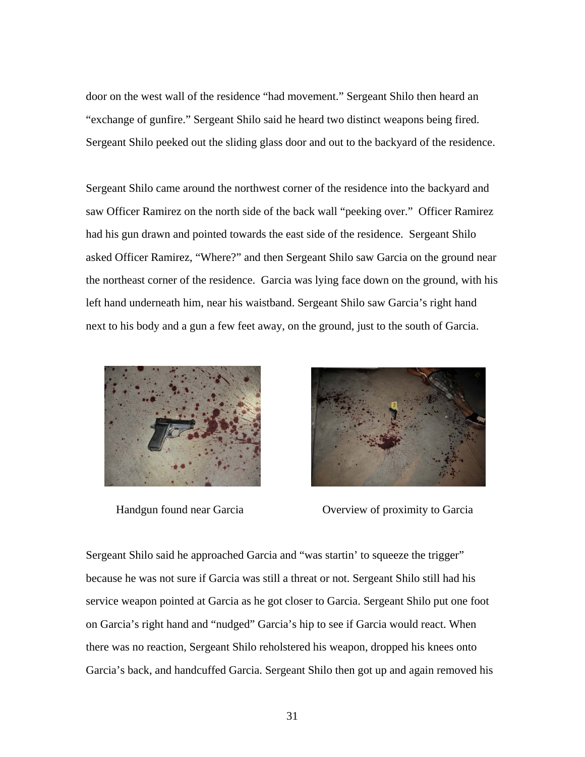door on the west wall of the residence "had movement." Sergeant Shilo then heard an "exchange of gunfire." Sergeant Shilo said he heard two distinct weapons being fired. Sergeant Shilo peeked out the sliding glass door and out to the backyard of the residence.

Sergeant Shilo came around the northwest corner of the residence into the backyard and saw Officer Ramirez on the north side of the back wall "peeking over." Officer Ramirez had his gun drawn and pointed towards the east side of the residence. Sergeant Shilo asked Officer Ramirez, "Where?" and then Sergeant Shilo saw Garcia on the ground near the northeast corner of the residence. Garcia was lying face down on the ground, with his left hand underneath him, near his waistband. Sergeant Shilo saw Garcia's right hand next to his body and a gun a few feet away, on the ground, just to the south of Garcia.

Handgun found near Garcia

Overview of proximity to Garcia

Sergeant Shilo said he approached Garcia and "was startin' to squeeze the trigger" because he was not sure if Garcia was still a threat or not. Sergeant Shilo still had his service weapon pointed at Garcia as he got closer to Garcia. Sergeant Shilo put one foot on Garcia's right hand and "nudged" Garcia's hip to see if Garcia would react. When there was no reaction, Sergeant Shilo reholstered his weapon, dropped his knees onto Garcia's back, and handcuffed Garcia. Sergeant Shilo then got up and again removed his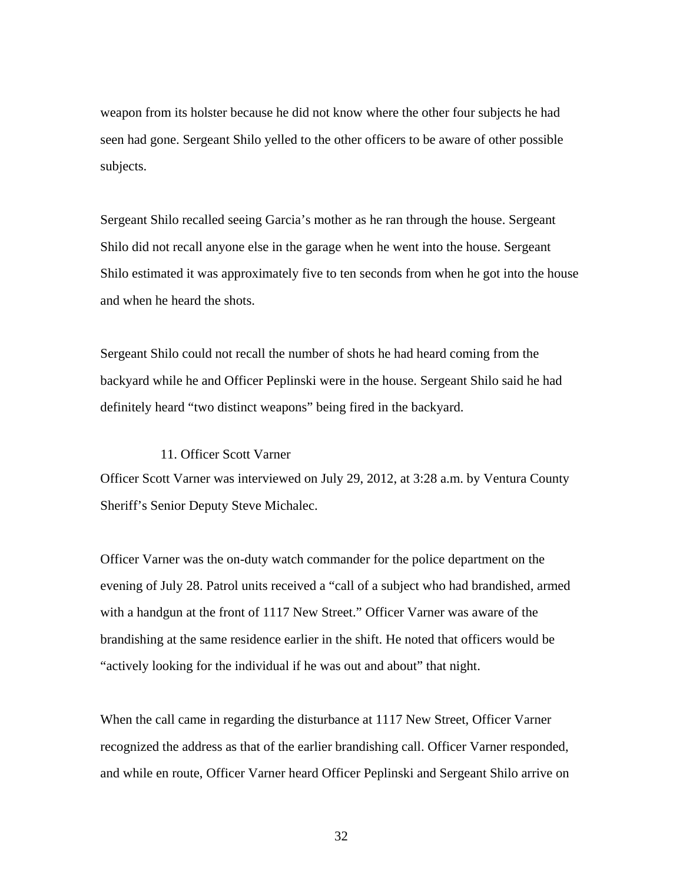weapon from its holster because he did not know where the other four subjects he had seen had gone. Sergeant Shilo yelled to the other officers to be aware of other possible subjects.

Sergeant Shilo recalled seeing Garcia's mother as he ran through the house. Sergeant Shilo did not recall anyone else in the garage when he went into the house. Sergeant Shilo estimated it was approximately five to ten seconds from when he got into the house and when he heard the shots.

Sergeant Shilo could not recall the number of shots he had heard coming from the backyard while he and Officer Peplinski were in the house. Sergeant Shilo said he had definitely heard "two distinct weapons" being fired in the backyard.

### 11. Officer Scott Varner

Officer Scott Varner was interviewed on July 29, 2012, at 3:28 a.m. by Ventura County Sheriff's Senior Deputy Steve Michalec.

Officer Varner was the on-duty watch commander for the police department on the evening of July 28. Patrol units received a "call of a subject who had brandished, armed with a handgun at the front of 1117 New Street." Officer Varner was aware of the brandishing at the same residence earlier in the shift. He noted that officers would be "actively looking for the individual if he was out and about" that night.

When the call came in regarding the disturbance at 1117 New Street, Officer Varner recognized the address as that of the earlier brandishing call. Officer Varner responded, and while en route, Officer Varner heard Officer Peplinski and Sergeant Shilo arrive on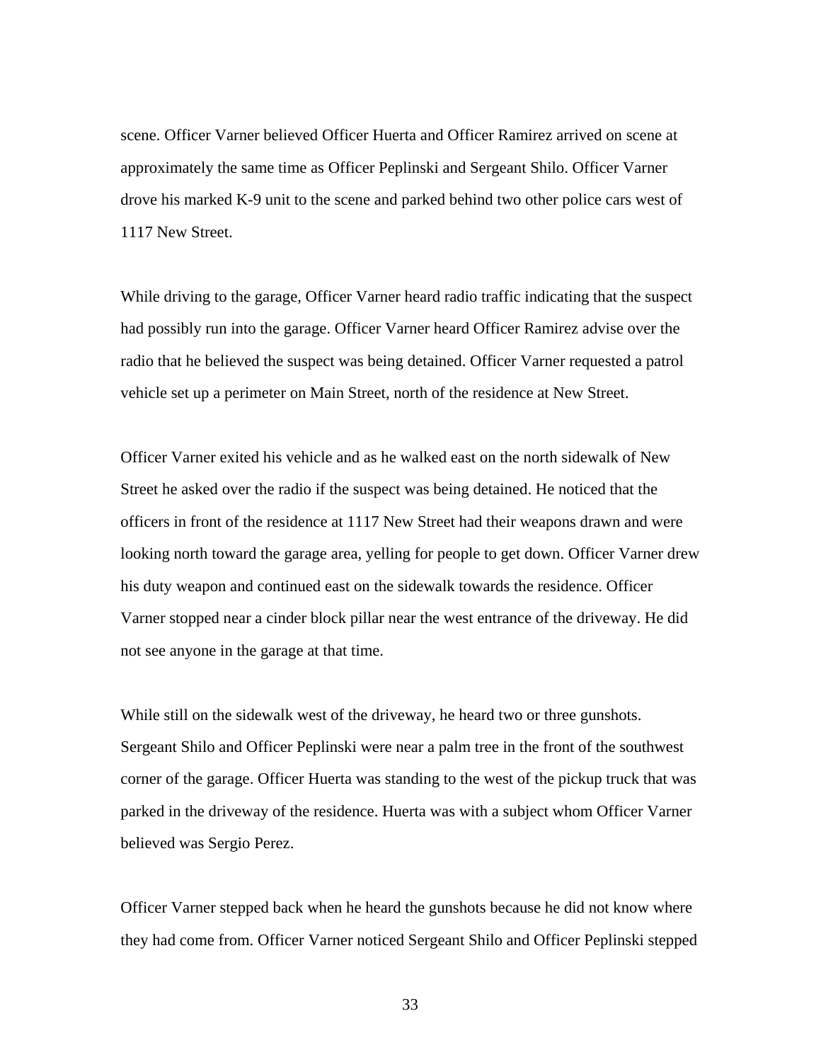scene. Officer Varner believed Officer Huerta and Officer Ramirez arrived on scene at approximately the same time as Officer Peplinski and Sergeant Shilo. Officer Varner drove his marked K-9 unit to the scene and parked behind two other police cars west of 1117 New Street.

While driving to the garage, Officer Varner heard radio traffic indicating that the suspect had possibly run into the garage. Officer Varner heard Officer Ramirez advise over the radio that he believed the suspect was being detained. Officer Varner requested a patrol vehicle set up a perimeter on Main Street, north of the residence at New Street.

Officer Varner exited his vehicle and as he walked east on the north sidewalk of New Street he asked over the radio if the suspect was being detained. He noticed that the officers in front of the residence at 1117 New Street had their weapons drawn and were looking north toward the garage area, yelling for people to get down. Officer Varner drew his duty weapon and continued east on the sidewalk towards the residence. Officer Varner stopped near a cinder block pillar near the west entrance of the driveway. He did not see anyone in the garage at that time.

While still on the sidewalk west of the driveway, he heard two or three gunshots. Sergeant Shilo and Officer Peplinski were near a palm tree in the front of the southwest corner of the garage. Officer Huerta was standing to the west of the pickup truck that was parked in the driveway of the residence. Huerta was with a subject whom Officer Varner believed was Sergio Perez.

Officer Varner stepped back when he heard the gunshots because he did not know where they had come from. Officer Varner noticed Sergeant Shilo and Officer Peplinski stepped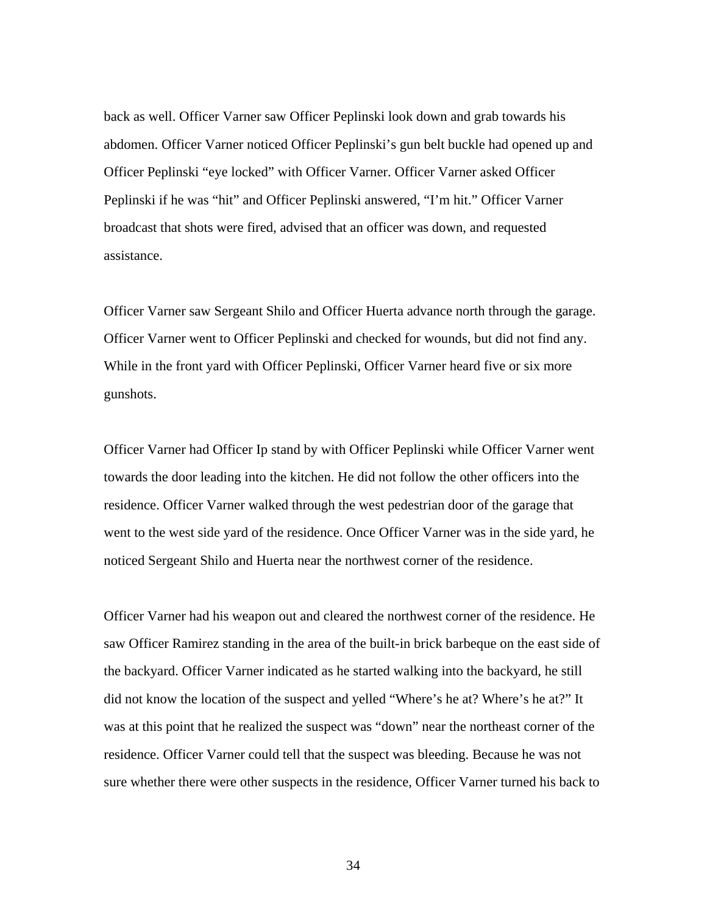back as well. Officer Varner saw Officer Peplinski look down and grab towards his abdomen. Officer Varner noticed Officer Peplinski's gun belt buckle had opened up and Officer Peplinski "eye locked" with Officer Varner. Officer Varner asked Officer Peplinski if he was "hit" and Officer Peplinski answered, "I'm hit." Officer Varner broadcast that shots were fired, advised that an officer was down, and requested assistance.

Officer Varner saw Sergeant Shilo and Officer Huerta advance north through the garage. Officer Varner went to Officer Peplinski and checked for wounds, but did not find any. While in the front yard with Officer Peplinski, Officer Varner heard five or six more gunshots.

Officer Varner had Officer Ip stand by with Officer Peplinski while Officer Varner went towards the door leading into the kitchen. He did not follow the other officers into the residence. Officer Varner walked through the west pedestrian door of the garage that went to the west side yard of the residence. Once Officer Varner was in the side yard, he noticed Sergeant Shilo and Huerta near the northwest corner of the residence.

Officer Varner had his weapon out and cleared the northwest corner of the residence. He saw Officer Ramirez standing in the area of the built-in brick barbeque on the east side of the backyard. Officer Varner indicated as he started walking into the backyard, he still did not know the location of the suspect and yelled "Where's he at? Where's he at?" It was at this point that he realized the suspect was "down" near the northeast corner of the residence. Officer Varner could tell that the suspect was bleeding. Because he was not sure whether there were other suspects in the residence, Officer Varner turned his back to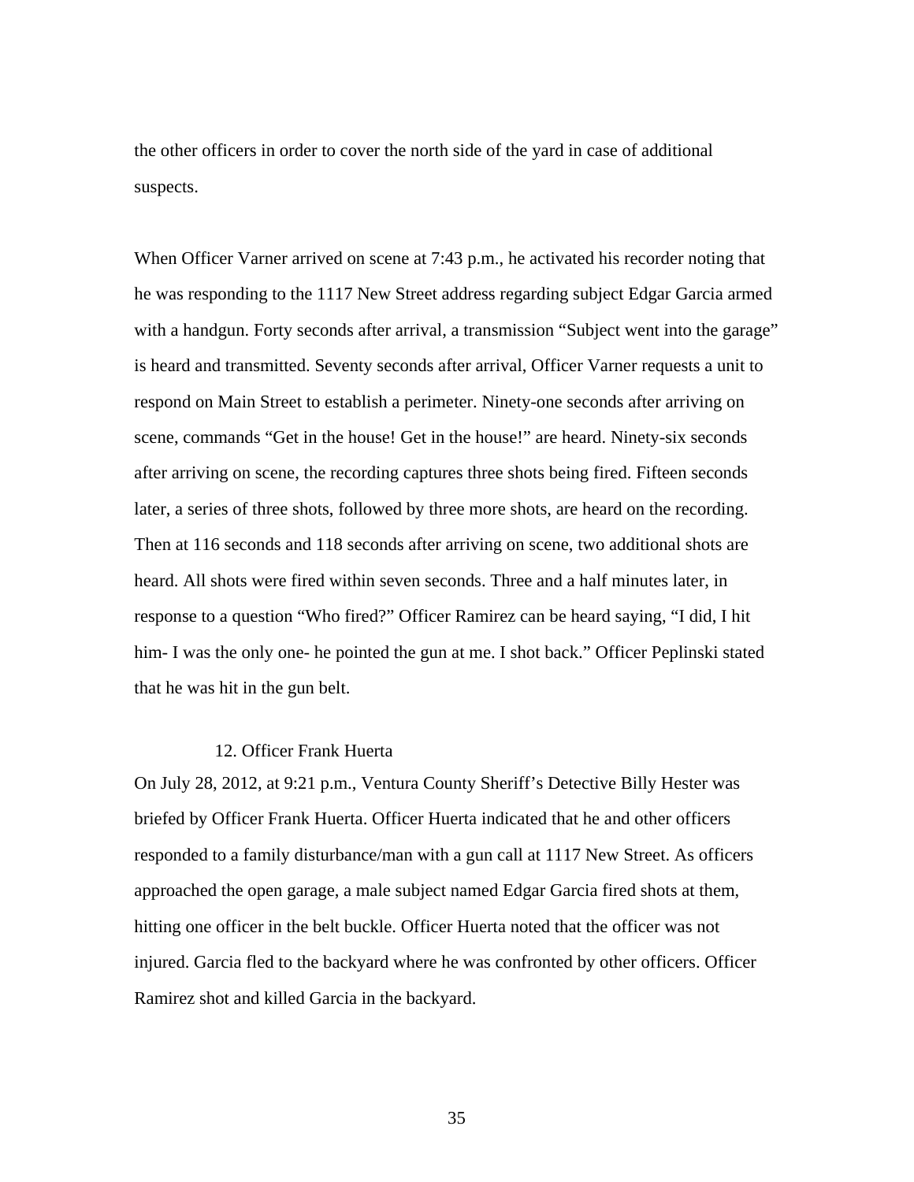the other officers in order to cover the north side of the yard in case of additional suspects.

When Officer Varner arrived on scene at 7:43 p.m., he activated his recorder noting that he was responding to the 1117 New Street address regarding subject Edgar Garcia armed with a handgun. Forty seconds after arrival, a transmission "Subject went into the garage" is heard and transmitted. Seventy seconds after arrival, Officer Varner requests a unit to respond on Main Street to establish a perimeter. Ninety-one seconds after arriving on scene, commands "Get in the house! Get in the house!" are heard. Ninety-six seconds after arriving on scene, the recording captures three shots being fired. Fifteen seconds later, a series of three shots, followed by three more shots, are heard on the recording. Then at 116 seconds and 118 seconds after arriving on scene, two additional shots are heard. All shots were fired within seven seconds. Three and a half minutes later, in response to a question "Who fired?" Officer Ramirez can be heard saying, "I did, I hit him- I was the only one- he pointed the gun at me. I shot back." Officer Peplinski stated that he was hit in the gun belt.

12. Officer Frank Huerta

On July 28, 2012, at 9:21 p.m., Ventura County Sheriff's Detective Billy Hester was briefed by Officer Frank Huerta. Officer Huerta indicated that he and other officers responded to a family disturbance/man with a gun call at 1117 New Street. As officers approached the open garage, a male subject named Edgar Garcia fired shots at them, hitting one officer in the belt buckle. Officer Huerta noted that the officer was not injured. Garcia fled to the backyard where he was confronted by other officers. Officer Ramirez shot and killed Garcia in the backyard.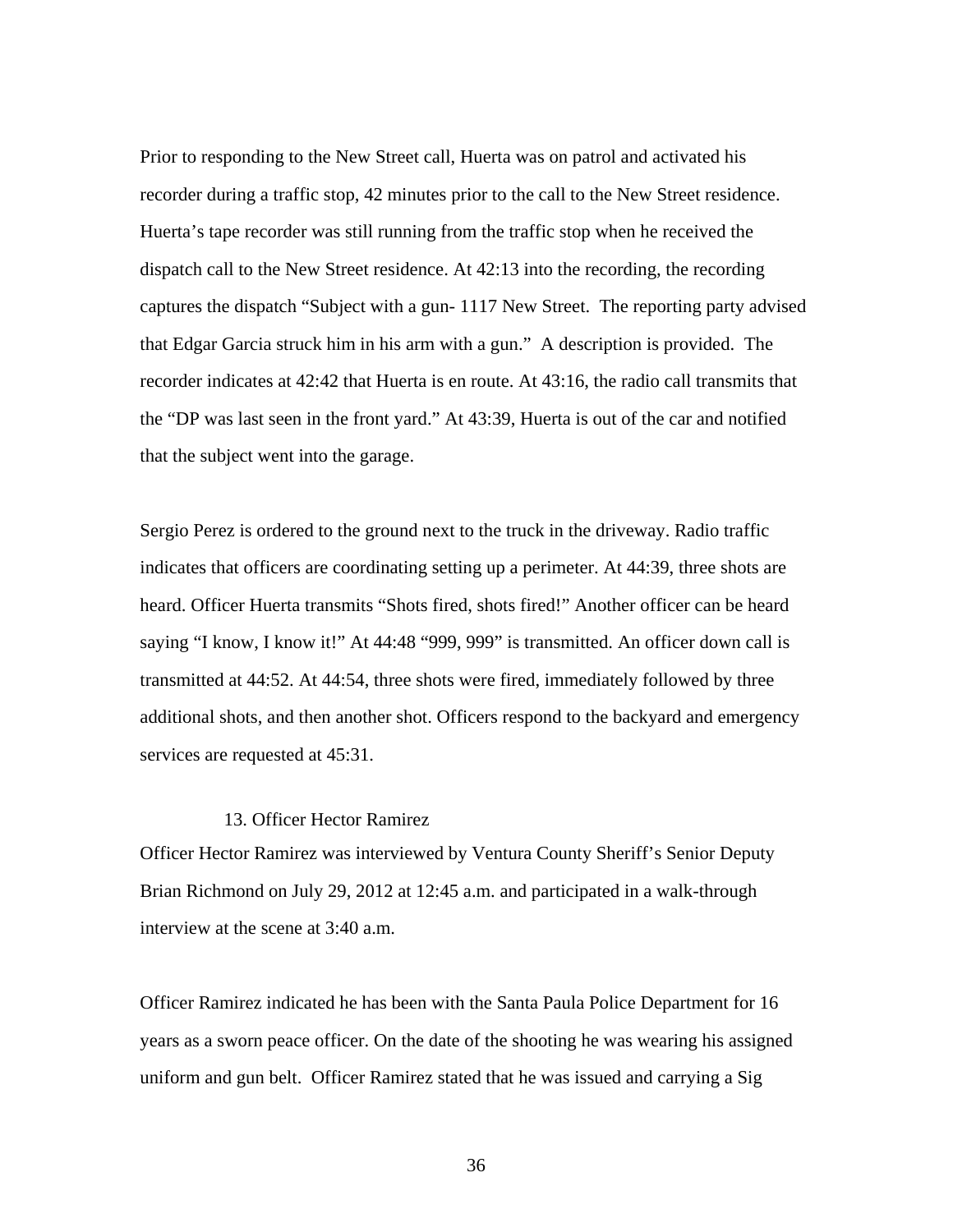Prior to responding to the New Street call, Huerta was on patrol and activated his recorder during a traffic stop, 42 minutes prior to the call to the New Street residence. Huerta's tape recorder was still running from the traffic stop when he received the dispatch call to the New Street residence. At 42:13 into the recording, the recording captures the dispatch "Subject with a gun- 1117 New Street. The reporting party advised that Edgar Garcia struck him in his arm with a gun." A description is provided. The recorder indicates at 42:42 that Huerta is en route. At 43:16, the radio call transmits that the "DP was last seen in the front yard." At 43:39, Huerta is out of the car and notified that the subject went into the garage.

Sergio Perez is ordered to the ground next to the truck in the driveway. Radio traffic indicates that officers are coordinating setting up a perimeter. At 44:39, three shots are heard. Officer Huerta transmits "Shots fired, shots fired!" Another officer can be heard saying "I know, I know it!" At 44:48 "999, 999" is transmitted. An officer down call is transmitted at 44:52. At 44:54, three shots were fired, immediately followed by three additional shots, and then another shot. Officers respond to the backyard and emergency services are requested at 45:31.

13. Officer Hector Ramirez

Officer Hector Ramirez was interviewed by Ventura County Sheriff's Senior Deputy Brian Richmond on July 29, 2012 at 12:45 a.m. and participated in a walk-through interview at the scene at 3:40 a.m.

Officer Ramirez indicated he has been with the Santa Paula Police Department for 16 years as a sworn peace officer. On the date of the shooting he was wearing his assigned uniform and gun belt. Officer Ramirez stated that he was issued and carrying a Sig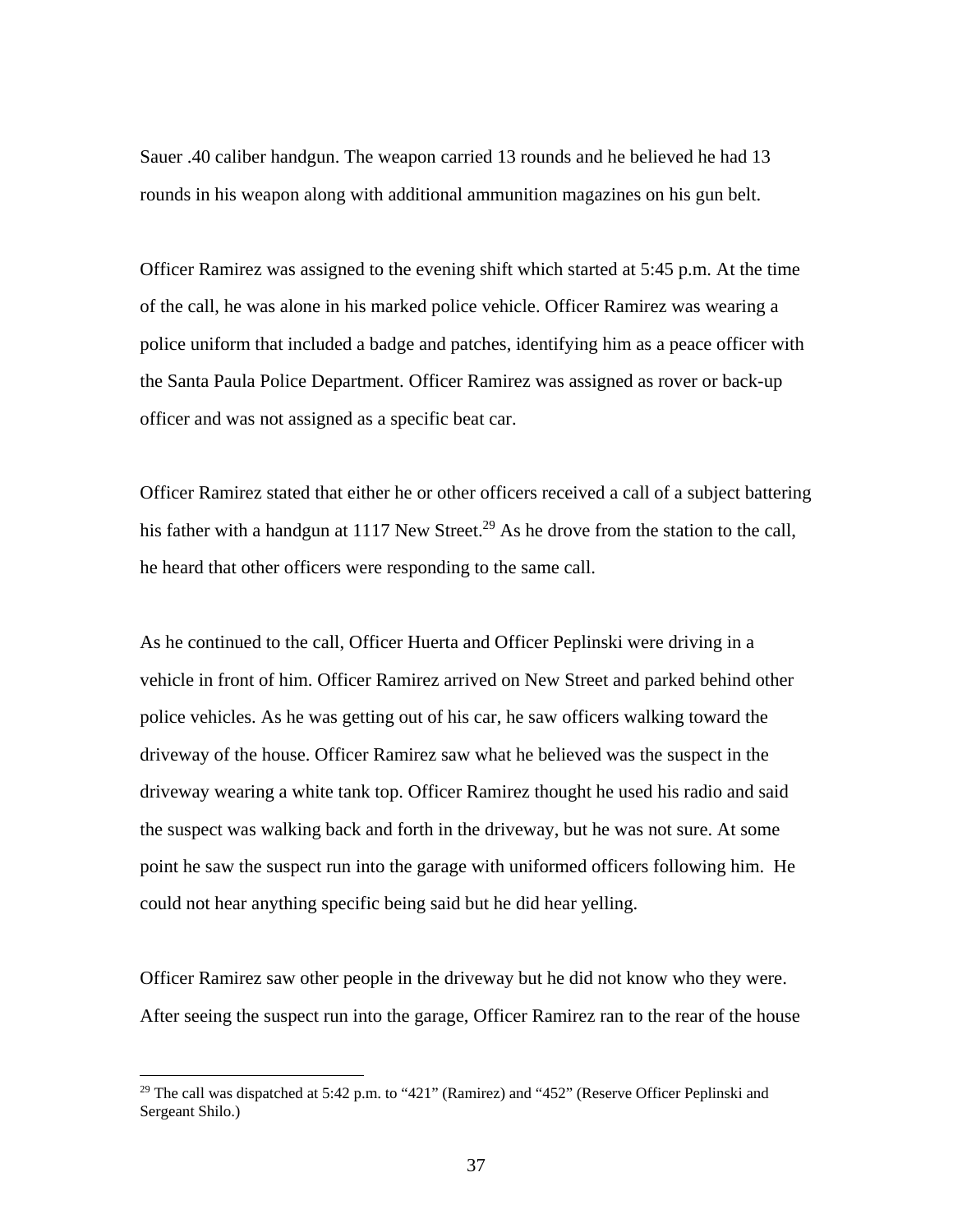Sauer .40 caliber handgun. The weapon carried 13 rounds and he believed he had 13 rounds in his weapon along with additional ammunition magazines on his gun belt.

Officer Ramirez was assigned to the evening shift which started at 5:45 p.m. At the time of the call, he was alone in his marked police vehicle. Officer Ramirez was wearing a police uniform that included a badge and patches, identifying him as a peace officer with the Santa Paula Police Department. Officer Ramirez was assigned as rover or back-up officer and was not assigned as a specific beat car.

Officer Ramirez stated that either he or other officers received a call of a subject battering his father with a handgun at 1117 New Street.[29] As he drove from the station to the call, he heard that other officers were responding to the same call.

As he continued to the call, Officer Huerta and Officer Peplinski were driving in a vehicle in front of him. Officer Ramirez arrived on New Street and parked behind other police vehicles. As he was getting out of his car, he saw officers walking toward the driveway of the house. Officer Ramirez saw what he believed was the suspect in the driveway wearing a white tank top. Officer Ramirez thought he used his radio and said the suspect was walking back and forth in the driveway, but he was not sure. At some point he saw the suspect run into the garage with uniformed officers following him. He could not hear anything specific being said but he did hear yelling.

Officer Ramirez saw other people in the driveway but he did not know who they were. After seeing the suspect run into the garage, Officer Ramirez ran to the rear of the house

---

[29] The call was dispatched at 5:42 p.m. to "421" (Ramirez) and "452" (Reserve Officer Peplinski and Sergeant Shilo.)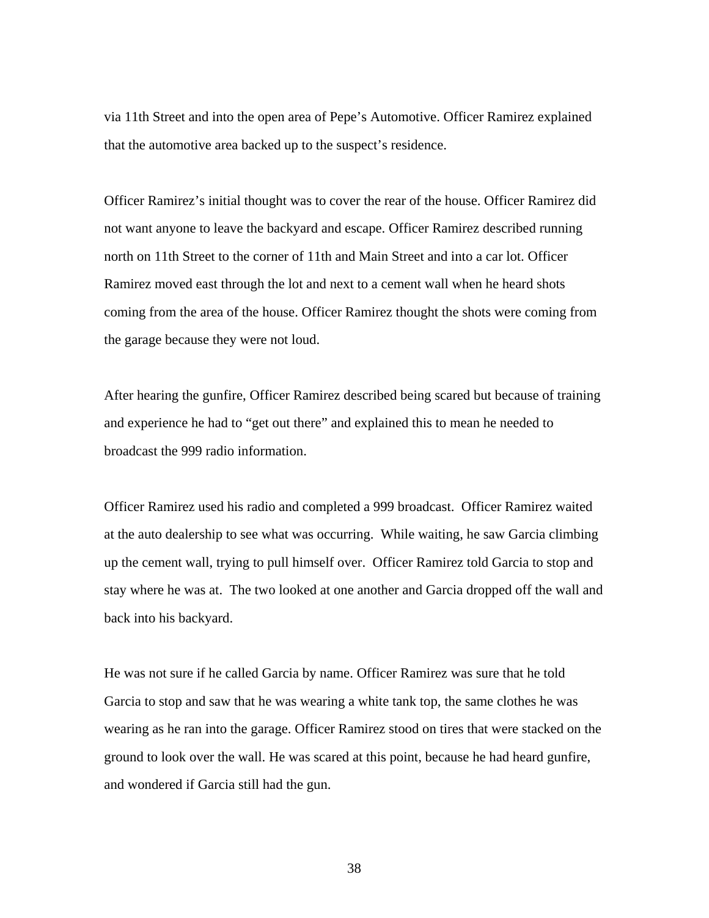via 11th Street and into the open area of Pepe's Automotive. Officer Ramirez explained that the automotive area backed up to the suspect's residence.

Officer Ramirez's initial thought was to cover the rear of the house. Officer Ramirez did not want anyone to leave the backyard and escape. Officer Ramirez described running north on 11th Street to the corner of 11th and Main Street and into a car lot. Officer Ramirez moved east through the lot and next to a cement wall when he heard shots coming from the area of the house. Officer Ramirez thought the shots were coming from the garage because they were not loud.

After hearing the gunfire, Officer Ramirez described being scared but because of training and experience he had to "get out there" and explained this to mean he needed to broadcast the 999 radio information.

Officer Ramirez used his radio and completed a 999 broadcast. Officer Ramirez waited at the auto dealership to see what was occurring. While waiting, he saw Garcia climbing up the cement wall, trying to pull himself over. Officer Ramirez told Garcia to stop and stay where he was at. The two looked at one another and Garcia dropped off the wall and back into his backyard.

He was not sure if he called Garcia by name. Officer Ramirez was sure that he told Garcia to stop and saw that he was wearing a white tank top, the same clothes he was wearing as he ran into the garage. Officer Ramirez stood on tires that were stacked on the ground to look over the wall. He was scared at this point, because he had heard gunfire, and wondered if Garcia still had the gun.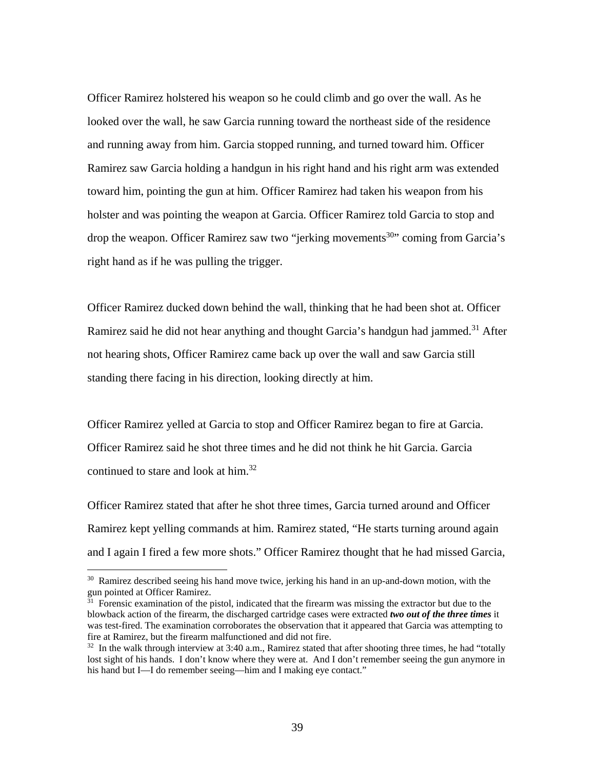Officer Ramirez holstered his weapon so he could climb and go over the wall. As he looked over the wall, he saw Garcia running toward the northeast side of the residence and running away from him. Garcia stopped running, and turned toward him. Officer Ramirez saw Garcia holding a handgun in his right hand and his right arm was extended toward him, pointing the gun at him. Officer Ramirez had taken his weapon from his holster and was pointing the weapon at Garcia. Officer Ramirez told Garcia to stop and drop the weapon. Officer Ramirez saw two "jerking movements[30]" coming from Garcia's right hand as if he was pulling the trigger.

Officer Ramirez ducked down behind the wall, thinking that he had been shot at. Officer Ramirez said he did not hear anything and thought Garcia's handgun had jammed.[31] After not hearing shots, Officer Ramirez came back up over the wall and saw Garcia still standing there facing in his direction, looking directly at him.

Officer Ramirez yelled at Garcia to stop and Officer Ramirez began to fire at Garcia. Officer Ramirez said he shot three times and he did not think he hit Garcia. Garcia continued to stare and look at him.[32]

Officer Ramirez stated that after he shot three times, Garcia turned around and Officer Ramirez kept yelling commands at him. Ramirez stated, "He starts turning around again and I again I fired a few more shots." Officer Ramirez thought that he had missed Garcia,

---

[30] Ramirez described seeing his hand move twice, jerking his hand in an up-and-down motion, with the gun pointed at Officer Ramirez.

[31] Forensic examination of the pistol, indicated that the firearm was missing the extractor but due to the blowback action of the firearm, the discharged cartridge cases were extracted ***two out of the three times*** it was test-fired. The examination corroborates the observation that it appeared that Garcia was attempting to fire at Ramirez, but the firearm malfunctioned and did not fire.

[32] In the walk through interview at 3:40 a.m., Ramirez stated that after shooting three times, he had "totally lost sight of his hands. I don't know where they were at. And I don't remember seeing the gun anymore in his hand but I—I do remember seeing—him and I making eye contact."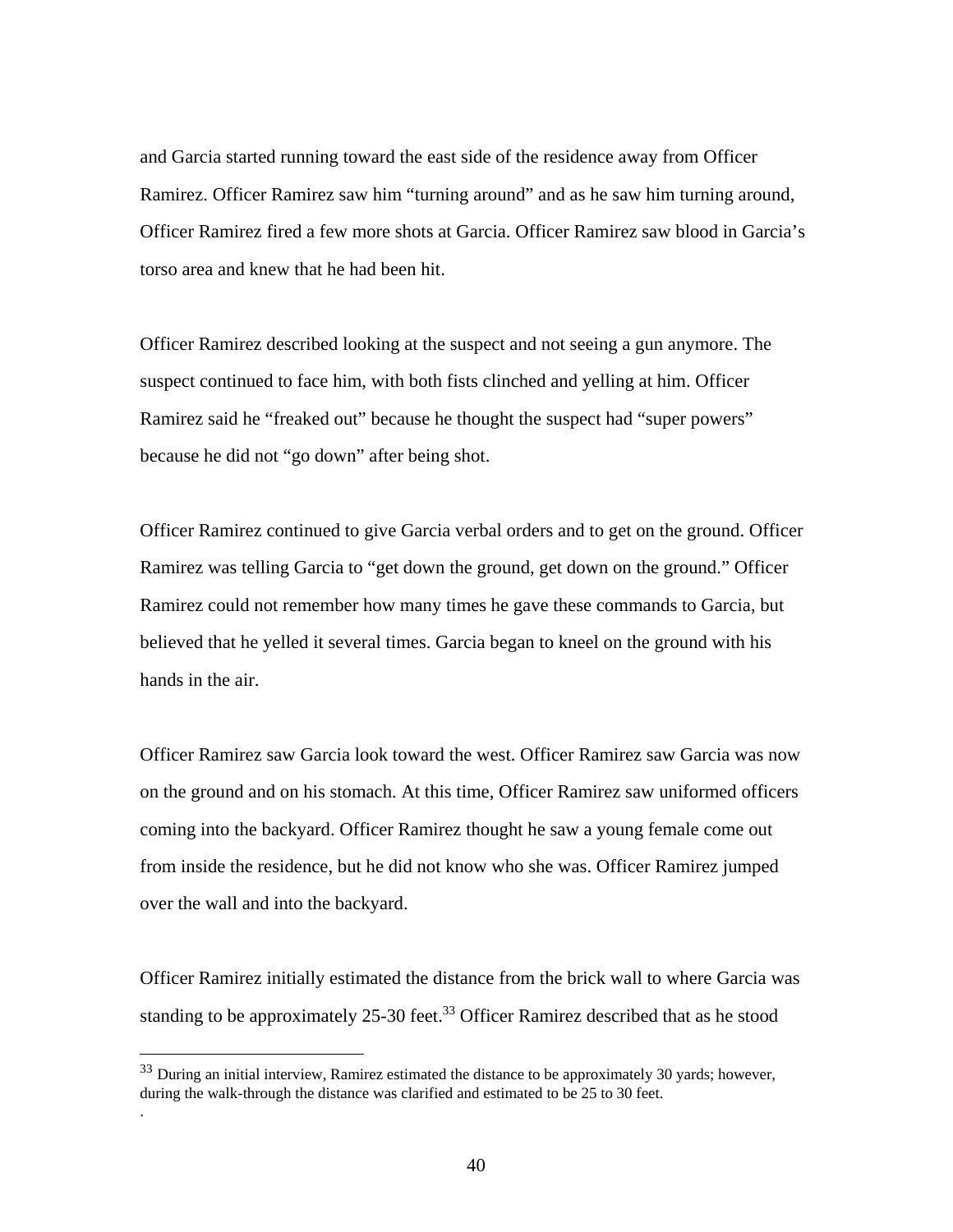and Garcia started running toward the east side of the residence away from Officer Ramirez. Officer Ramirez saw him "turning around" and as he saw him turning around, Officer Ramirez fired a few more shots at Garcia. Officer Ramirez saw blood in Garcia's torso area and knew that he had been hit.

Officer Ramirez described looking at the suspect and not seeing a gun anymore. The suspect continued to face him, with both fists clinched and yelling at him. Officer Ramirez said he "freaked out" because he thought the suspect had "super powers" because he did not "go down" after being shot.

Officer Ramirez continued to give Garcia verbal orders and to get on the ground. Officer Ramirez was telling Garcia to "get down the ground, get down on the ground." Officer Ramirez could not remember how many times he gave these commands to Garcia, but believed that he yelled it several times. Garcia began to kneel on the ground with his hands in the air.

Officer Ramirez saw Garcia look toward the west. Officer Ramirez saw Garcia was now on the ground and on his stomach. At this time, Officer Ramirez saw uniformed officers coming into the backyard. Officer Ramirez thought he saw a young female come out from inside the residence, but he did not know who she was. Officer Ramirez jumped over the wall and into the backyard.

Officer Ramirez initially estimated the distance from the brick wall to where Garcia was standing to be approximately 25-30 feet.[33] Officer Ramirez described that as he stood

---

[33] During an initial interview, Ramirez estimated the distance to be approximately 30 yards; however, during the walk-through the distance was clarified and estimated to be 25 to 30 feet.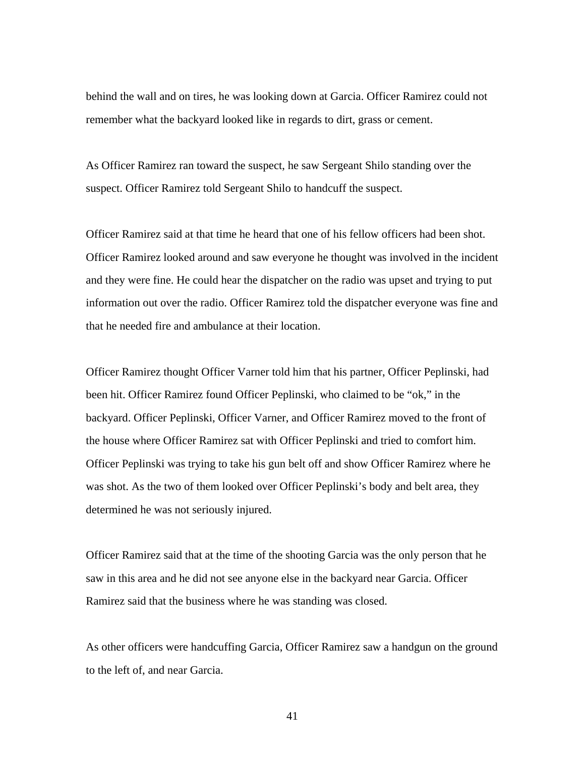behind the wall and on tires, he was looking down at Garcia. Officer Ramirez could not remember what the backyard looked like in regards to dirt, grass or cement.

As Officer Ramirez ran toward the suspect, he saw Sergeant Shilo standing over the suspect. Officer Ramirez told Sergeant Shilo to handcuff the suspect.

Officer Ramirez said at that time he heard that one of his fellow officers had been shot. Officer Ramirez looked around and saw everyone he thought was involved in the incident and they were fine. He could hear the dispatcher on the radio was upset and trying to put information out over the radio. Officer Ramirez told the dispatcher everyone was fine and that he needed fire and ambulance at their location.

Officer Ramirez thought Officer Varner told him that his partner, Officer Peplinski, had been hit. Officer Ramirez found Officer Peplinski, who claimed to be "ok," in the backyard. Officer Peplinski, Officer Varner, and Officer Ramirez moved to the front of the house where Officer Ramirez sat with Officer Peplinski and tried to comfort him. Officer Peplinski was trying to take his gun belt off and show Officer Ramirez where he was shot. As the two of them looked over Officer Peplinski's body and belt area, they determined he was not seriously injured.

Officer Ramirez said that at the time of the shooting Garcia was the only person that he saw in this area and he did not see anyone else in the backyard near Garcia. Officer Ramirez said that the business where he was standing was closed.

As other officers were handcuffing Garcia, Officer Ramirez saw a handgun on the ground to the left of, and near Garcia.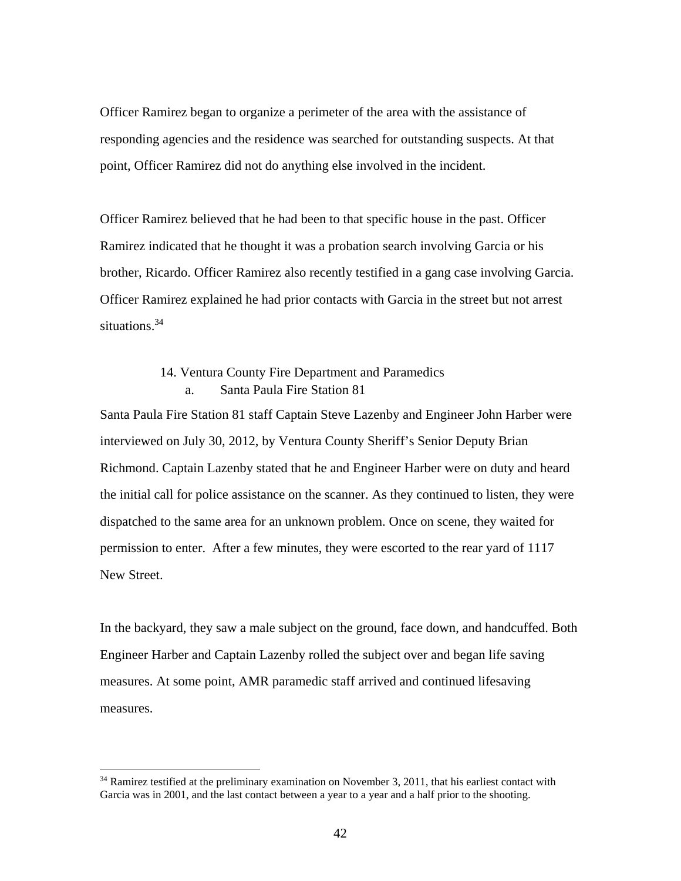Officer Ramirez began to organize a perimeter of the area with the assistance of responding agencies and the residence was searched for outstanding suspects. At that point, Officer Ramirez did not do anything else involved in the incident.

Officer Ramirez believed that he had been to that specific house in the past. Officer Ramirez indicated that he thought it was a probation search involving Garcia or his brother, Ricardo. Officer Ramirez also recently testified in a gang case involving Garcia. Officer Ramirez explained he had prior contacts with Garcia in the street but not arrest situations.[34]

### 14. Ventura County Fire Department and Paramedics

#### a. Santa Paula Fire Station 81

Santa Paula Fire Station 81 staff Captain Steve Lazenby and Engineer John Harber were interviewed on July 30, 2012, by Ventura County Sheriff's Senior Deputy Brian Richmond. Captain Lazenby stated that he and Engineer Harber were on duty and heard the initial call for police assistance on the scanner. As they continued to listen, they were dispatched to the same area for an unknown problem. Once on scene, they waited for permission to enter. After a few minutes, they were escorted to the rear yard of 1117 New Street.

In the backyard, they saw a male subject on the ground, face down, and handcuffed. Both Engineer Harber and Captain Lazenby rolled the subject over and began life saving measures. At some point, AMR paramedic staff arrived and continued lifesaving measures.

---

[34] Ramirez testified at the preliminary examination on November 3, 2011, that his earliest contact with Garcia was in 2001, and the last contact between a year to a year and a half prior to the shooting.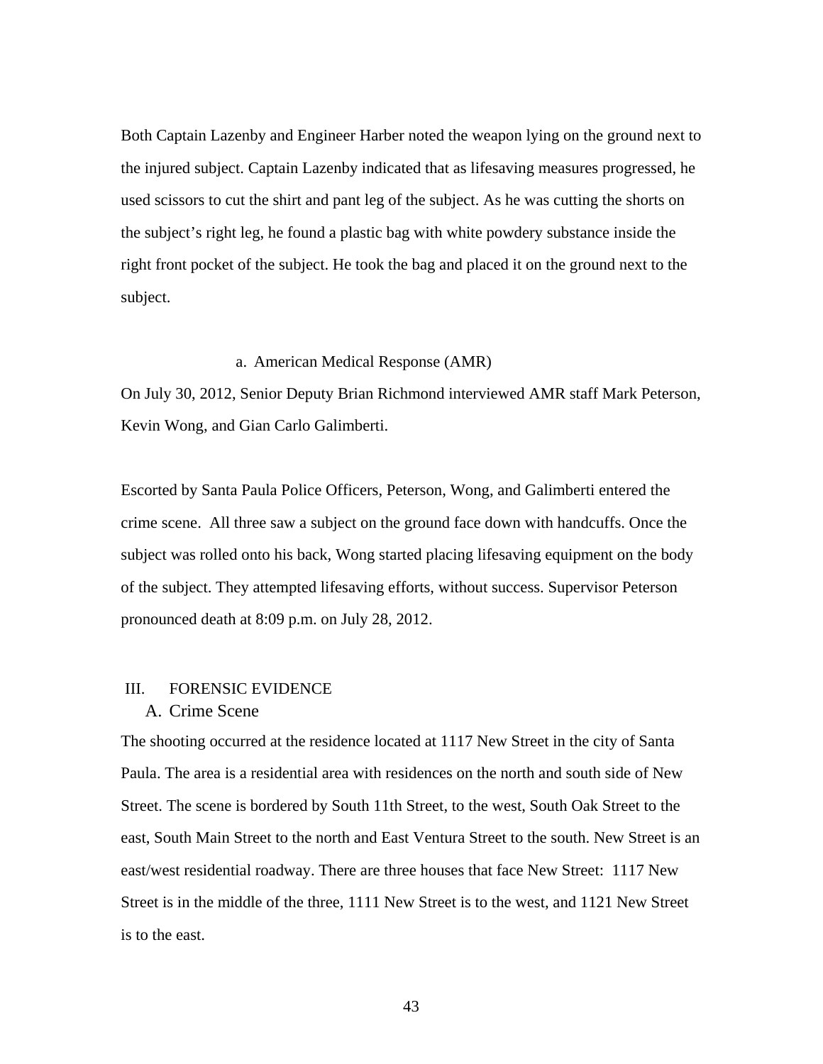Both Captain Lazenby and Engineer Harber noted the weapon lying on the ground next to the injured subject. Captain Lazenby indicated that as lifesaving measures progressed, he used scissors to cut the shirt and pant leg of the subject. As he was cutting the shorts on the subject's right leg, he found a plastic bag with white powdery substance inside the right front pocket of the subject. He took the bag and placed it on the ground next to the subject.

a. American Medical Response (AMR)

On July 30, 2012, Senior Deputy Brian Richmond interviewed AMR staff Mark Peterson, Kevin Wong, and Gian Carlo Galimberti.

Escorted by Santa Paula Police Officers, Peterson, Wong, and Galimberti entered the crime scene. All three saw a subject on the ground face down with handcuffs. Once the subject was rolled onto his back, Wong started placing lifesaving equipment on the body of the subject. They attempted lifesaving efforts, without success. Supervisor Peterson pronounced death at 8:09 p.m. on July 28, 2012.

## III. FORENSIC EVIDENCE

### A. Crime Scene

The shooting occurred at the residence located at 1117 New Street in the city of Santa Paula. The area is a residential area with residences on the north and south side of New Street. The scene is bordered by South 11th Street, to the west, South Oak Street to the east, South Main Street to the north and East Ventura Street to the south. New Street is an east/west residential roadway. There are three houses that face New Street: 1117 New Street is in the middle of the three, 1111 New Street is to the west, and 1121 New Street is to the east.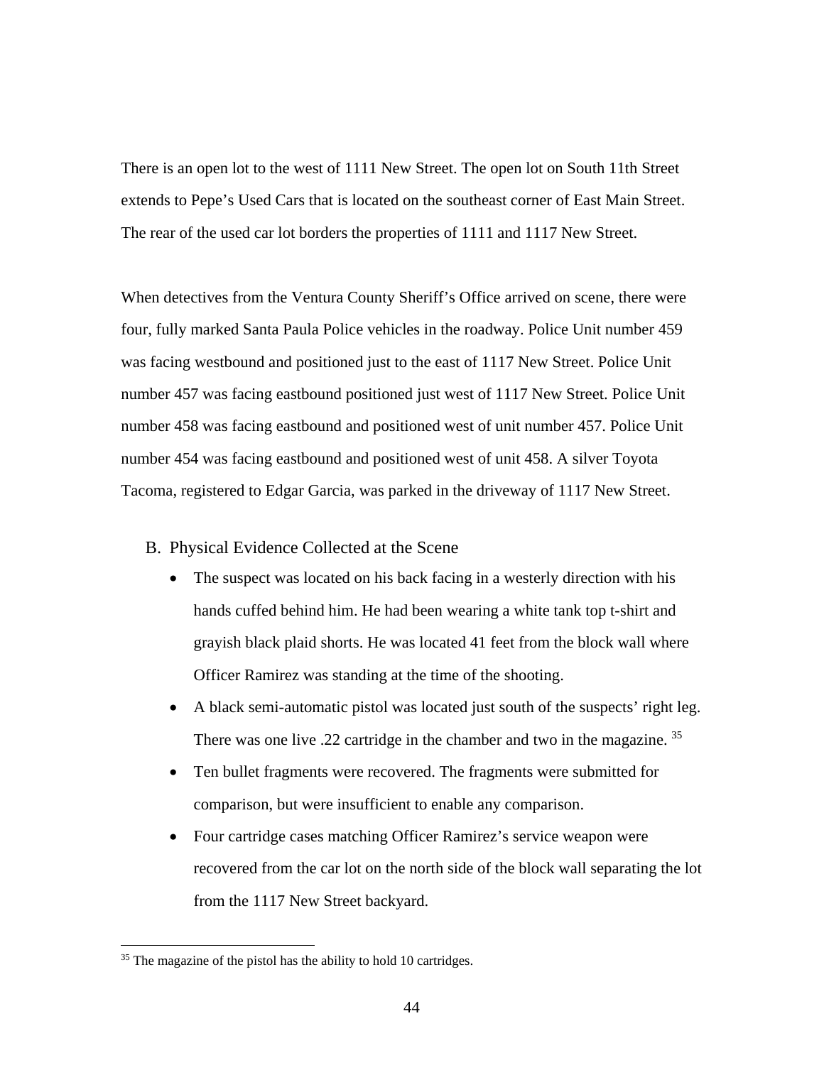There is an open lot to the west of 1111 New Street. The open lot on South 11th Street extends to Pepe's Used Cars that is located on the southeast corner of East Main Street. The rear of the used car lot borders the properties of 1111 and 1117 New Street.

When detectives from the Ventura County Sheriff's Office arrived on scene, there were four, fully marked Santa Paula Police vehicles in the roadway. Police Unit number 459 was facing westbound and positioned just to the east of 1117 New Street. Police Unit number 457 was facing eastbound positioned just west of 1117 New Street. Police Unit number 458 was facing eastbound and positioned west of unit number 457. Police Unit number 454 was facing eastbound and positioned west of unit 458. A silver Toyota Tacoma, registered to Edgar Garcia, was parked in the driveway of 1117 New Street.

## B. Physical Evidence Collected at the Scene

- The suspect was located on his back facing in a westerly direction with his hands cuffed behind him. He had been wearing a white tank top t-shirt and grayish black plaid shorts. He was located 41 feet from the block wall where Officer Ramirez was standing at the time of the shooting.
- A black semi-automatic pistol was located just south of the suspects' right leg. There was one live .22 cartridge in the chamber and two in the magazine. [35]
- Ten bullet fragments were recovered. The fragments were submitted for comparison, but were insufficient to enable any comparison.
- Four cartridge cases matching Officer Ramirez's service weapon were recovered from the car lot on the north side of the block wall separating the lot from the 1117 New Street backyard.

---

[35] The magazine of the pistol has the ability to hold 10 cartridges.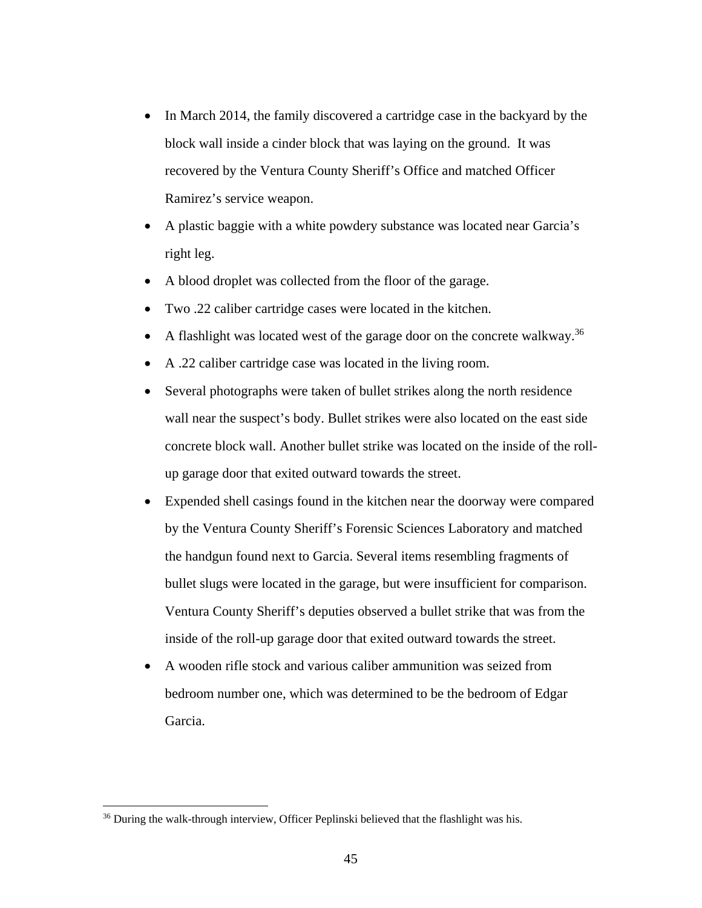- In March 2014, the family discovered a cartridge case in the backyard by the block wall inside a cinder block that was laying on the ground. It was recovered by the Ventura County Sheriff's Office and matched Officer Ramirez's service weapon.
- A plastic baggie with a white powdery substance was located near Garcia's right leg.
- A blood droplet was collected from the floor of the garage.
- Two .22 caliber cartridge cases were located in the kitchen.
- A flashlight was located west of the garage door on the concrete walkway.[36]
- A .22 caliber cartridge case was located in the living room.
- Several photographs were taken of bullet strikes along the north residence wall near the suspect's body. Bullet strikes were also located on the east side concrete block wall. Another bullet strike was located on the inside of the roll-up garage door that exited outward towards the street.
- Expended shell casings found in the kitchen near the doorway were compared by the Ventura County Sheriff's Forensic Sciences Laboratory and matched the handgun found next to Garcia. Several items resembling fragments of bullet slugs were located in the garage, but were insufficient for comparison. Ventura County Sheriff's deputies observed a bullet strike that was from the inside of the roll-up garage door that exited outward towards the street.
- A wooden rifle stock and various caliber ammunition was seized from bedroom number one, which was determined to be the bedroom of Edgar Garcia.

[36] During the walk-through interview, Officer Peplinski believed that the flashlight was his.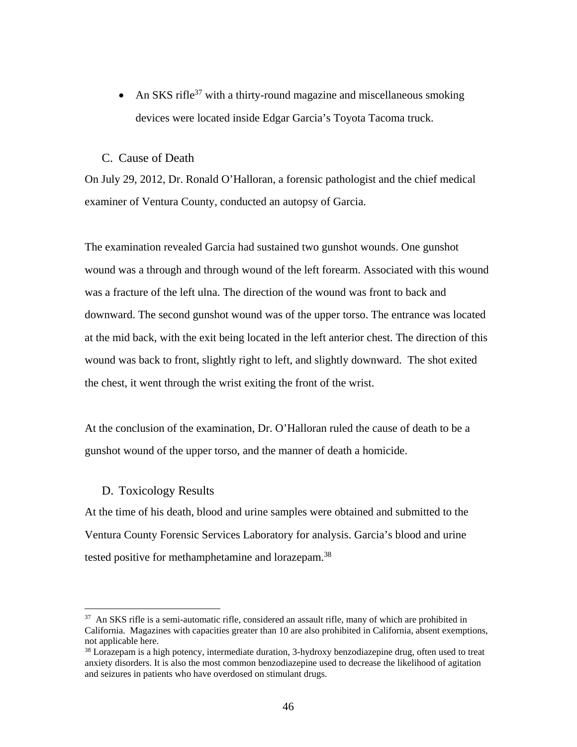- An SKS rifle[37] with a thirty-round magazine and miscellaneous smoking devices were located inside Edgar Garcia's Toyota Tacoma truck.

### C. Cause of Death

On July 29, 2012, Dr. Ronald O'Halloran, a forensic pathologist and the chief medical examiner of Ventura County, conducted an autopsy of Garcia.

The examination revealed Garcia had sustained two gunshot wounds. One gunshot wound was a through and through wound of the left forearm. Associated with this wound was a fracture of the left ulna. The direction of the wound was front to back and downward. The second gunshot wound was of the upper torso. The entrance was located at the mid back, with the exit being located in the left anterior chest. The direction of this wound was back to front, slightly right to left, and slightly downward. The shot exited the chest, it went through the wrist exiting the front of the wrist.

At the conclusion of the examination, Dr. O'Halloran ruled the cause of death to be a gunshot wound of the upper torso, and the manner of death a homicide.

### D. Toxicology Results

At the time of his death, blood and urine samples were obtained and submitted to the Ventura County Forensic Services Laboratory for analysis. Garcia's blood and urine tested positive for methamphetamine and lorazepam.[38]

---

[37] An SKS rifle is a semi-automatic rifle, considered an assault rifle, many of which are prohibited in California. Magazines with capacities greater than 10 are also prohibited in California, absent exemptions, not applicable here.

[38] Lorazepam is a high potency, intermediate duration, 3-hydroxy benzodiazepine drug, often used to treat anxiety disorders. It is also the most common benzodiazepine used to decrease the likelihood of agitation and seizures in patients who have overdosed on stimulant drugs.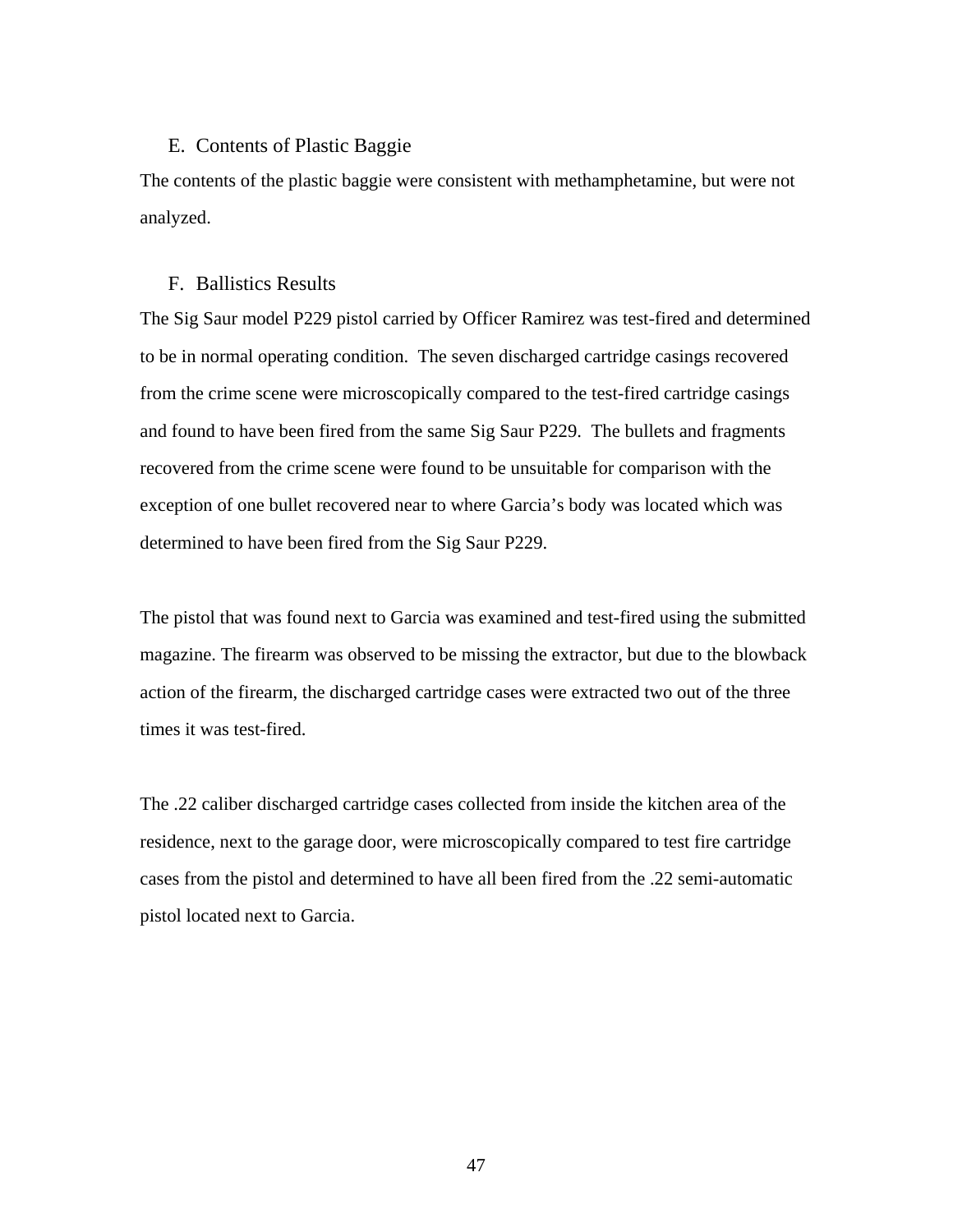## E. Contents of Plastic Baggie

The contents of the plastic baggie were consistent with methamphetamine, but were not analyzed.

## F. Ballistics Results

The Sig Saur model P229 pistol carried by Officer Ramirez was test-fired and determined to be in normal operating condition. The seven discharged cartridge casings recovered from the crime scene were microscopically compared to the test-fired cartridge casings and found to have been fired from the same Sig Saur P229. The bullets and fragments recovered from the crime scene were found to be unsuitable for comparison with the exception of one bullet recovered near to where Garcia's body was located which was determined to have been fired from the Sig Saur P229.

The pistol that was found next to Garcia was examined and test-fired using the submitted magazine. The firearm was observed to be missing the extractor, but due to the blowback action of the firearm, the discharged cartridge cases were extracted two out of the three times it was test-fired.

The .22 caliber discharged cartridge cases collected from inside the kitchen area of the residence, next to the garage door, were microscopically compared to test fire cartridge cases from the pistol and determined to have all been fired from the .22 semi-automatic pistol located next to Garcia.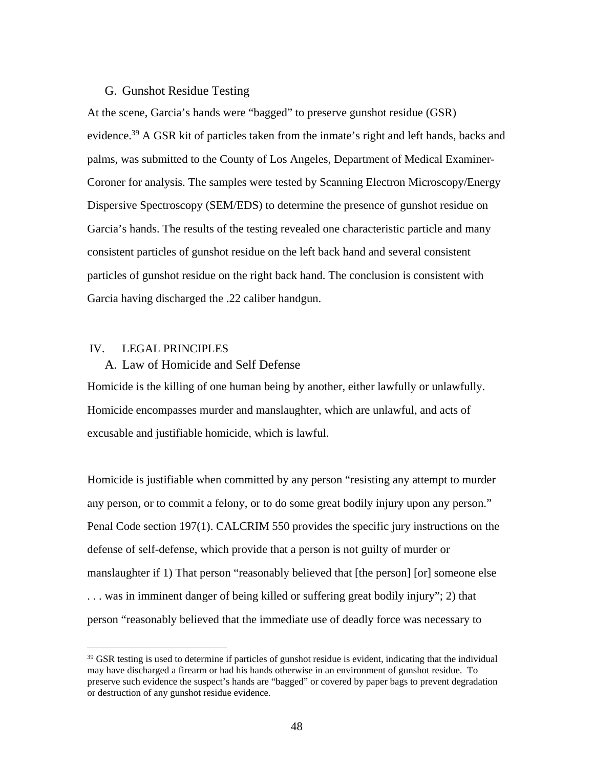### G. Gunshot Residue Testing

At the scene, Garcia's hands were "bagged" to preserve gunshot residue (GSR) evidence.[39] A GSR kit of particles taken from the inmate's right and left hands, backs and palms, was submitted to the County of Los Angeles, Department of Medical Examiner-Coroner for analysis. The samples were tested by Scanning Electron Microscopy/Energy Dispersive Spectroscopy (SEM/EDS) to determine the presence of gunshot residue on Garcia's hands. The results of the testing revealed one characteristic particle and many consistent particles of gunshot residue on the left back hand and several consistent particles of gunshot residue on the right back hand. The conclusion is consistent with Garcia having discharged the .22 caliber handgun.

## IV. LEGAL PRINCIPLES

### A. Law of Homicide and Self Defense

Homicide is the killing of one human being by another, either lawfully or unlawfully. Homicide encompasses murder and manslaughter, which are unlawful, and acts of excusable and justifiable homicide, which is lawful.

Homicide is justifiable when committed by any person "resisting any attempt to murder any person, or to commit a felony, or to do some great bodily injury upon any person." Penal Code section 197(1). CALCRIM 550 provides the specific jury instructions on the defense of self-defense, which provide that a person is not guilty of murder or manslaughter if 1) That person "reasonably believed that [the person] [or] someone else . . . was in imminent danger of being killed or suffering great bodily injury"; 2) that person "reasonably believed that the immediate use of deadly force was necessary to

---

[39] GSR testing is used to determine if particles of gunshot residue is evident, indicating that the individual may have discharged a firearm or had his hands otherwise in an environment of gunshot residue. To preserve such evidence the suspect's hands are "bagged" or covered by paper bags to prevent degradation or destruction of any gunshot residue evidence.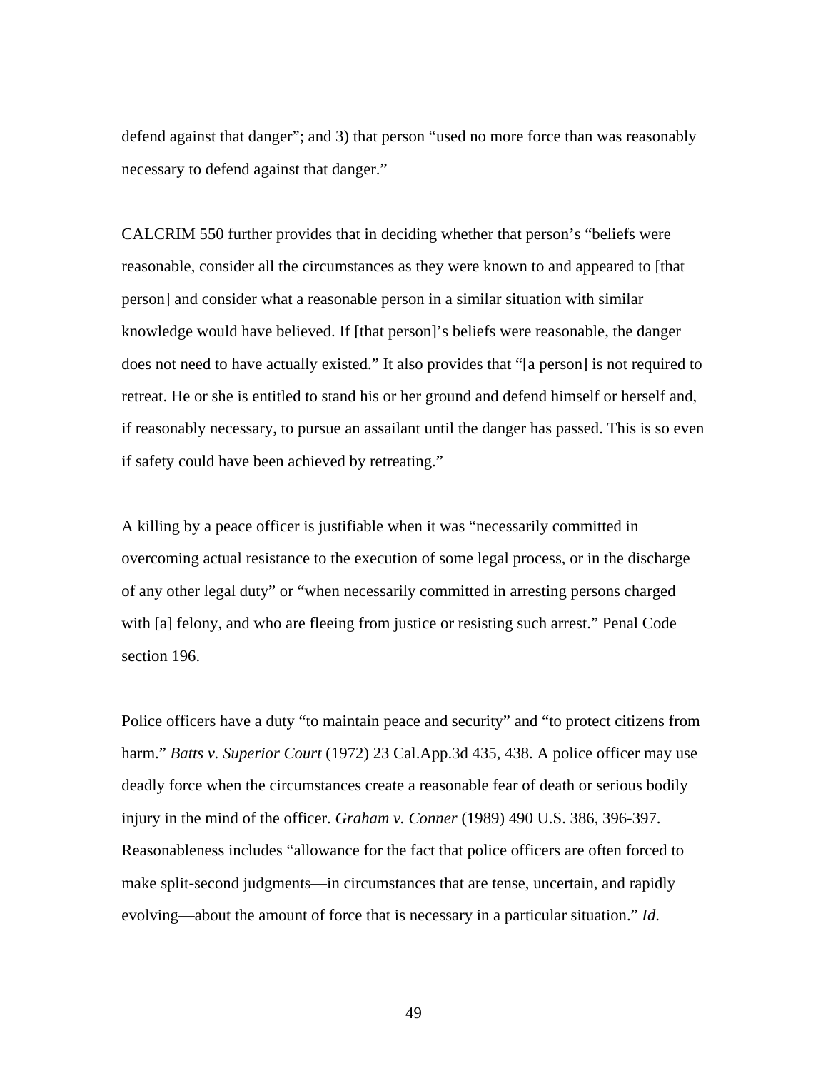defend against that danger"; and 3) that person "used no more force than was reasonably necessary to defend against that danger."

CALCRIM 550 further provides that in deciding whether that person's "beliefs were reasonable, consider all the circumstances as they were known to and appeared to [that person] and consider what a reasonable person in a similar situation with similar knowledge would have believed. If [that person]'s beliefs were reasonable, the danger does not need to have actually existed." It also provides that "[a person] is not required to retreat. He or she is entitled to stand his or her ground and defend himself or herself and, if reasonably necessary, to pursue an assailant until the danger has passed. This is so even if safety could have been achieved by retreating."

A killing by a peace officer is justifiable when it was "necessarily committed in overcoming actual resistance to the execution of some legal process, or in the discharge of any other legal duty" or "when necessarily committed in arresting persons charged with [a] felony, and who are fleeing from justice or resisting such arrest." Penal Code section 196.

Police officers have a duty "to maintain peace and security" and "to protect citizens from harm." *Batts v. Superior Court* (1972) 23 Cal.App.3d 435, 438. A police officer may use deadly force when the circumstances create a reasonable fear of death or serious bodily injury in the mind of the officer. *Graham v. Conner* (1989) 490 U.S. 386, 396-397. Reasonableness includes "allowance for the fact that police officers are often forced to make split-second judgments—in circumstances that are tense, uncertain, and rapidly evolving—about the amount of force that is necessary in a particular situation." *Id*.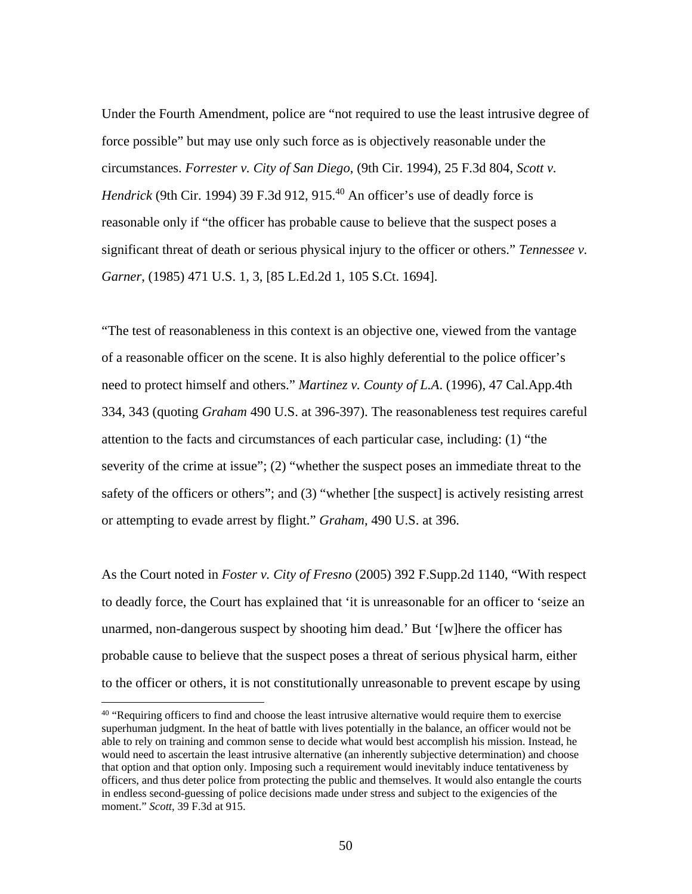Under the Fourth Amendment, police are "not required to use the least intrusive degree of force possible" but may use only such force as is objectively reasonable under the circumstances. *Forrester v. City of San Diego*, (9th Cir. 1994), 25 F.3d 804, *Scott v. Hendrick* (9th Cir. 1994) 39 F.3d 912, 915.[40] An officer's use of deadly force is reasonable only if "the officer has probable cause to believe that the suspect poses a significant threat of death or serious physical injury to the officer or others." *Tennessee v. Garner*, (1985) 471 U.S. 1, 3, [85 L.Ed.2d 1, 105 S.Ct. 1694].

"The test of reasonableness in this context is an objective one, viewed from the vantage of a reasonable officer on the scene. It is also highly deferential to the police officer's need to protect himself and others." *Martinez v. County of L.A.* (1996), 47 Cal.App.4th 334, 343 (quoting *Graham* 490 U.S. at 396-397). The reasonableness test requires careful attention to the facts and circumstances of each particular case, including: (1) "the severity of the crime at issue"; (2) "whether the suspect poses an immediate threat to the safety of the officers or others"; and (3) "whether [the suspect] is actively resisting arrest or attempting to evade arrest by flight." *Graham*, 490 U.S. at 396.

As the Court noted in *Foster v. City of Fresno* (2005) 392 F.Supp.2d 1140, "With respect to deadly force, the Court has explained that 'it is unreasonable for an officer to 'seize an unarmed, non-dangerous suspect by shooting him dead.' But '[w]here the officer has probable cause to believe that the suspect poses a threat of serious physical harm, either to the officer or others, it is not constitutionally unreasonable to prevent escape by using

---

[40] "Requiring officers to find and choose the least intrusive alternative would require them to exercise superhuman judgment. In the heat of battle with lives potentially in the balance, an officer would not be able to rely on training and common sense to decide what would best accomplish his mission. Instead, he would need to ascertain the least intrusive alternative (an inherently subjective determination) and choose that option and that option only. Imposing such a requirement would inevitably induce tentativeness by officers, and thus deter police from protecting the public and themselves. It would also entangle the courts in endless second-guessing of police decisions made under stress and subject to the exigencies of the moment." *Scott*, 39 F.3d at 915.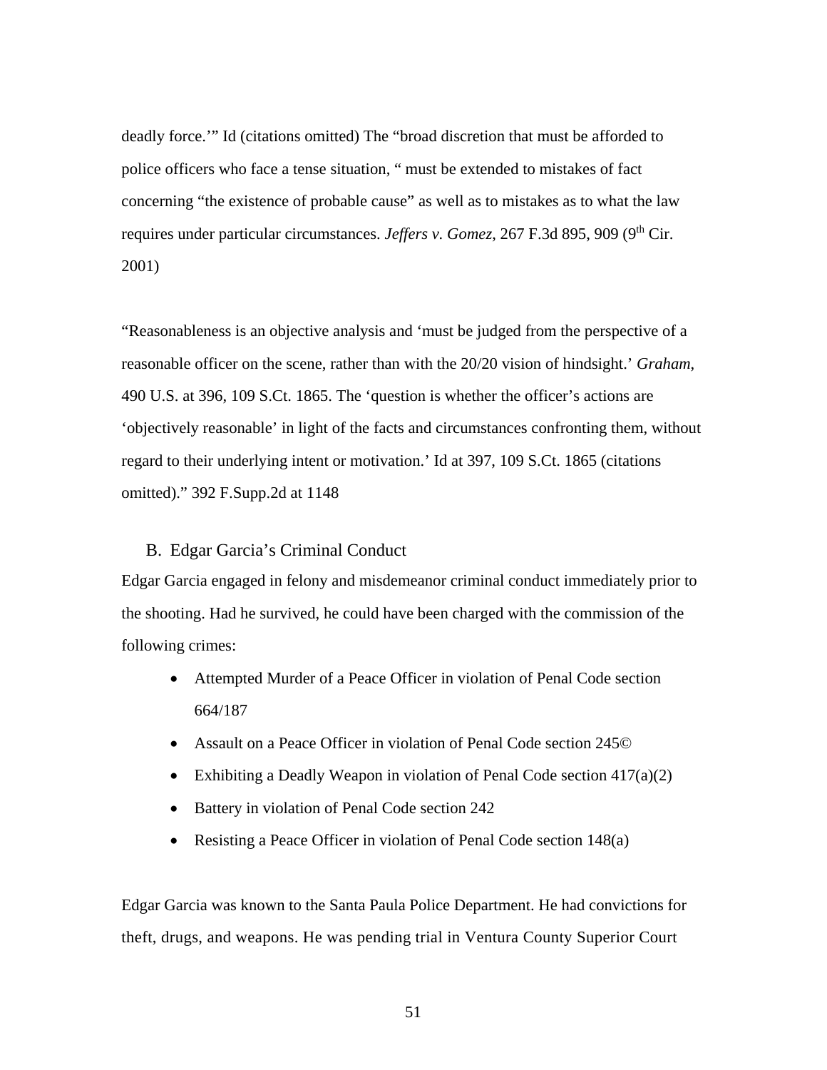deadly force.'" Id (citations omitted) The "broad discretion that must be afforded to police officers who face a tense situation, " must be extended to mistakes of fact concerning "the existence of probable cause" as well as to mistakes as to what the law requires under particular circumstances. *Jeffers v. Gomez*, 267 F.3d 895, 909 (9th Cir. 2001)

"Reasonableness is an objective analysis and 'must be judged from the perspective of a reasonable officer on the scene, rather than with the 20/20 vision of hindsight.' *Graham*, 490 U.S. at 396, 109 S.Ct. 1865. The 'question is whether the officer's actions are 'objectively reasonable' in light of the facts and circumstances confronting them, without regard to their underlying intent or motivation.' Id at 397, 109 S.Ct. 1865 (citations omitted)." 392 F.Supp.2d at 1148

### B. Edgar Garcia's Criminal Conduct

Edgar Garcia engaged in felony and misdemeanor criminal conduct immediately prior to the shooting. Had he survived, he could have been charged with the commission of the following crimes:

- Attempted Murder of a Peace Officer in violation of Penal Code section 664/187
- Assault on a Peace Officer in violation of Penal Code section 245©
- Exhibiting a Deadly Weapon in violation of Penal Code section 417(a)(2)
- Battery in violation of Penal Code section 242
- Resisting a Peace Officer in violation of Penal Code section 148(a)

Edgar Garcia was known to the Santa Paula Police Department. He had convictions for theft, drugs, and weapons. He was pending trial in Ventura County Superior Court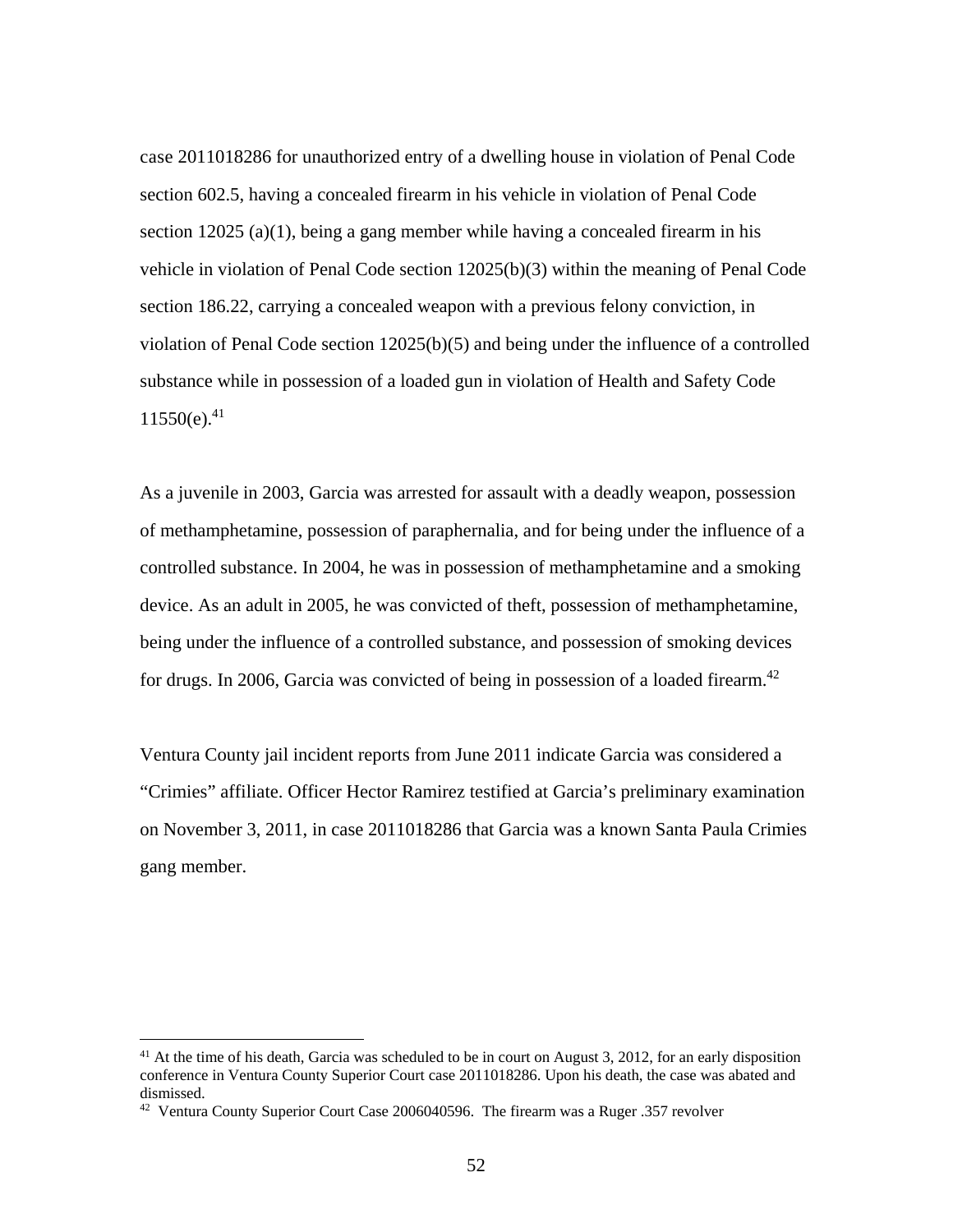case 2011018286 for unauthorized entry of a dwelling house in violation of Penal Code section 602.5, having a concealed firearm in his vehicle in violation of Penal Code section 12025 (a)(1), being a gang member while having a concealed firearm in his vehicle in violation of Penal Code section 12025(b)(3) within the meaning of Penal Code section 186.22, carrying a concealed weapon with a previous felony conviction, in violation of Penal Code section 12025(b)(5) and being under the influence of a controlled substance while in possession of a loaded gun in violation of Health and Safety Code 11550(e).[41]

As a juvenile in 2003, Garcia was arrested for assault with a deadly weapon, possession of methamphetamine, possession of paraphernalia, and for being under the influence of a controlled substance. In 2004, he was in possession of methamphetamine and a smoking device. As an adult in 2005, he was convicted of theft, possession of methamphetamine, being under the influence of a controlled substance, and possession of smoking devices for drugs. In 2006, Garcia was convicted of being in possession of a loaded firearm.[42]

Ventura County jail incident reports from June 2011 indicate Garcia was considered a "Crimies" affiliate. Officer Hector Ramirez testified at Garcia's preliminary examination on November 3, 2011, in case 2011018286 that Garcia was a known Santa Paula Crimies gang member.

---

[41] At the time of his death, Garcia was scheduled to be in court on August 3, 2012, for an early disposition conference in Ventura County Superior Court case 2011018286. Upon his death, the case was abated and dismissed.

[42] Ventura County Superior Court Case 2006040596. The firearm was a Ruger .357 revolver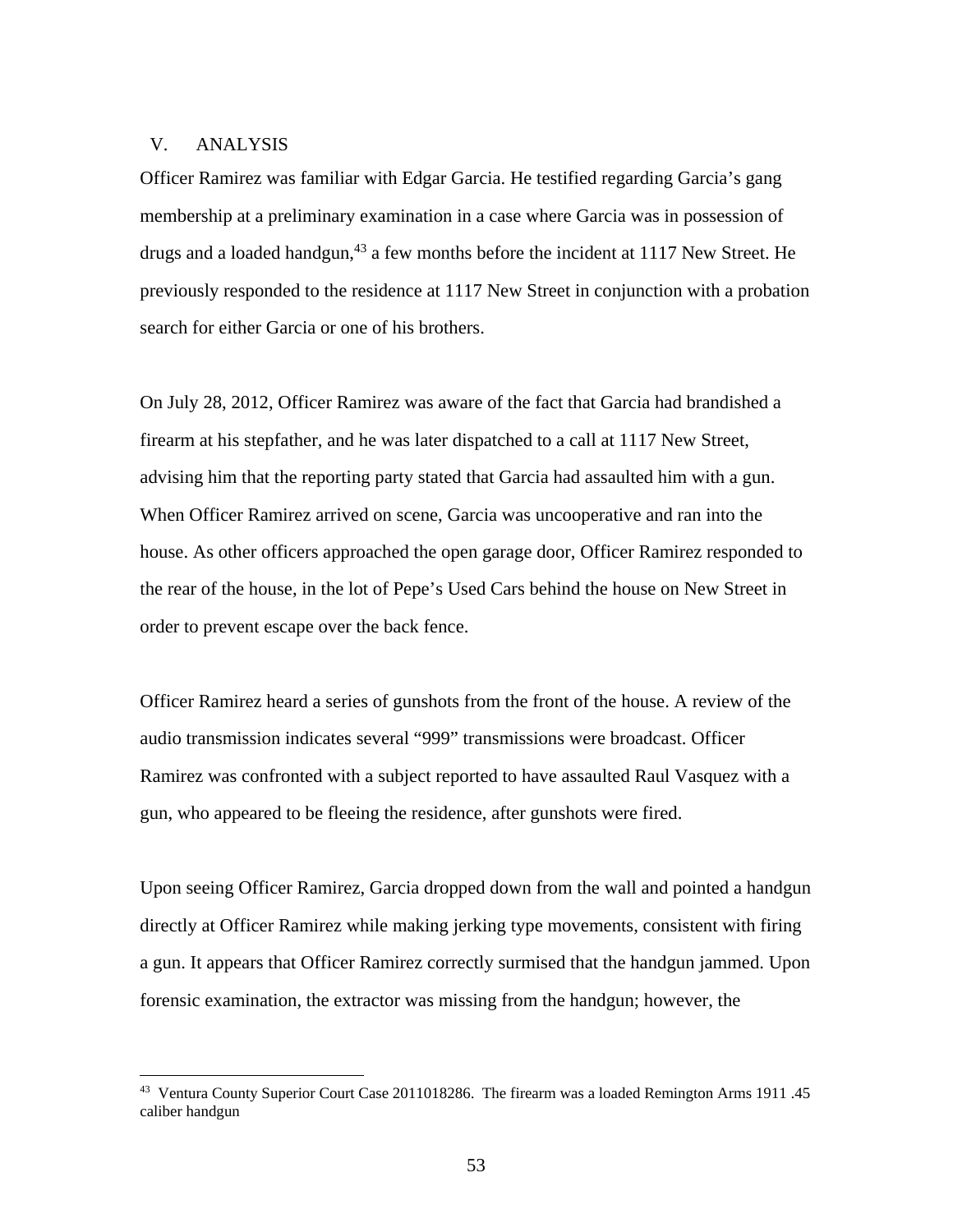## V. ANALYSIS

Officer Ramirez was familiar with Edgar Garcia. He testified regarding Garcia's gang membership at a preliminary examination in a case where Garcia was in possession of drugs and a loaded handgun,[43] a few months before the incident at 1117 New Street. He previously responded to the residence at 1117 New Street in conjunction with a probation search for either Garcia or one of his brothers.

On July 28, 2012, Officer Ramirez was aware of the fact that Garcia had brandished a firearm at his stepfather, and he was later dispatched to a call at 1117 New Street, advising him that the reporting party stated that Garcia had assaulted him with a gun. When Officer Ramirez arrived on scene, Garcia was uncooperative and ran into the house. As other officers approached the open garage door, Officer Ramirez responded to the rear of the house, in the lot of Pepe's Used Cars behind the house on New Street in order to prevent escape over the back fence.

Officer Ramirez heard a series of gunshots from the front of the house. A review of the audio transmission indicates several "999" transmissions were broadcast. Officer Ramirez was confronted with a subject reported to have assaulted Raul Vasquez with a gun, who appeared to be fleeing the residence, after gunshots were fired.

Upon seeing Officer Ramirez, Garcia dropped down from the wall and pointed a handgun directly at Officer Ramirez while making jerking type movements, consistent with firing a gun. It appears that Officer Ramirez correctly surmised that the handgun jammed. Upon forensic examination, the extractor was missing from the handgun; however, the

---

[43] Ventura County Superior Court Case 2011018286. The firearm was a loaded Remington Arms 1911 .45 caliber handgun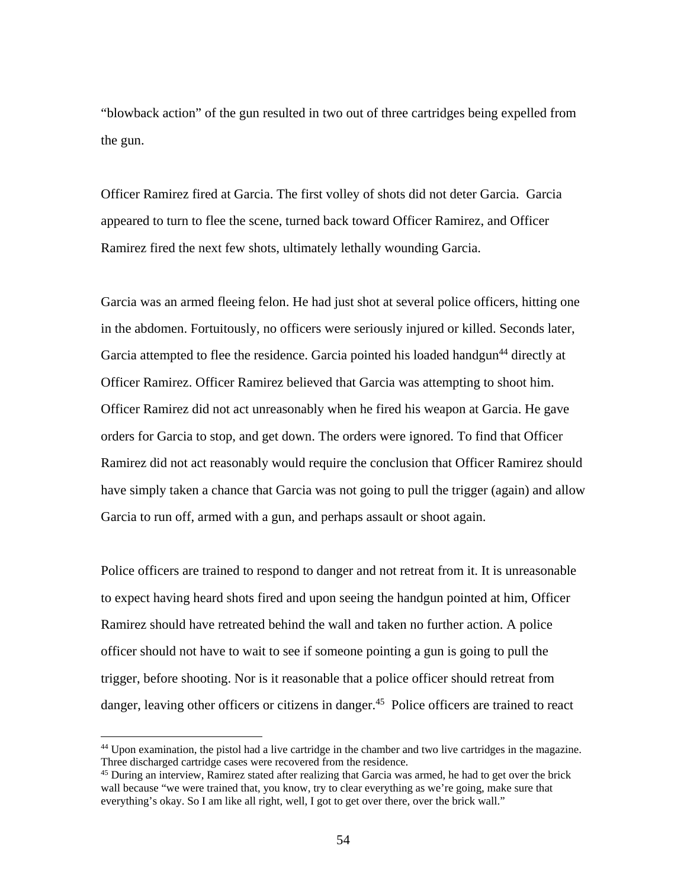"blowback action" of the gun resulted in two out of three cartridges being expelled from the gun.

Officer Ramirez fired at Garcia. The first volley of shots did not deter Garcia. Garcia appeared to turn to flee the scene, turned back toward Officer Ramirez, and Officer Ramirez fired the next few shots, ultimately lethally wounding Garcia.

Garcia was an armed fleeing felon. He had just shot at several police officers, hitting one in the abdomen. Fortuitously, no officers were seriously injured or killed. Seconds later, Garcia attempted to flee the residence. Garcia pointed his loaded handgun[44] directly at Officer Ramirez. Officer Ramirez believed that Garcia was attempting to shoot him. Officer Ramirez did not act unreasonably when he fired his weapon at Garcia. He gave orders for Garcia to stop, and get down. The orders were ignored. To find that Officer Ramirez did not act reasonably would require the conclusion that Officer Ramirez should have simply taken a chance that Garcia was not going to pull the trigger (again) and allow Garcia to run off, armed with a gun, and perhaps assault or shoot again.

Police officers are trained to respond to danger and not retreat from it. It is unreasonable to expect having heard shots fired and upon seeing the handgun pointed at him, Officer Ramirez should have retreated behind the wall and taken no further action. A police officer should not have to wait to see if someone pointing a gun is going to pull the trigger, before shooting. Nor is it reasonable that a police officer should retreat from danger, leaving other officers or citizens in danger.[45] Police officers are trained to react

---

[44] Upon examination, the pistol had a live cartridge in the chamber and two live cartridges in the magazine. Three discharged cartridge cases were recovered from the residence.

[45] During an interview, Ramirez stated after realizing that Garcia was armed, he had to get over the brick wall because "we were trained that, you know, try to clear everything as we're going, make sure that everything's okay. So I am like all right, well, I got to get over there, over the brick wall."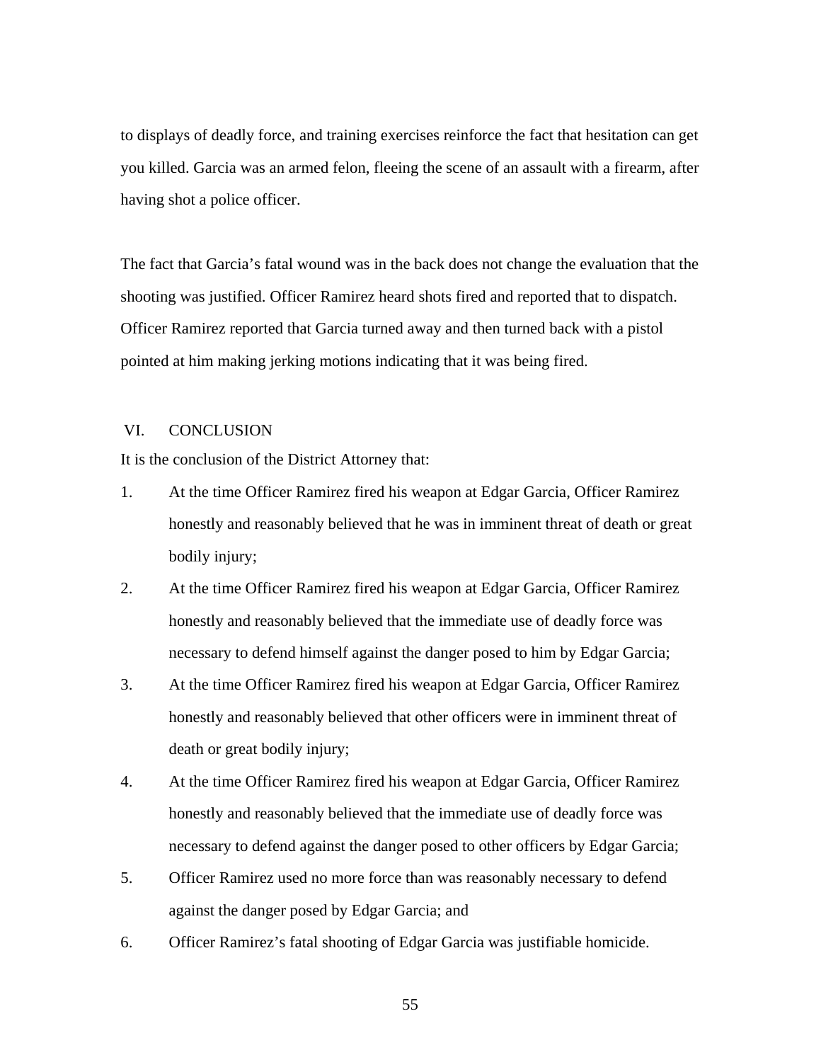to displays of deadly force, and training exercises reinforce the fact that hesitation can get you killed. Garcia was an armed felon, fleeing the scene of an assault with a firearm, after having shot a police officer.

The fact that Garcia's fatal wound was in the back does not change the evaluation that the shooting was justified. Officer Ramirez heard shots fired and reported that to dispatch. Officer Ramirez reported that Garcia turned away and then turned back with a pistol pointed at him making jerking motions indicating that it was being fired.

## VI. CONCLUSION

It is the conclusion of the District Attorney that:

1. At the time Officer Ramirez fired his weapon at Edgar Garcia, Officer Ramirez honestly and reasonably believed that he was in imminent threat of death or great bodily injury;
2. At the time Officer Ramirez fired his weapon at Edgar Garcia, Officer Ramirez honestly and reasonably believed that the immediate use of deadly force was necessary to defend himself against the danger posed to him by Edgar Garcia;
3. At the time Officer Ramirez fired his weapon at Edgar Garcia, Officer Ramirez honestly and reasonably believed that other officers were in imminent threat of death or great bodily injury;
4. At the time Officer Ramirez fired his weapon at Edgar Garcia, Officer Ramirez honestly and reasonably believed that the immediate use of deadly force was necessary to defend against the danger posed to other officers by Edgar Garcia;
5. Officer Ramirez used no more force than was reasonably necessary to defend against the danger posed by Edgar Garcia; and
6. Officer Ramirez's fatal shooting of Edgar Garcia was justifiable homicide.